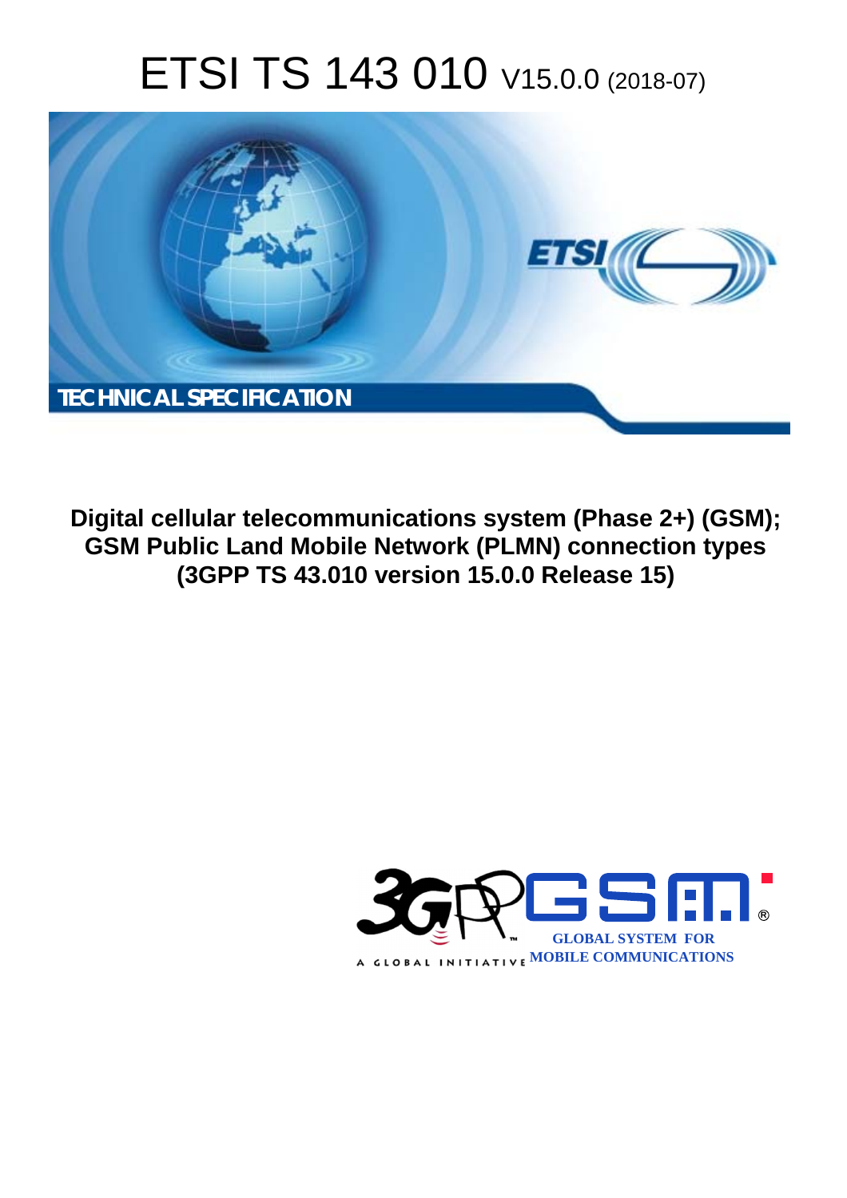# ETSI TS 143 010 V15.0.0 (2018-07)

TECHNICAL SPECIFICATION

**Digital cellular telecommunications system (Phase 2+) (GSM); GSM Public Land Mobile Network (PLMN) connection types (3GPP TS 43.010 version 15.0.0 Release 15)**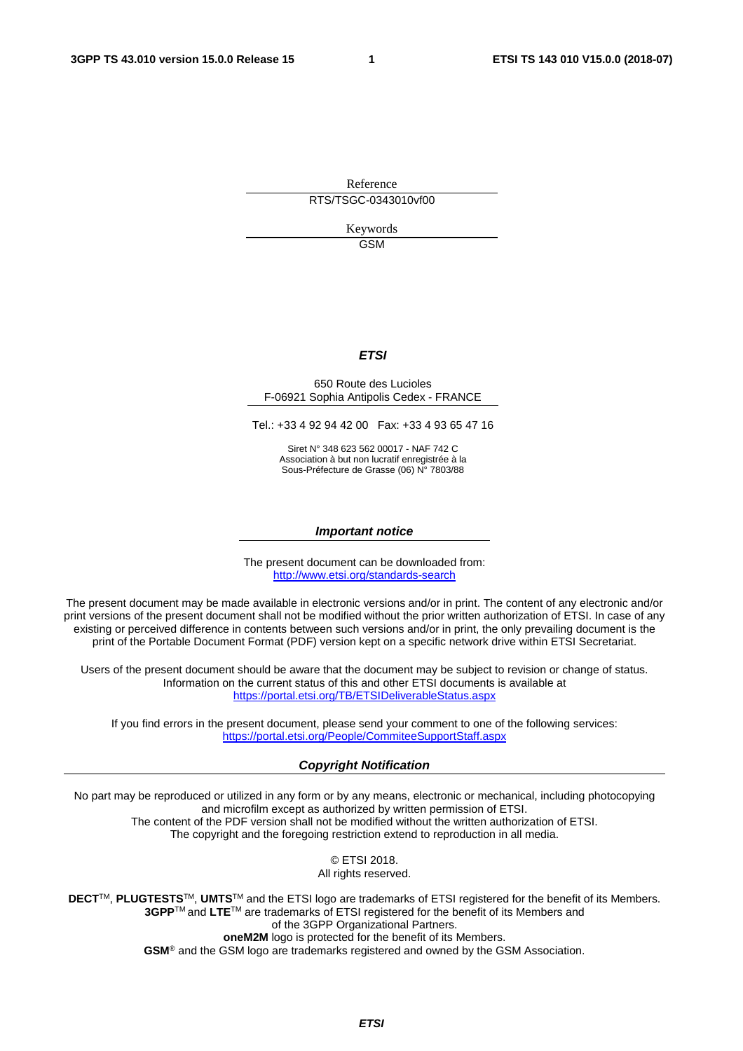Reference

RTS/TSGC-0343010vf00

Keywords

GSM

***ETSI***

650 Route des Lucioles
F-06921 Sophia Antipolis Cedex - FRANCE

Tel.: +33 4 92 94 42 00   Fax: +33 4 93 65 47 16

Siret N° 348 623 562 00017 - NAF 742 C
Association à but non lucratif enregistrée à la
Sous-Préfecture de Grasse (06) N° 7803/88

***Important notice***

The present document can be downloaded from:
http://www.etsi.org/standards-search

The present document may be made available in electronic versions and/or in print. The content of any electronic and/or print versions of the present document shall not be modified without the prior written authorization of ETSI. In case of any existing or perceived difference in contents between such versions and/or in print, the only prevailing document is the print of the Portable Document Format (PDF) version kept on a specific network drive within ETSI Secretariat.

Users of the present document should be aware that the document may be subject to revision or change of status. Information on the current status of this and other ETSI documents is available at
https://portal.etsi.org/TB/ETSIDeliverableStatus.aspx

If you find errors in the present document, please send your comment to one of the following services:
https://portal.etsi.org/People/CommiteeSupportStaff.aspx

***Copyright Notification***

No part may be reproduced or utilized in any form or by any means, electronic or mechanical, including photocopying and microfilm except as authorized by written permission of ETSI.
The content of the PDF version shall not be modified without the written authorization of ETSI.
The copyright and the foregoing restriction extend to reproduction in all media.

© ETSI 2018.
All rights reserved.

**DECT**™, **PLUGTESTS**™, **UMTS**™ and the ETSI logo are trademarks of ETSI registered for the benefit of its Members.
**3GPP**™ and **LTE**™ are trademarks of ETSI registered for the benefit of its Members and of the 3GPP Organizational Partners.
**oneM2M** logo is protected for the benefit of its Members.
**GSM**® and the GSM logo are trademarks registered and owned by the GSM Association.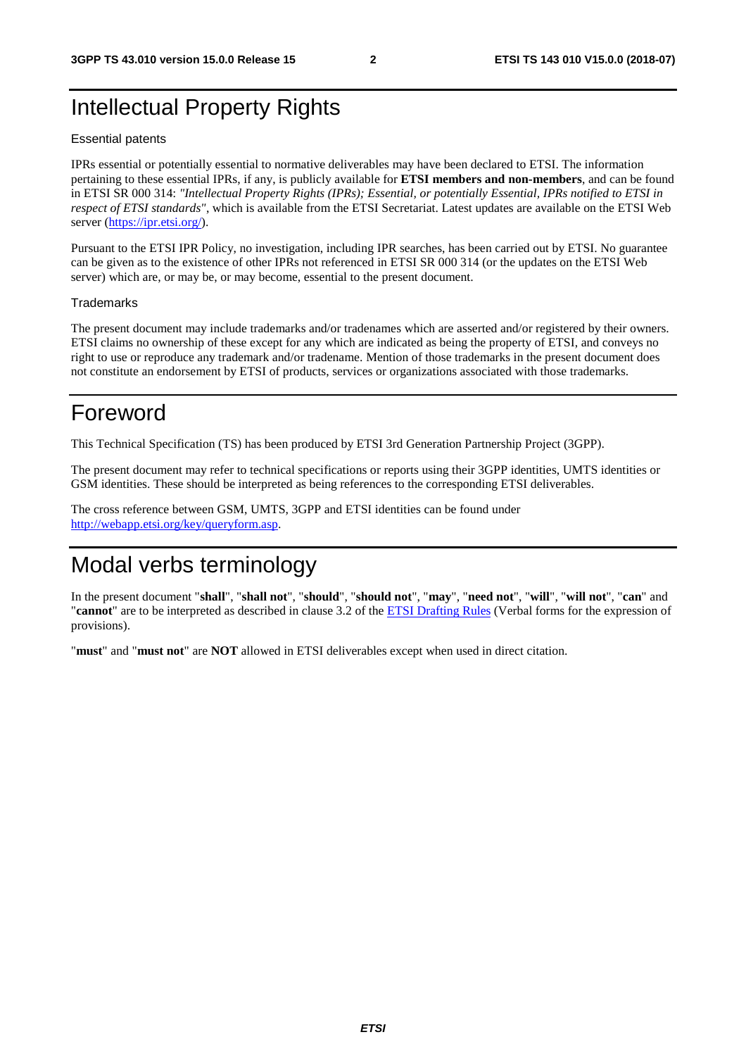# Intellectual Property Rights

Essential patents

IPRs essential or potentially essential to normative deliverables may have been declared to ETSI. The information pertaining to these essential IPRs, if any, is publicly available for **ETSI members and non-members**, and can be found in ETSI SR 000 314: *"Intellectual Property Rights (IPRs); Essential, or potentially Essential, IPRs notified to ETSI in respect of ETSI standards"*, which is available from the ETSI Secretariat. Latest updates are available on the ETSI Web server (https://ipr.etsi.org/).

Pursuant to the ETSI IPR Policy, no investigation, including IPR searches, has been carried out by ETSI. No guarantee can be given as to the existence of other IPRs not referenced in ETSI SR 000 314 (or the updates on the ETSI Web server) which are, or may be, or may become, essential to the present document.

Trademarks

The present document may include trademarks and/or tradenames which are asserted and/or registered by their owners. ETSI claims no ownership of these except for any which are indicated as being the property of ETSI, and conveys no right to use or reproduce any trademark and/or tradename. Mention of those trademarks in the present document does not constitute an endorsement by ETSI of products, services or organizations associated with those trademarks.

# Foreword

This Technical Specification (TS) has been produced by ETSI 3rd Generation Partnership Project (3GPP).

The present document may refer to technical specifications or reports using their 3GPP identities, UMTS identities or GSM identities. These should be interpreted as being references to the corresponding ETSI deliverables.

The cross reference between GSM, UMTS, 3GPP and ETSI identities can be found under http://webapp.etsi.org/key/queryform.asp.

# Modal verbs terminology

In the present document "**shall**", "**shall not**", "**should**", "**should not**", "**may**", "**need not**", "**will**", "**will not**", "**can**" and "**cannot**" are to be interpreted as described in clause 3.2 of the ETSI Drafting Rules (Verbal forms for the expression of provisions).

"**must**" and "**must not**" are **NOT** allowed in ETSI deliverables except when used in direct citation.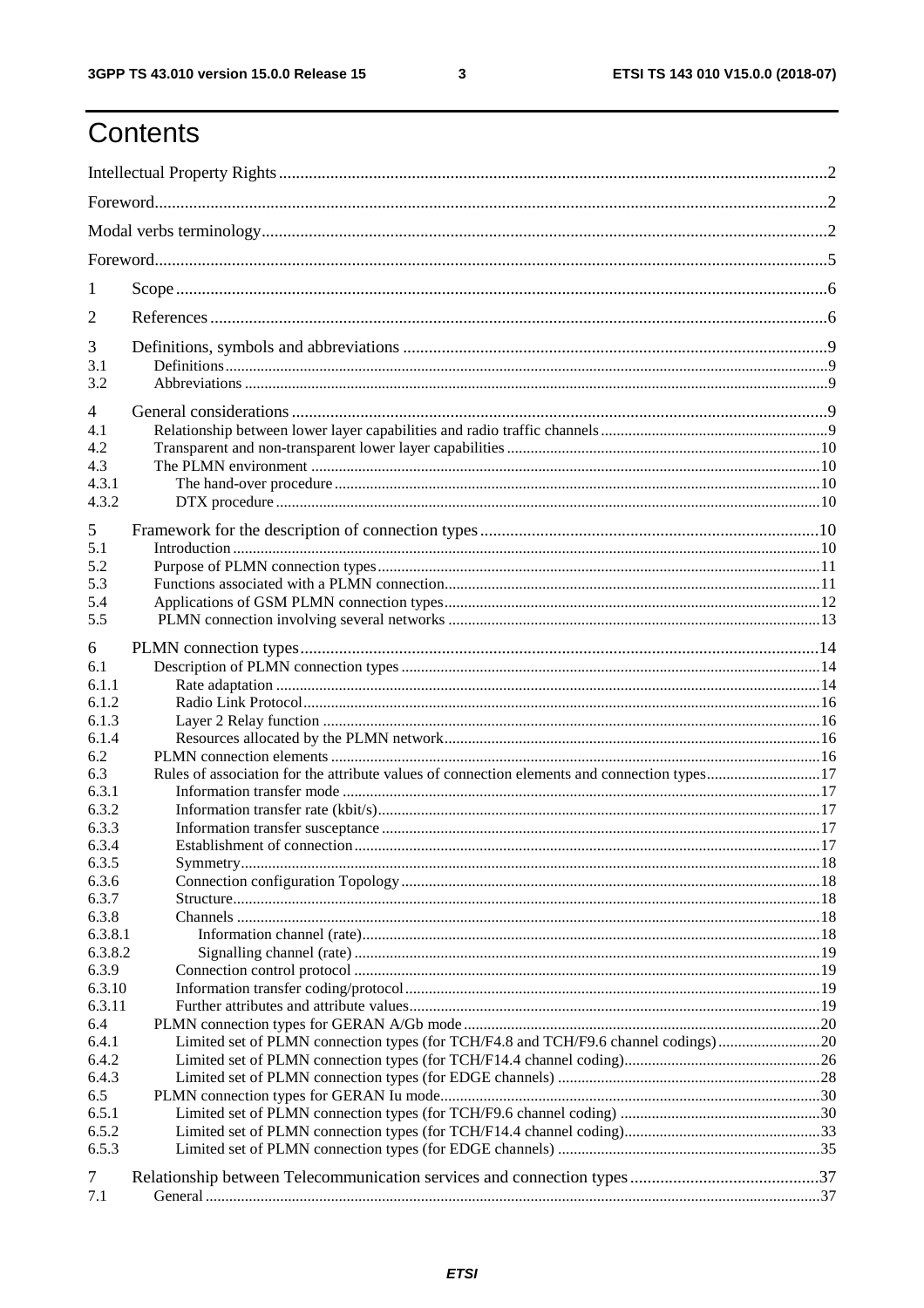# Contents

Intellectual Property Rights ... 2

Foreword ... 2

Modal verbs terminology ... 2

Foreword ... 5

1 Scope ... 6

2 References ... 6

3 Definitions, symbols and abbreviations ... 9

3.1 Definitions ... 9

3.2 Abbreviations ... 9

4 General considerations ... 9

4.1 Relationship between lower layer capabilities and radio traffic channels ... 9

4.2 Transparent and non-transparent lower layer capabilities ... 10

4.3 The PLMN environment ... 10

4.3.1 The hand-over procedure ... 10

4.3.2 DTX procedure ... 10

5 Framework for the description of connection types ... 10

5.1 Introduction ... 10

5.2 Purpose of PLMN connection types ... 11

5.3 Functions associated with a PLMN connection ... 11

5.4 Applications of GSM PLMN connection types ... 12

5.5 PLMN connection involving several networks ... 13

6 PLMN connection types ... 14

6.1 Description of PLMN connection types ... 14

6.1.1 Rate adaptation ... 14

6.1.2 Radio Link Protocol ... 16

6.1.3 Layer 2 Relay function ... 16

6.1.4 Resources allocated by the PLMN network ... 16

6.2 PLMN connection elements ... 16

6.3 Rules of association for the attribute values of connection elements and connection types ... 17

6.3.1 Information transfer mode ... 17

6.3.2 Information transfer rate (kbit/s) ... 17

6.3.3 Information transfer susceptance ... 17

6.3.4 Establishment of connection ... 17

6.3.5 Symmetry ... 18

6.3.6 Connection configuration Topology ... 18

6.3.7 Structure ... 18

6.3.8 Channels ... 18

6.3.8.1 Information channel (rate) ... 18

6.3.8.2 Signalling channel (rate) ... 19

6.3.9 Connection control protocol ... 19

6.3.10 Information transfer coding/protocol ... 19

6.3.11 Further attributes and attribute values ... 19

6.4 PLMN connection types for GERAN A/Gb mode ... 20

6.4.1 Limited set of PLMN connection types (for TCH/F4.8 and TCH/F9.6 channel codings) ... 20

6.4.2 Limited set of PLMN connection types (for TCH/F14.4 channel coding) ... 26

6.4.3 Limited set of PLMN connection types (for EDGE channels) ... 28

6.5 PLMN connection types for GERAN Iu mode ... 30

6.5.1 Limited set of PLMN connection types (for TCH/F9.6 channel coding) ... 30

6.5.2 Limited set of PLMN connection types (for TCH/F14.4 channel coding) ... 33

6.5.3 Limited set of PLMN connection types (for EDGE channels) ... 35

7 Relationship between Telecommunication services and connection types ... 37

7.1 General ... 37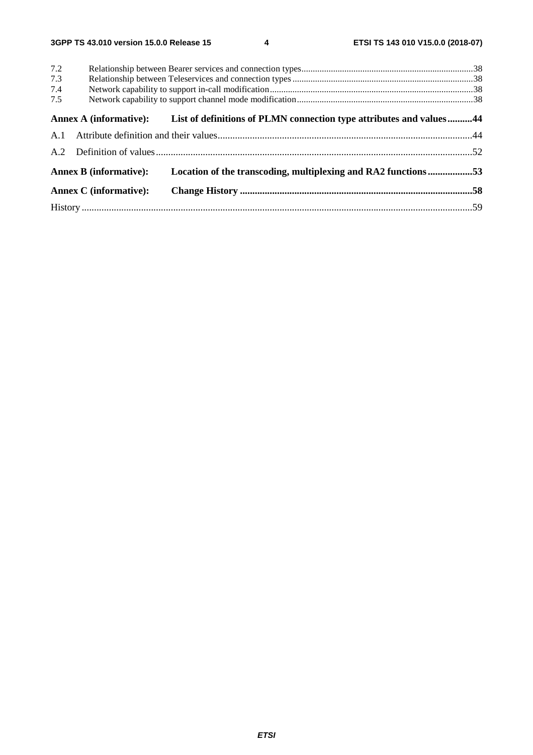7.2 Relationship between Bearer services and connection types ........................................................................38
7.3 Relationship between Teleservices and connection types ............................................................................38
7.4 Network capability to support in-call modification......................................................................................38
7.5 Network capability to support channel mode modification..........................................................................38

**Annex A (informative): List of definitions of PLMN connection type attributes and values..........44**

A.1 Attribute definition and their values....................................................................................................44

A.2 Definition of values.............................................................................................................................52

**Annex B (informative): Location of the transcoding, multiplexing and RA2 functions..................53**

**Annex C (informative): Change History ..............................................................................................58**

History ............................................................................................................................................................59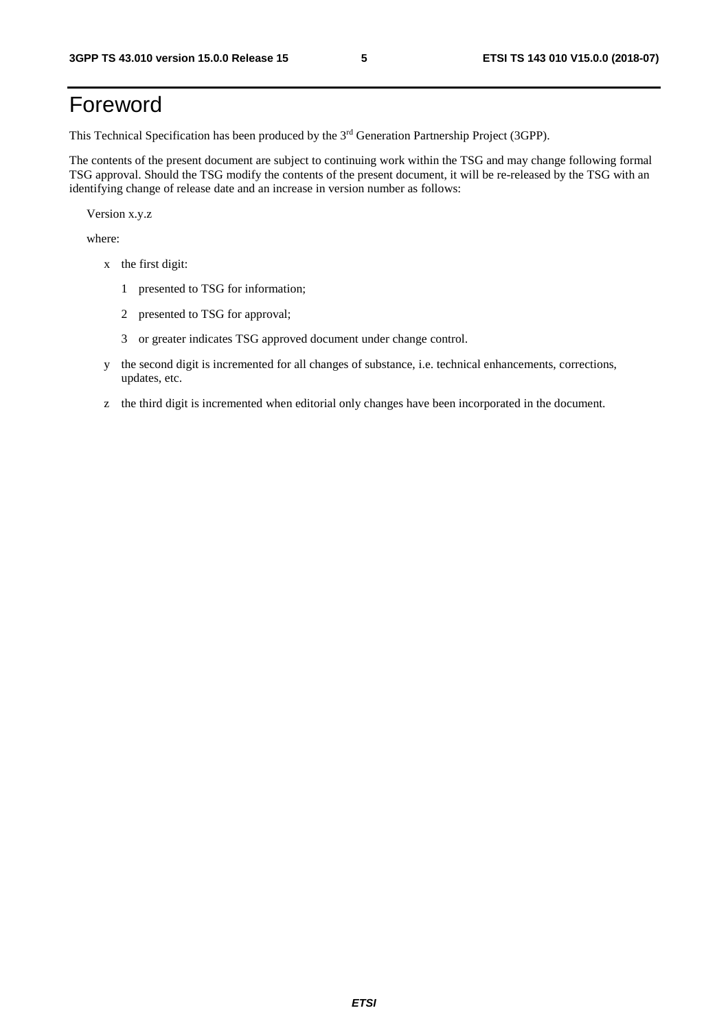# Foreword

This Technical Specification has been produced by the 3rd Generation Partnership Project (3GPP).

The contents of the present document are subject to continuing work within the TSG and may change following formal TSG approval. Should the TSG modify the contents of the present document, it will be re-released by the TSG with an identifying change of release date and an increase in version number as follows:

Version x.y.z

where:

- x the first digit:
  - 1 presented to TSG for information;
  - 2 presented to TSG for approval;
  - 3 or greater indicates TSG approved document under change control.
- y the second digit is incremented for all changes of substance, i.e. technical enhancements, corrections, updates, etc.
- z the third digit is incremented when editorial only changes have been incorporated in the document.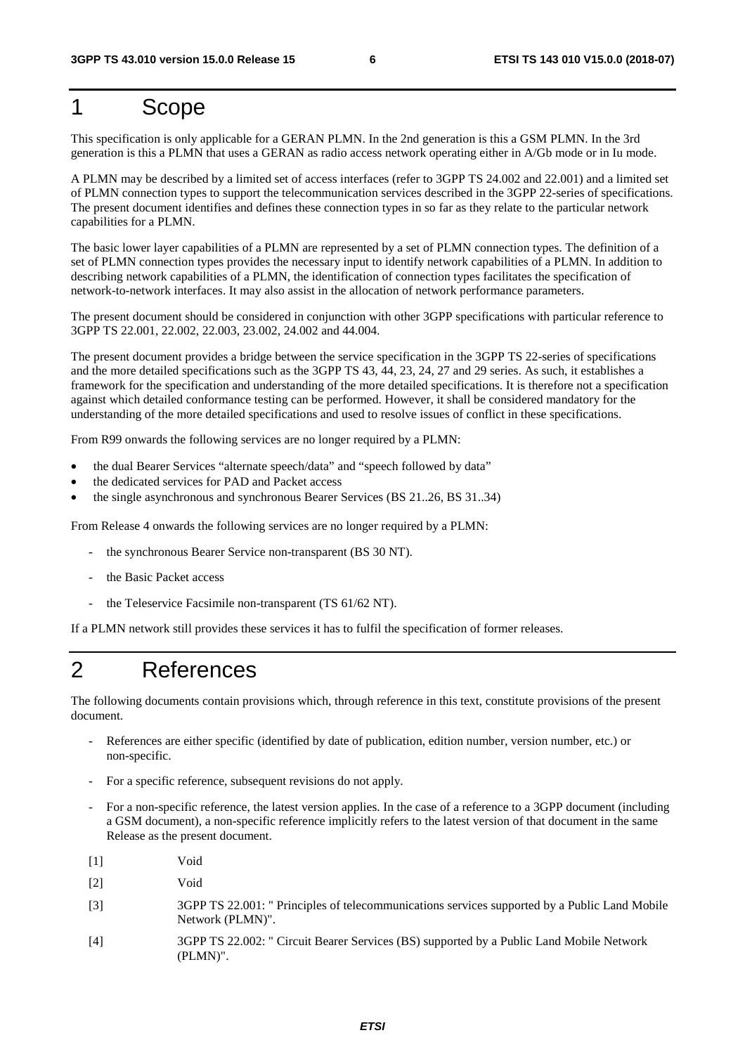# 1 Scope

This specification is only applicable for a GERAN PLMN. In the 2nd generation is this a GSM PLMN. In the 3rd generation is this a PLMN that uses a GERAN as radio access network operating either in A/Gb mode or in Iu mode.

A PLMN may be described by a limited set of access interfaces (refer to 3GPP TS 24.002 and 22.001) and a limited set of PLMN connection types to support the telecommunication services described in the 3GPP 22-series of specifications. The present document identifies and defines these connection types in so far as they relate to the particular network capabilities for a PLMN.

The basic lower layer capabilities of a PLMN are represented by a set of PLMN connection types. The definition of a set of PLMN connection types provides the necessary input to identify network capabilities of a PLMN. In addition to describing network capabilities of a PLMN, the identification of connection types facilitates the specification of network-to-network interfaces. It may also assist in the allocation of network performance parameters.

The present document should be considered in conjunction with other 3GPP specifications with particular reference to 3GPP TS 22.001, 22.002, 22.003, 23.002, 24.002 and 44.004.

The present document provides a bridge between the service specification in the 3GPP TS 22-series of specifications and the more detailed specifications such as the 3GPP TS 43, 44, 23, 24, 27 and 29 series. As such, it establishes a framework for the specification and understanding of the more detailed specifications. It is therefore not a specification against which detailed conformance testing can be performed. However, it shall be considered mandatory for the understanding of the more detailed specifications and used to resolve issues of conflict in these specifications.

From R99 onwards the following services are no longer required by a PLMN:

- the dual Bearer Services "alternate speech/data" and "speech followed by data"
- the dedicated services for PAD and Packet access
- the single asynchronous and synchronous Bearer Services (BS 21..26, BS 31..34)

From Release 4 onwards the following services are no longer required by a PLMN:

- the synchronous Bearer Service non-transparent (BS 30 NT).
- the Basic Packet access
- the Teleservice Facsimile non-transparent (TS 61/62 NT).

If a PLMN network still provides these services it has to fulfil the specification of former releases.

# 2 References

The following documents contain provisions which, through reference in this text, constitute provisions of the present document.

- References are either specific (identified by date of publication, edition number, version number, etc.) or non-specific.
- For a specific reference, subsequent revisions do not apply.
- For a non-specific reference, the latest version applies. In the case of a reference to a 3GPP document (including a GSM document), a non-specific reference implicitly refers to the latest version of that document in the same Release as the present document.

[1] Void

[2] Void

[3] 3GPP TS 22.001: " Principles of telecommunications services supported by a Public Land Mobile Network (PLMN)".

[4] 3GPP TS 22.002: " Circuit Bearer Services (BS) supported by a Public Land Mobile Network (PLMN)".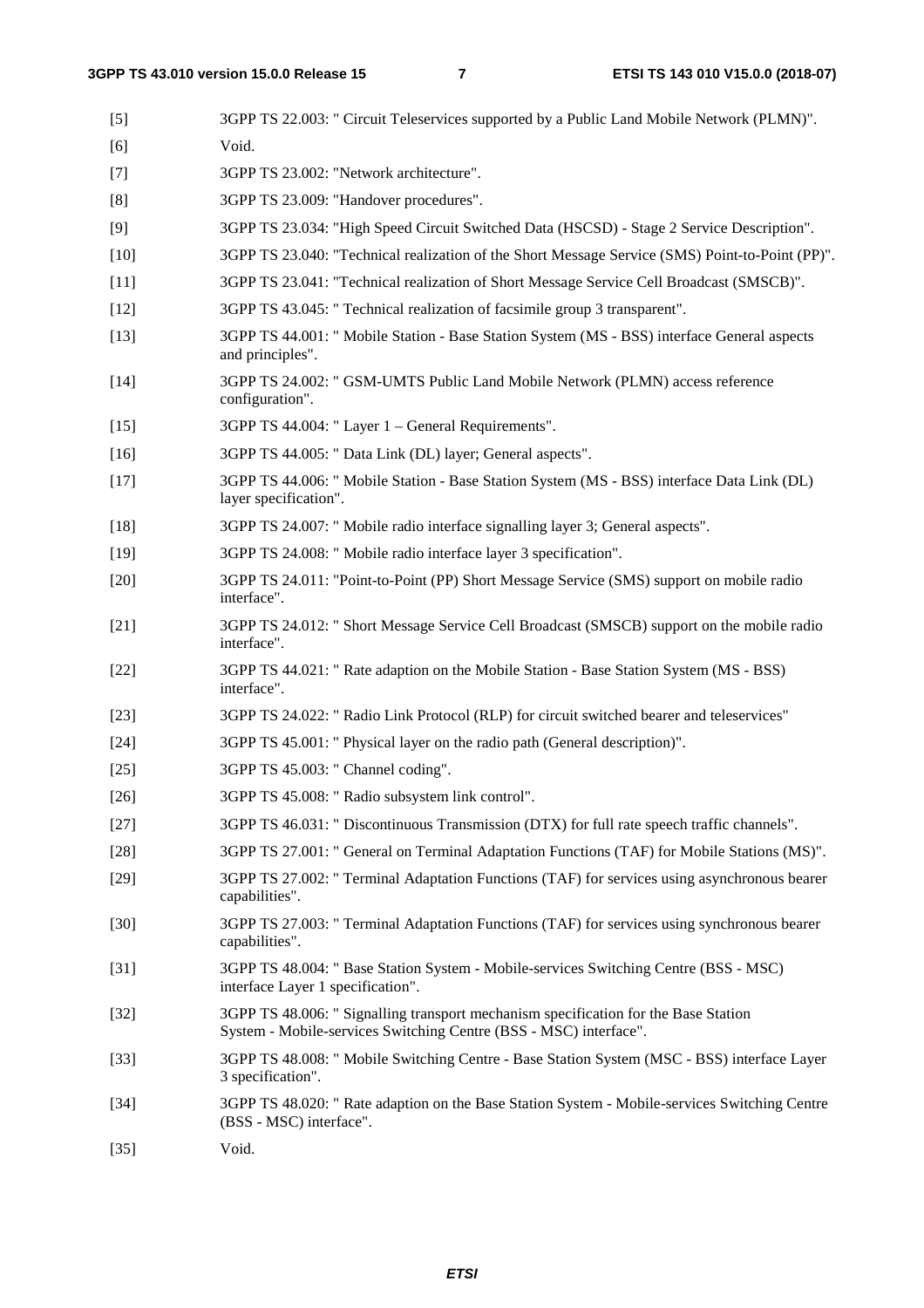[5] 3GPP TS 22.003: " Circuit Teleservices supported by a Public Land Mobile Network (PLMN)".

[6] Void.

[7] 3GPP TS 23.002: "Network architecture".

[8] 3GPP TS 23.009: "Handover procedures".

[9] 3GPP TS 23.034: "High Speed Circuit Switched Data (HSCSD) - Stage 2 Service Description".

[10] 3GPP TS 23.040: "Technical realization of the Short Message Service (SMS) Point-to-Point (PP)".

[11] 3GPP TS 23.041: "Technical realization of Short Message Service Cell Broadcast (SMSCB)".

[12] 3GPP TS 43.045: " Technical realization of facsimile group 3 transparent".

[13] 3GPP TS 44.001: " Mobile Station - Base Station System (MS - BSS) interface General aspects and principles".

[14] 3GPP TS 24.002: " GSM-UMTS Public Land Mobile Network (PLMN) access reference configuration".

[15] 3GPP TS 44.004: " Layer 1 – General Requirements".

[16] 3GPP TS 44.005: " Data Link (DL) layer; General aspects".

[17] 3GPP TS 44.006: " Mobile Station - Base Station System (MS - BSS) interface Data Link (DL) layer specification".

[18] 3GPP TS 24.007: " Mobile radio interface signalling layer 3; General aspects".

[19] 3GPP TS 24.008: " Mobile radio interface layer 3 specification".

[20] 3GPP TS 24.011: "Point-to-Point (PP) Short Message Service (SMS) support on mobile radio interface".

[21] 3GPP TS 24.012: " Short Message Service Cell Broadcast (SMSCB) support on the mobile radio interface".

[22] 3GPP TS 44.021: " Rate adaption on the Mobile Station - Base Station System (MS - BSS) interface".

[23] 3GPP TS 24.022: " Radio Link Protocol (RLP) for circuit switched bearer and teleservices"

[24] 3GPP TS 45.001: " Physical layer on the radio path (General description)".

[25] 3GPP TS 45.003: " Channel coding".

[26] 3GPP TS 45.008: " Radio subsystem link control".

[27] 3GPP TS 46.031: " Discontinuous Transmission (DTX) for full rate speech traffic channels".

[28] 3GPP TS 27.001: " General on Terminal Adaptation Functions (TAF) for Mobile Stations (MS)".

[29] 3GPP TS 27.002: " Terminal Adaptation Functions (TAF) for services using asynchronous bearer capabilities".

[30] 3GPP TS 27.003: " Terminal Adaptation Functions (TAF) for services using synchronous bearer capabilities".

[31] 3GPP TS 48.004: " Base Station System - Mobile-services Switching Centre (BSS - MSC) interface Layer 1 specification".

[32] 3GPP TS 48.006: " Signalling transport mechanism specification for the Base Station System - Mobile-services Switching Centre (BSS - MSC) interface".

[33] 3GPP TS 48.008: " Mobile Switching Centre - Base Station System (MSC - BSS) interface Layer 3 specification".

[34] 3GPP TS 48.020: " Rate adaption on the Base Station System - Mobile-services Switching Centre (BSS - MSC) interface".

[35] Void.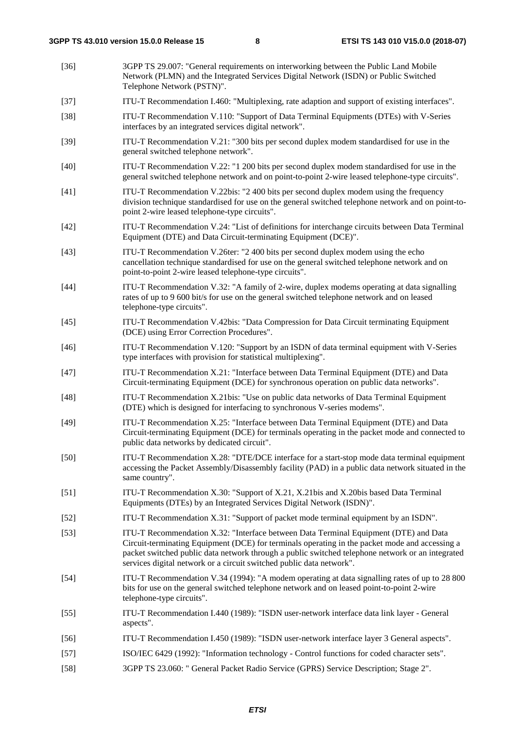[36] 3GPP TS 29.007: "General requirements on interworking between the Public Land Mobile Network (PLMN) and the Integrated Services Digital Network (ISDN) or Public Switched Telephone Network (PSTN)".

[37] ITU-T Recommendation I.460: "Multiplexing, rate adaption and support of existing interfaces".

[38] ITU-T Recommendation V.110: "Support of Data Terminal Equipments (DTEs) with V-Series interfaces by an integrated services digital network".

[39] ITU-T Recommendation V.21: "300 bits per second duplex modem standardised for use in the general switched telephone network".

[40] ITU-T Recommendation V.22: "1 200 bits per second duplex modem standardised for use in the general switched telephone network and on point-to-point 2-wire leased telephone-type circuits".

[41] ITU-T Recommendation V.22bis: "2 400 bits per second duplex modem using the frequency division technique standardised for use on the general switched telephone network and on point-to-point 2-wire leased telephone-type circuits".

[42] ITU-T Recommendation V.24: "List of definitions for interchange circuits between Data Terminal Equipment (DTE) and Data Circuit-terminating Equipment (DCE)".

[43] ITU-T Recommendation V.26ter: "2 400 bits per second duplex modem using the echo cancellation technique standardised for use on the general switched telephone network and on point-to-point 2-wire leased telephone-type circuits".

[44] ITU-T Recommendation V.32: "A family of 2-wire, duplex modems operating at data signalling rates of up to 9 600 bit/s for use on the general switched telephone network and on leased telephone-type circuits".

[45] ITU-T Recommendation V.42bis: "Data Compression for Data Circuit terminating Equipment (DCE) using Error Correction Procedures".

[46] ITU-T Recommendation V.120: "Support by an ISDN of data terminal equipment with V-Series type interfaces with provision for statistical multiplexing".

[47] ITU-T Recommendation X.21: "Interface between Data Terminal Equipment (DTE) and Data Circuit-terminating Equipment (DCE) for synchronous operation on public data networks".

[48] ITU-T Recommendation X.21bis: "Use on public data networks of Data Terminal Equipment (DTE) which is designed for interfacing to synchronous V-series modems".

[49] ITU-T Recommendation X.25: "Interface between Data Terminal Equipment (DTE) and Data Circuit-terminating Equipment (DCE) for terminals operating in the packet mode and connected to public data networks by dedicated circuit".

[50] ITU-T Recommendation X.28: "DTE/DCE interface for a start-stop mode data terminal equipment accessing the Packet Assembly/Disassembly facility (PAD) in a public data network situated in the same country".

[51] ITU-T Recommendation X.30: "Support of X.21, X.21bis and X.20bis based Data Terminal Equipments (DTEs) by an Integrated Services Digital Network (ISDN)".

[52] ITU-T Recommendation X.31: "Support of packet mode terminal equipment by an ISDN".

[53] ITU-T Recommendation X.32: "Interface between Data Terminal Equipment (DTE) and Data Circuit-terminating Equipment (DCE) for terminals operating in the packet mode and accessing a packet switched public data network through a public switched telephone network or an integrated services digital network or a circuit switched public data network".

[54] ITU-T Recommendation V.34 (1994): "A modem operating at data signalling rates of up to 28 800 bits for use on the general switched telephone network and on leased point-to-point 2-wire telephone-type circuits".

[55] ITU-T Recommendation I.440 (1989): "ISDN user-network interface data link layer - General aspects".

[56] ITU-T Recommendation I.450 (1989): "ISDN user-network interface layer 3 General aspects".

[57] ISO/IEC 6429 (1992): "Information technology - Control functions for coded character sets".

[58] 3GPP TS 23.060: " General Packet Radio Service (GPRS) Service Description; Stage 2".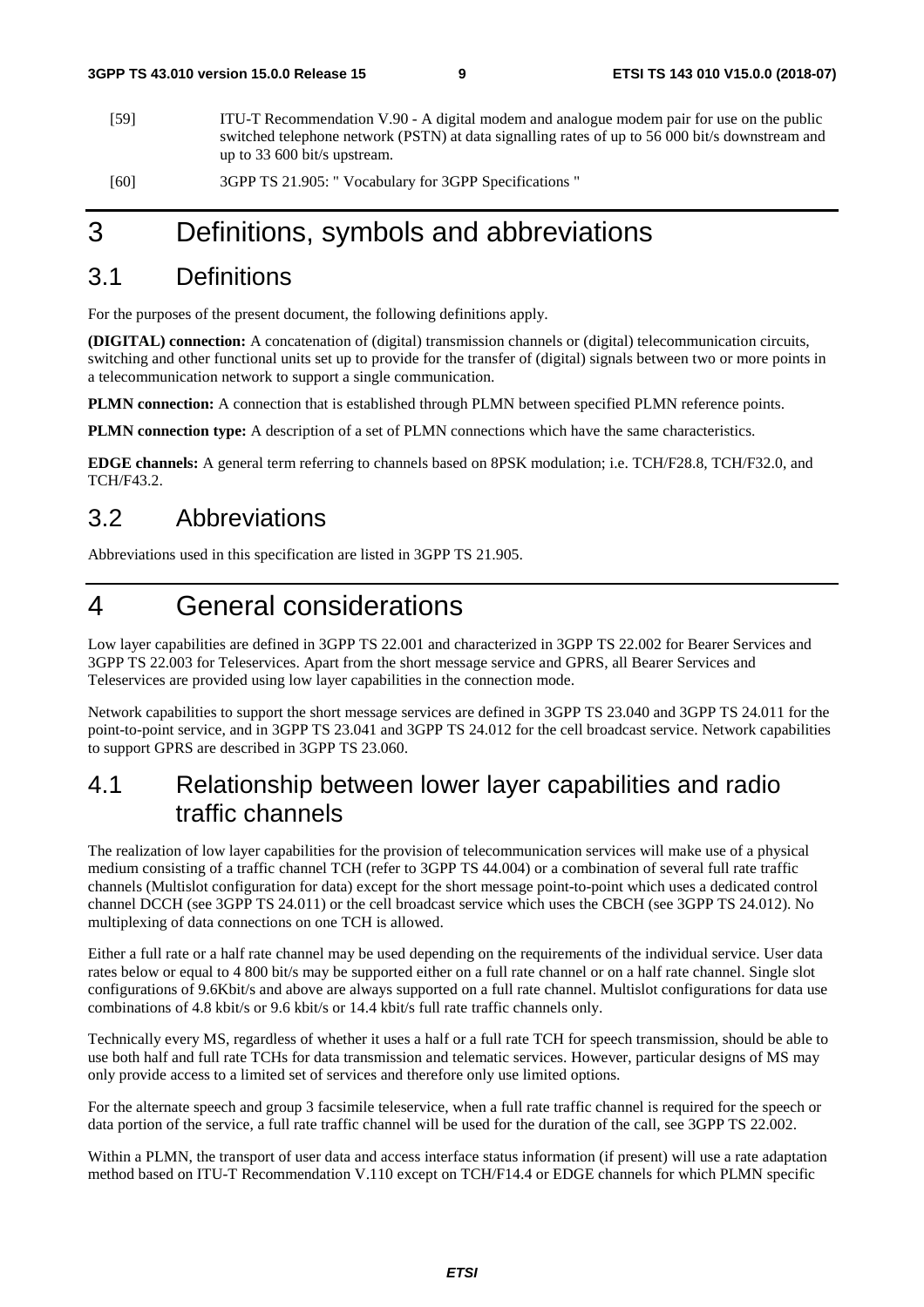[59] ITU-T Recommendation V.90 - A digital modem and analogue modem pair for use on the public switched telephone network (PSTN) at data signalling rates of up to 56 000 bit/s downstream and up to 33 600 bit/s upstream.

[60] 3GPP TS 21.905: " Vocabulary for 3GPP Specifications "

# 3 Definitions, symbols and abbreviations

## 3.1 Definitions

For the purposes of the present document, the following definitions apply.

**(DIGITAL) connection:** A concatenation of (digital) transmission channels or (digital) telecommunication circuits, switching and other functional units set up to provide for the transfer of (digital) signals between two or more points in a telecommunication network to support a single communication.

**PLMN connection:** A connection that is established through PLMN between specified PLMN reference points.

**PLMN connection type:** A description of a set of PLMN connections which have the same characteristics.

**EDGE channels:** A general term referring to channels based on 8PSK modulation; i.e. TCH/F28.8, TCH/F32.0, and TCH/F43.2.

## 3.2 Abbreviations

Abbreviations used in this specification are listed in 3GPP TS 21.905.

# 4 General considerations

Low layer capabilities are defined in 3GPP TS 22.001 and characterized in 3GPP TS 22.002 for Bearer Services and 3GPP TS 22.003 for Teleservices. Apart from the short message service and GPRS, all Bearer Services and Teleservices are provided using low layer capabilities in the connection mode.

Network capabilities to support the short message services are defined in 3GPP TS 23.040 and 3GPP TS 24.011 for the point-to-point service, and in 3GPP TS 23.041 and 3GPP TS 24.012 for the cell broadcast service. Network capabilities to support GPRS are described in 3GPP TS 23.060.

## 4.1 Relationship between lower layer capabilities and radio traffic channels

The realization of low layer capabilities for the provision of telecommunication services will make use of a physical medium consisting of a traffic channel TCH (refer to 3GPP TS 44.004) or a combination of several full rate traffic channels (Multislot configuration for data) except for the short message point-to-point which uses a dedicated control channel DCCH (see 3GPP TS 24.011) or the cell broadcast service which uses the CBCH (see 3GPP TS 24.012). No multiplexing of data connections on one TCH is allowed.

Either a full rate or a half rate channel may be used depending on the requirements of the individual service. User data rates below or equal to 4 800 bit/s may be supported either on a full rate channel or on a half rate channel. Single slot configurations of 9.6Kbit/s and above are always supported on a full rate channel. Multislot configurations for data use combinations of 4.8 kbit/s or 9.6 kbit/s or 14.4 kbit/s full rate traffic channels only.

Technically every MS, regardless of whether it uses a half or a full rate TCH for speech transmission, should be able to use both half and full rate TCHs for data transmission and telematic services. However, particular designs of MS may only provide access to a limited set of services and therefore only use limited options.

For the alternate speech and group 3 facsimile teleservice, when a full rate traffic channel is required for the speech or data portion of the service, a full rate traffic channel will be used for the duration of the call, see 3GPP TS 22.002.

Within a PLMN, the transport of user data and access interface status information (if present) will use a rate adaptation method based on ITU-T Recommendation V.110 except on TCH/F14.4 or EDGE channels for which PLMN specific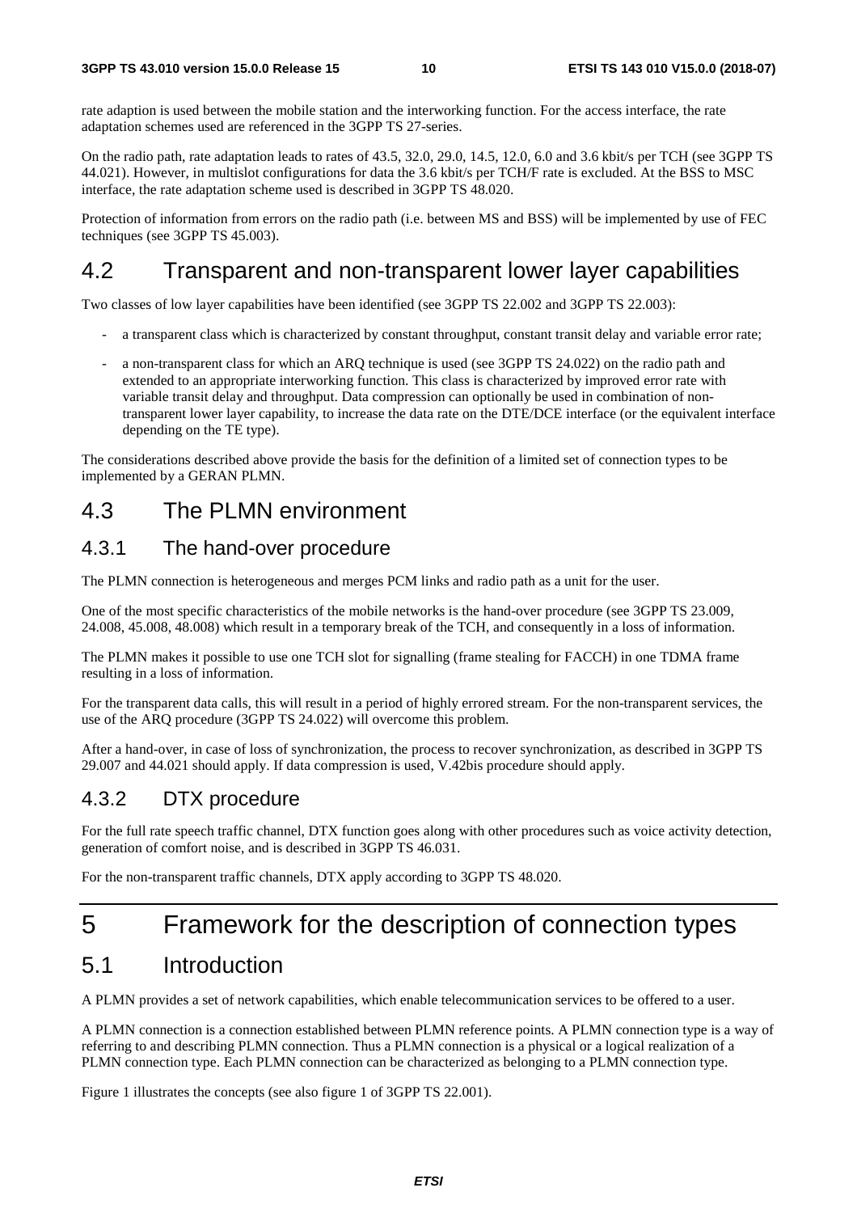rate adaption is used between the mobile station and the interworking function. For the access interface, the rate adaptation schemes used are referenced in the 3GPP TS 27-series.

On the radio path, rate adaptation leads to rates of 43.5, 32.0, 29.0, 14.5, 12.0, 6.0 and 3.6 kbit/s per TCH (see 3GPP TS 44.021). However, in multislot configurations for data the 3.6 kbit/s per TCH/F rate is excluded. At the BSS to MSC interface, the rate adaptation scheme used is described in 3GPP TS 48.020.

Protection of information from errors on the radio path (i.e. between MS and BSS) will be implemented by use of FEC techniques (see 3GPP TS 45.003).

## 4.2 Transparent and non-transparent lower layer capabilities

Two classes of low layer capabilities have been identified (see 3GPP TS 22.002 and 3GPP TS 22.003):

- a transparent class which is characterized by constant throughput, constant transit delay and variable error rate;
- a non-transparent class for which an ARQ technique is used (see 3GPP TS 24.022) on the radio path and extended to an appropriate interworking function. This class is characterized by improved error rate with variable transit delay and throughput. Data compression can optionally be used in combination of non-transparent lower layer capability, to increase the data rate on the DTE/DCE interface (or the equivalent interface depending on the TE type).

The considerations described above provide the basis for the definition of a limited set of connection types to be implemented by a GERAN PLMN.

## 4.3 The PLMN environment

### 4.3.1 The hand-over procedure

The PLMN connection is heterogeneous and merges PCM links and radio path as a unit for the user.

One of the most specific characteristics of the mobile networks is the hand-over procedure (see 3GPP TS 23.009, 24.008, 45.008, 48.008) which result in a temporary break of the TCH, and consequently in a loss of information.

The PLMN makes it possible to use one TCH slot for signalling (frame stealing for FACCH) in one TDMA frame resulting in a loss of information.

For the transparent data calls, this will result in a period of highly errored stream. For the non-transparent services, the use of the ARQ procedure (3GPP TS 24.022) will overcome this problem.

After a hand-over, in case of loss of synchronization, the process to recover synchronization, as described in 3GPP TS 29.007 and 44.021 should apply. If data compression is used, V.42bis procedure should apply.

### 4.3.2 DTX procedure

For the full rate speech traffic channel, DTX function goes along with other procedures such as voice activity detection, generation of comfort noise, and is described in 3GPP TS 46.031.

For the non-transparent traffic channels, DTX apply according to 3GPP TS 48.020.

# 5 Framework for the description of connection types

## 5.1 Introduction

A PLMN provides a set of network capabilities, which enable telecommunication services to be offered to a user.

A PLMN connection is a connection established between PLMN reference points. A PLMN connection type is a way of referring to and describing PLMN connection. Thus a PLMN connection is a physical or a logical realization of a PLMN connection type. Each PLMN connection can be characterized as belonging to a PLMN connection type.

Figure 1 illustrates the concepts (see also figure 1 of 3GPP TS 22.001).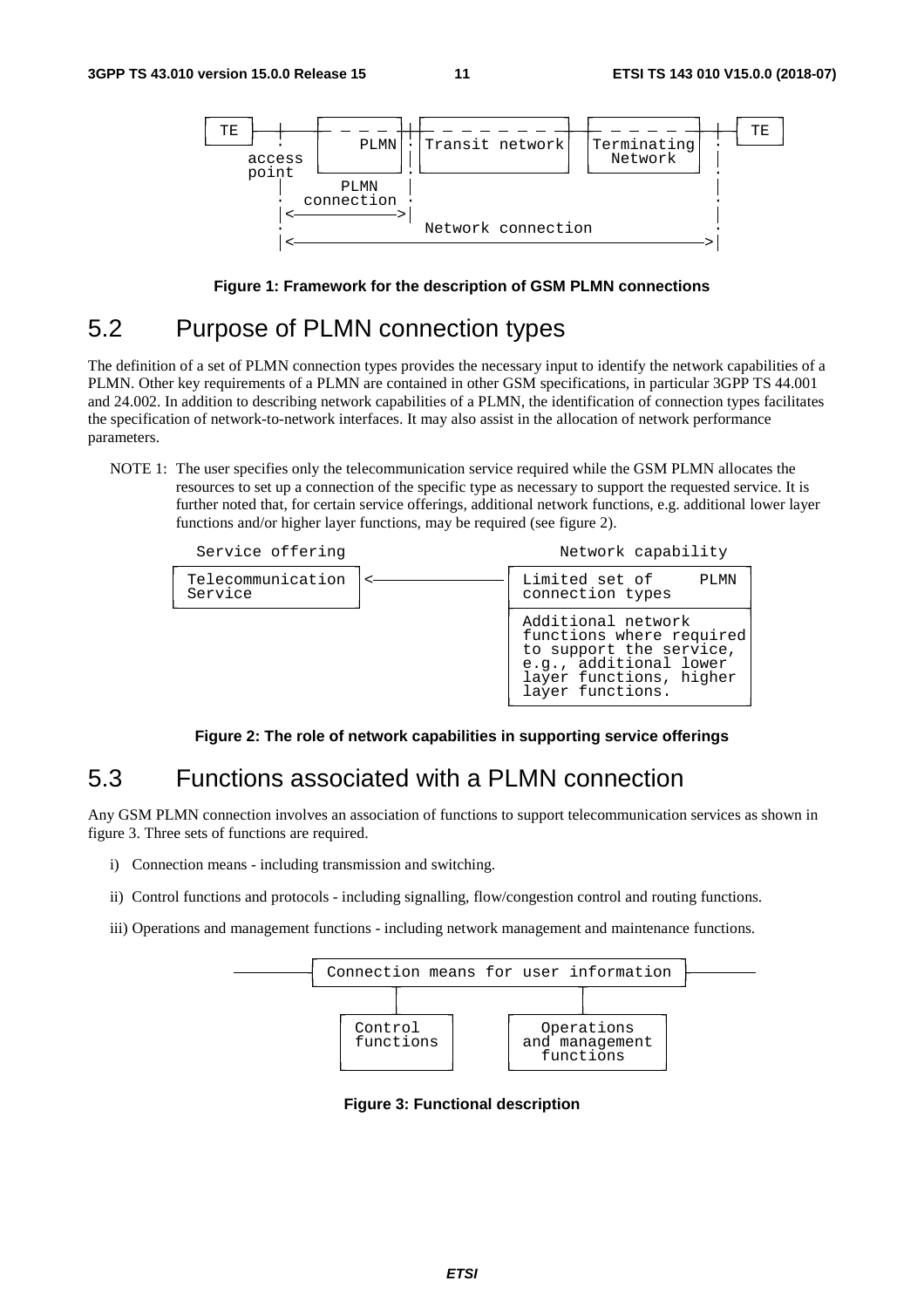```
 TE  ─┼──────┬ ─ ─ ─ ┬┼┬ ─ ─ ─ ─ ─ ─ ─ ┬──┬ ─ ─ ─ ─ ─ ┬─┼─  TE
      .      │  PLMN │.│Transit network│  │Terminating│ .
   access    │       │ │               │  │  Network  │ │
   point     └───────┘.└───────────────┘  └───────────┘ .
      │        PLMN  │                                  │
      .    connection .                                 .
      │<──────────────>│                                │
      .                 Network connection              .
      │<───────────────────────────────────────────────>│
```

**Figure 1: Framework for the description of GSM PLMN connections**

## 5.2 Purpose of PLMN connection types

The definition of a set of PLMN connection types provides the necessary input to identify the network capabilities of a PLMN. Other key requirements of a PLMN are contained in other GSM specifications, in particular 3GPP TS 44.001 and 24.002. In addition to describing network capabilities of a PLMN, the identification of connection types facilitates the specification of network-to-network interfaces. It may also assist in the allocation of network performance parameters.

NOTE 1: The user specifies only the telecommunication service required while the GSM PLMN allocates the resources to set up a connection of the specific type as necessary to support the requested service. It is further noted that, for certain service offerings, additional network functions, e.g. additional lower layer functions and/or higher layer functions, may be required (see figure 2).

```
   Service offering                      Network capability
┌───────────────────┐                 ┌──────────────────────────┐
│ Telecommunication │<────────────────│ Limited set of     PLMN  │
│ Service           │                 │ connection types         │
└───────────────────┘                 ├──────────────────────────┤
                                      │ Additional network       │
                                      │ functions where required │
                                      │ to support the service,  │
                                      │ e.g., additional lower   │
                                      │ layer functions, higher  │
                                      │ layer functions.         │
                                      └──────────────────────────┘
```

**Figure 2: The role of network capabilities in supporting service offerings**

## 5.3 Functions associated with a PLMN connection

Any GSM PLMN connection involves an association of functions to support telecommunication services as shown in figure 3. Three sets of functions are required.

i) Connection means - including transmission and switching.

ii) Control functions and protocols - including signalling, flow/congestion control and routing functions.

iii) Operations and management functions - including network management and maintenance functions.

```
          ┌──────────────────────────────────────┐
──────────┤ Connection means for user information ├──────────
          └───────┬──────────────────────┬───────┘
                  │                      │
          ┌───────┴───┐          ┌───────┴────────┐
          │ Control   │          │   Operations   │
          │ functions │          │ and management │
          │           │          │   functions    │
          └───────────┘          └────────────────┘
```

**Figure 3: Functional description**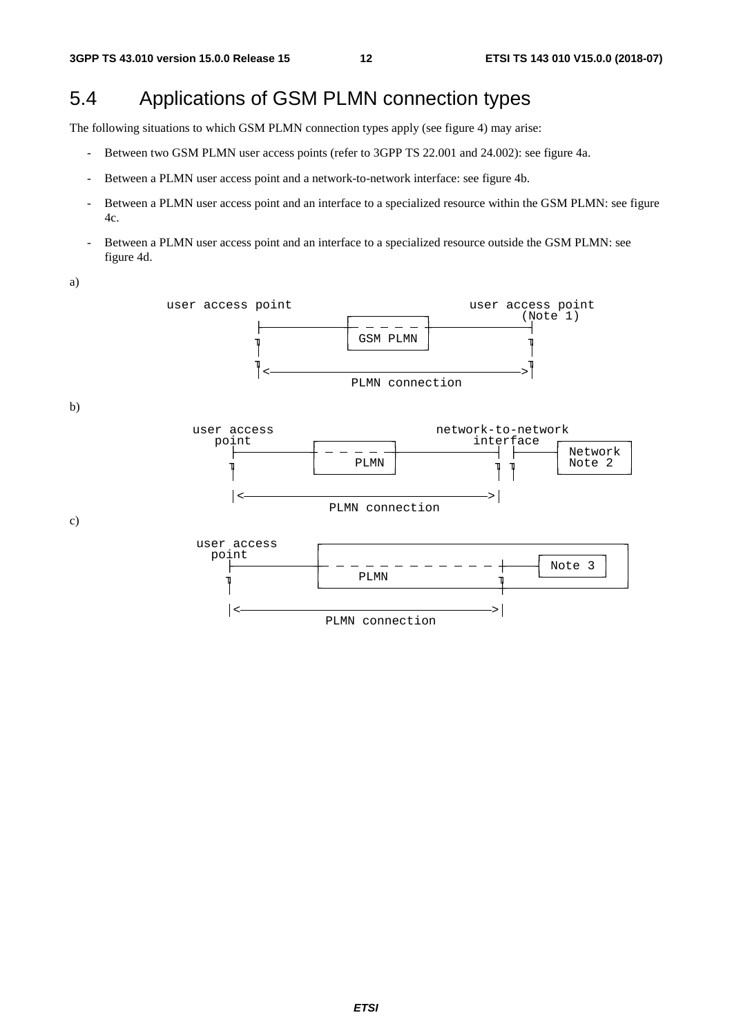## 5.4 Applications of GSM PLMN connection types

The following situations to which GSM PLMN connection types apply (see figure 4) may arise:

- Between two GSM PLMN user access points (refer to 3GPP TS 22.001 and 24.002): see figure 4a.
- Between a PLMN user access point and a network-to-network interface: see figure 4b.
- Between a PLMN user access point and an interface to a specialized resource within the GSM PLMN: see figure 4c.
- Between a PLMN user access point and an interface to a specialized resource outside the GSM PLMN: see figure 4d.

a)

```
user access point                          user access point
                                                  (Note 1)
         ├──────────────┌ ─ ─ ─ ─ ┐──────────────────┤
         ┬              │ GSM PLMN │                  ┬
         │              └──────────┘                  │
         ┬                                            ┬
         |<──────────────────────────────────────────>|
                        PLMN connection
```

b)

```
   user access                         network-to-network
     point                                   interface
       ├───────────┌ ─ ─ ─ ─ ┐──────────────────┤ ├──────┌─────────┐
       ┬           │   PLMN   │                 ┬ ┬      │ Network │
       │           └──────────┘                 │ │      │ Note 2  │
                                                         └─────────┘
       |<───────────────────────────────────────>|
                     PLMN connection
```

c)

```
   user access
     point      ┌──────────────────────────────────────────────┐
       ├────────┼ ─ ─ ─ ─ ─ ─ ─ ─ ─ ─ ─ ─ ┼──────┌────────┐   │
       ┬        │      PLMN               ┬      │ Note 3 │   │
       │        └──────────────────────────┼──────└────────┘───┘
                                           │
       |<─────────────────────────────────>|
                  PLMN connection
```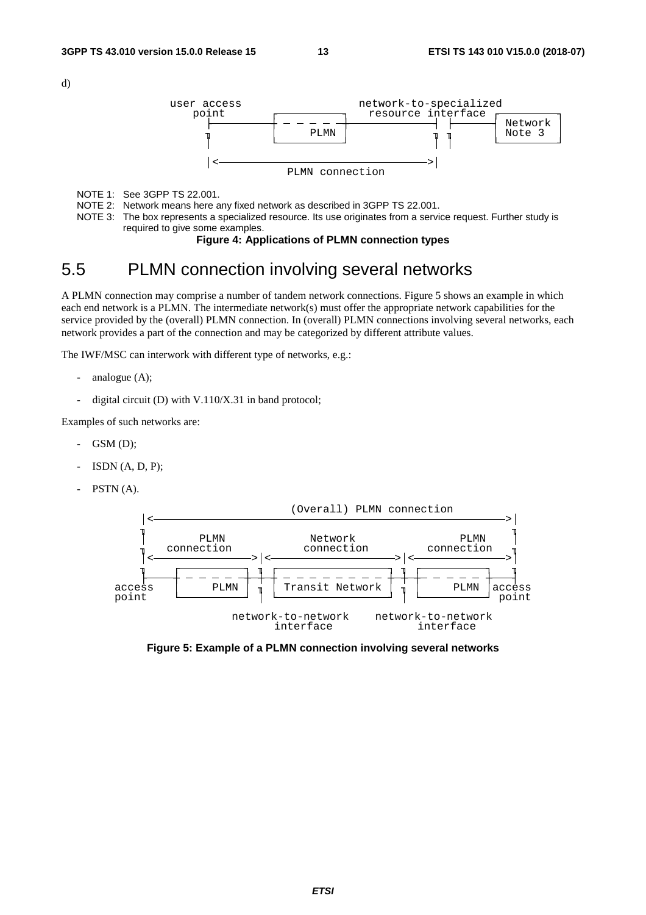d)

```
user access                    network-to-specialized
   point                          resource interface
  ├──────────────┬ ─ ─ ─ ─ ─┬──────────────────┤ ├───────────┬─────────┐
  ╖              │   PLMN    │                  ╖ ╖           │ Network │
                 └───────────┘                                │ Note 3  │
                                                              └─────────┘
  |<──────────────────────────────────────────>|
                   PLMN connection
```

NOTE 1: See 3GPP TS 22.001.

NOTE 2: Network means here any fixed network as described in 3GPP TS 22.001.

NOTE 3: The box represents a specialized resource. Its use originates from a service request. Further study is required to give some examples.

**Figure 4: Applications of PLMN connection types**

# 5.5 PLMN connection involving several networks

A PLMN connection may comprise a number of tandem network connections. Figure 5 shows an example in which each end network is a PLMN. The intermediate network(s) must offer the appropriate network capabilities for the service provided by the (overall) PLMN connection. In (overall) PLMN connections involving several networks, each network provides a part of the connection and may be categorized by different attribute values.

The IWF/MSC can interwork with different type of networks, e.g.:

- analogue (A);
- digital circuit (D) with V.110/X.31 in band protocol;

Examples of such networks are:

- GSM (D);
- ISDN (A, D, P);
- PSTN (A).

```
                        (Overall) PLMN connection
 |<─────────────────────────────────────────────────────────────────>|
 ╖                                                                   ╖
      PLMN              Network                   PLMN
   connection          connection              connection
 |<────────────>|<───────────────────>|<────────────────>|
 ╖                                                                   ╖
 ├──────┬ ─ ─ ─ ─┬─╖─┬ ─ ─ ─ ─ ─ ─ ─ ─ ┬─╖─┬ ─ ─ ─ ─ ─┬──────┤
access  │  PLMN   │ ╖ │ Transit Network  │ ╖ │   PLMN   │access
point   └─────────┘   └──────────────────┘   └──────────┘ point

        network-to-network      network-to-network
             interface                interface
```

**Figure 5: Example of a PLMN connection involving several networks**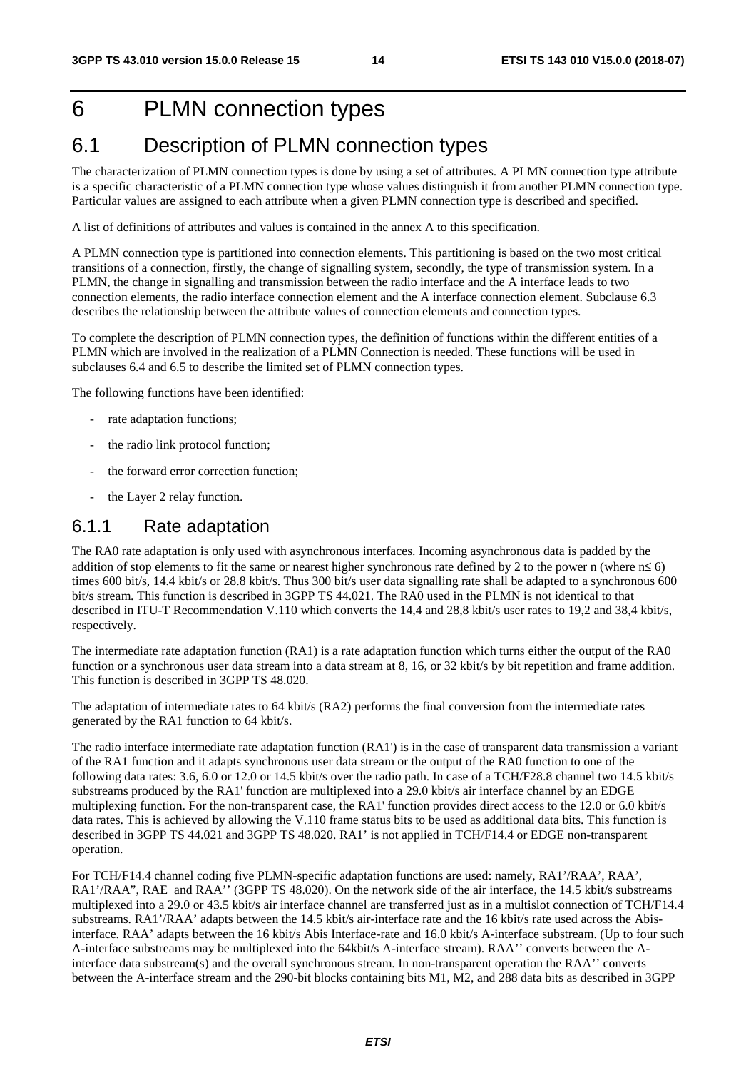# 6 PLMN connection types

## 6.1 Description of PLMN connection types

The characterization of PLMN connection types is done by using a set of attributes. A PLMN connection type attribute is a specific characteristic of a PLMN connection type whose values distinguish it from another PLMN connection type. Particular values are assigned to each attribute when a given PLMN connection type is described and specified.

A list of definitions of attributes and values is contained in the annex A to this specification.

A PLMN connection type is partitioned into connection elements. This partitioning is based on the two most critical transitions of a connection, firstly, the change of signalling system, secondly, the type of transmission system. In a PLMN, the change in signalling and transmission between the radio interface and the A interface leads to two connection elements, the radio interface connection element and the A interface connection element. Subclause 6.3 describes the relationship between the attribute values of connection elements and connection types.

To complete the description of PLMN connection types, the definition of functions within the different entities of a PLMN which are involved in the realization of a PLMN Connection is needed. These functions will be used in subclauses 6.4 and 6.5 to describe the limited set of PLMN connection types.

The following functions have been identified:

- rate adaptation functions;
- the radio link protocol function;
- the forward error correction function;
- the Layer 2 relay function.

### 6.1.1 Rate adaptation

The RA0 rate adaptation is only used with asynchronous interfaces. Incoming asynchronous data is padded by the addition of stop elements to fit the same or nearest higher synchronous rate defined by 2 to the power n (where $n \leq 6$) times 600 bit/s, 14.4 kbit/s or 28.8 kbit/s. Thus 300 bit/s user data signalling rate shall be adapted to a synchronous 600 bit/s stream. This function is described in 3GPP TS 44.021. The RA0 used in the PLMN is not identical to that described in ITU-T Recommendation V.110 which converts the 14,4 and 28,8 kbit/s user rates to 19,2 and 38,4 kbit/s, respectively.

The intermediate rate adaptation function (RA1) is a rate adaptation function which turns either the output of the RA0 function or a synchronous user data stream into a data stream at 8, 16, or 32 kbit/s by bit repetition and frame addition. This function is described in 3GPP TS 48.020.

The adaptation of intermediate rates to 64 kbit/s (RA2) performs the final conversion from the intermediate rates generated by the RA1 function to 64 kbit/s.

The radio interface intermediate rate adaptation function (RA1') is in the case of transparent data transmission a variant of the RA1 function and it adapts synchronous user data stream or the output of the RA0 function to one of the following data rates: 3.6, 6.0 or 12.0 or 14.5 kbit/s over the radio path. In case of a TCH/F28.8 channel two 14.5 kbit/s substreams produced by the RA1' function are multiplexed into a 29.0 kbit/s air interface channel by an EDGE multiplexing function. For the non-transparent case, the RA1' function provides direct access to the 12.0 or 6.0 kbit/s data rates. This is achieved by allowing the V.110 frame status bits to be used as additional data bits. This function is described in 3GPP TS 44.021 and 3GPP TS 48.020. RA1' is not applied in TCH/F14.4 or EDGE non-transparent operation.

For TCH/F14.4 channel coding five PLMN-specific adaptation functions are used: namely, RA1'/RAA', RAA', RA1'/RAA", RAE and RAA'' (3GPP TS 48.020). On the network side of the air interface, the 14.5 kbit/s substreams multiplexed into a 29.0 or 43.5 kbit/s air interface channel are transferred just as in a multislot connection of TCH/F14.4 substreams. RA1'/RAA' adapts between the 14.5 kbit/s air-interface rate and the 16 kbit/s rate used across the Abis-interface. RAA' adapts between the 16 kbit/s Abis Interface-rate and 16.0 kbit/s A-interface substream. (Up to four such A-interface substreams may be multiplexed into the 64kbit/s A-interface stream). RAA'' converts between the A-interface data substream(s) and the overall synchronous stream. In non-transparent operation the RAA'' converts between the A-interface stream and the 290-bit blocks containing bits M1, M2, and 288 data bits as described in 3GPP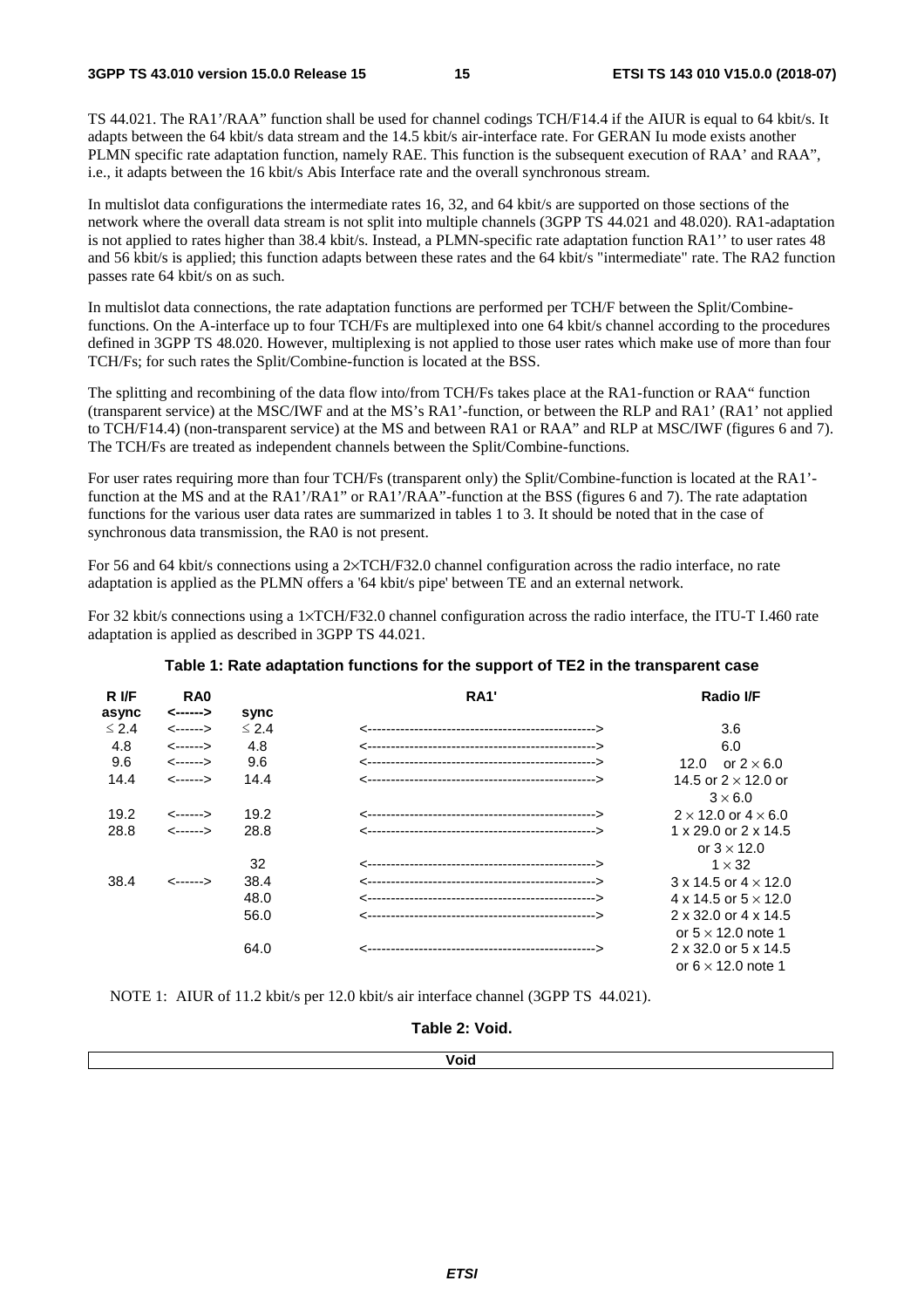TS 44.021. The RA1'/RAA" function shall be used for channel codings TCH/F14.4 if the AIUR is equal to 64 kbit/s. It adapts between the 64 kbit/s data stream and the 14.5 kbit/s air-interface rate. For GERAN Iu mode exists another PLMN specific rate adaptation function, namely RAE. This function is the subsequent execution of RAA' and RAA", i.e., it adapts between the 16 kbit/s Abis Interface rate and the overall synchronous stream.

In multislot data configurations the intermediate rates 16, 32, and 64 kbit/s are supported on those sections of the network where the overall data stream is not split into multiple channels (3GPP TS 44.021 and 48.020). RA1-adaptation is not applied to rates higher than 38.4 kbit/s. Instead, a PLMN-specific rate adaptation function RA1'' to user rates 48 and 56 kbit/s is applied; this function adapts between these rates and the 64 kbit/s "intermediate" rate. The RA2 function passes rate 64 kbit/s on as such.

In multislot data connections, the rate adaptation functions are performed per TCH/F between the Split/Combine-functions. On the A-interface up to four TCH/Fs are multiplexed into one 64 kbit/s channel according to the procedures defined in 3GPP TS 48.020. However, multiplexing is not applied to those user rates which make use of more than four TCH/Fs; for such rates the Split/Combine-function is located at the BSS.

The splitting and recombining of the data flow into/from TCH/Fs takes place at the RA1-function or RAA" function (transparent service) at the MSC/IWF and at the MS's RA1'-function, or between the RLP and RA1' (RA1' not applied to TCH/F14.4) (non-transparent service) at the MS and between RA1 or RAA" and RLP at MSC/IWF (figures 6 and 7). The TCH/Fs are treated as independent channels between the Split/Combine-functions.

For user rates requiring more than four TCH/Fs (transparent only) the Split/Combine-function is located at the RA1'-function at the MS and at the RA1'/RA1" or RA1'/RAA"-function at the BSS (figures 6 and 7). The rate adaptation functions for the various user data rates are summarized in tables 1 to 3. It should be noted that in the case of synchronous data transmission, the RA0 is not present.

For 56 and 64 kbit/s connections using a 2×TCH/F32.0 channel configuration across the radio interface, no rate adaptation is applied as the PLMN offers a '64 kbit/s pipe' between TE and an external network.

For 32 kbit/s connections using a 1×TCH/F32.0 channel configuration across the radio interface, the ITU-T I.460 rate adaptation is applied as described in 3GPP TS 44.021.

**Table 1: Rate adaptation functions for the support of TE2 in the transparent case**

| R I/F async | RA0 <------> | sync | RA1' | Radio I/F |
|---|---|---|---|---|
| ≤ 2.4 | <------> | ≤ 2.4 | <------------------------------------------------> | 3.6 |
| 4.8 | <------> | 4.8 | <------------------------------------------------> | 6.0 |
| 9.6 | <------> | 9.6 | <------------------------------------------------> | 12.0 or 2 × 6.0 |
| 14.4 | <------> | 14.4 | <------------------------------------------------> | 14.5 or 2 × 12.0 or 3 × 6.0 |
| 19.2 | <------> | 19.2 | <------------------------------------------------> | 2 × 12.0 or 4 × 6.0 |
| 28.8 | <------> | 28.8 | <------------------------------------------------> | 1 x 29.0 or 2 x 14.5 or 3 × 12.0 |
| | | 32 | <------------------------------------------------> | 1 × 32 |
| 38.4 | <------> | 38.4 | <------------------------------------------------> | 3 x 14.5 or 4 × 12.0 |
| | | 48.0 | <------------------------------------------------> | 4 x 14.5 or 5 × 12.0 |
| | | 56.0 | <------------------------------------------------> | 2 x 32.0 or 4 x 14.5 or 5 × 12.0 note 1 |
| | | 64.0 | <------------------------------------------------> | 2 x 32.0 or 5 x 14.5 or 6 × 12.0 note 1 |

NOTE 1: AIUR of 11.2 kbit/s per 12.0 kbit/s air interface channel (3GPP TS 44.021).

**Table 2: Void.**

| Void |
|---|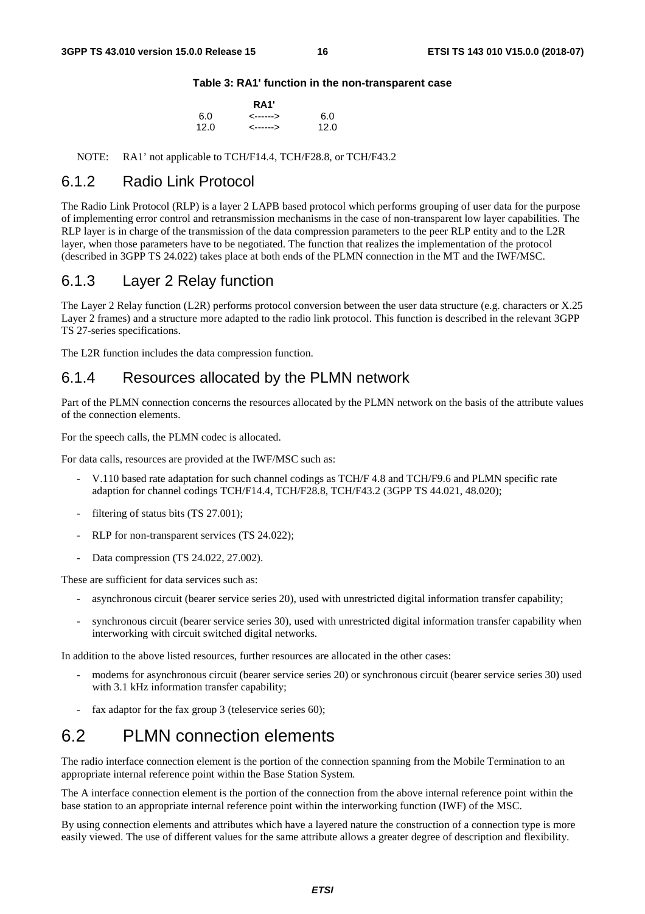**Table 3: RA1' function in the non-transparent case**

| | RA1' | |
|---|---|---|
| 6.0 | <------> | 6.0 |
| 12.0 | <------> | 12.0 |

NOTE: RA1' not applicable to TCH/F14.4, TCH/F28.8, or TCH/F43.2

### 6.1.2 Radio Link Protocol

The Radio Link Protocol (RLP) is a layer 2 LAPB based protocol which performs grouping of user data for the purpose of implementing error control and retransmission mechanisms in the case of non-transparent low layer capabilities. The RLP layer is in charge of the transmission of the data compression parameters to the peer RLP entity and to the L2R layer, when those parameters have to be negotiated. The function that realizes the implementation of the protocol (described in 3GPP TS 24.022) takes place at both ends of the PLMN connection in the MT and the IWF/MSC.

### 6.1.3 Layer 2 Relay function

The Layer 2 Relay function (L2R) performs protocol conversion between the user data structure (e.g. characters or X.25 Layer 2 frames) and a structure more adapted to the radio link protocol. This function is described in the relevant 3GPP TS 27-series specifications.

The L2R function includes the data compression function.

### 6.1.4 Resources allocated by the PLMN network

Part of the PLMN connection concerns the resources allocated by the PLMN network on the basis of the attribute values of the connection elements.

For the speech calls, the PLMN codec is allocated.

For data calls, resources are provided at the IWF/MSC such as:

- V.110 based rate adaptation for such channel codings as TCH/F 4.8 and TCH/F9.6 and PLMN specific rate adaption for channel codings TCH/F14.4, TCH/F28.8, TCH/F43.2 (3GPP TS 44.021, 48.020);
- filtering of status bits (TS 27.001);
- RLP for non-transparent services (TS 24.022);
- Data compression (TS 24.022, 27.002).

These are sufficient for data services such as:

- asynchronous circuit (bearer service series 20), used with unrestricted digital information transfer capability;
- synchronous circuit (bearer service series 30), used with unrestricted digital information transfer capability when interworking with circuit switched digital networks.

In addition to the above listed resources, further resources are allocated in the other cases:

- modems for asynchronous circuit (bearer service series 20) or synchronous circuit (bearer service series 30) used with 3.1 kHz information transfer capability;
- fax adaptor for the fax group 3 (teleservice series 60);

## 6.2 PLMN connection elements

The radio interface connection element is the portion of the connection spanning from the Mobile Termination to an appropriate internal reference point within the Base Station System.

The A interface connection element is the portion of the connection from the above internal reference point within the base station to an appropriate internal reference point within the interworking function (IWF) of the MSC.

By using connection elements and attributes which have a layered nature the construction of a connection type is more easily viewed. The use of different values for the same attribute allows a greater degree of description and flexibility.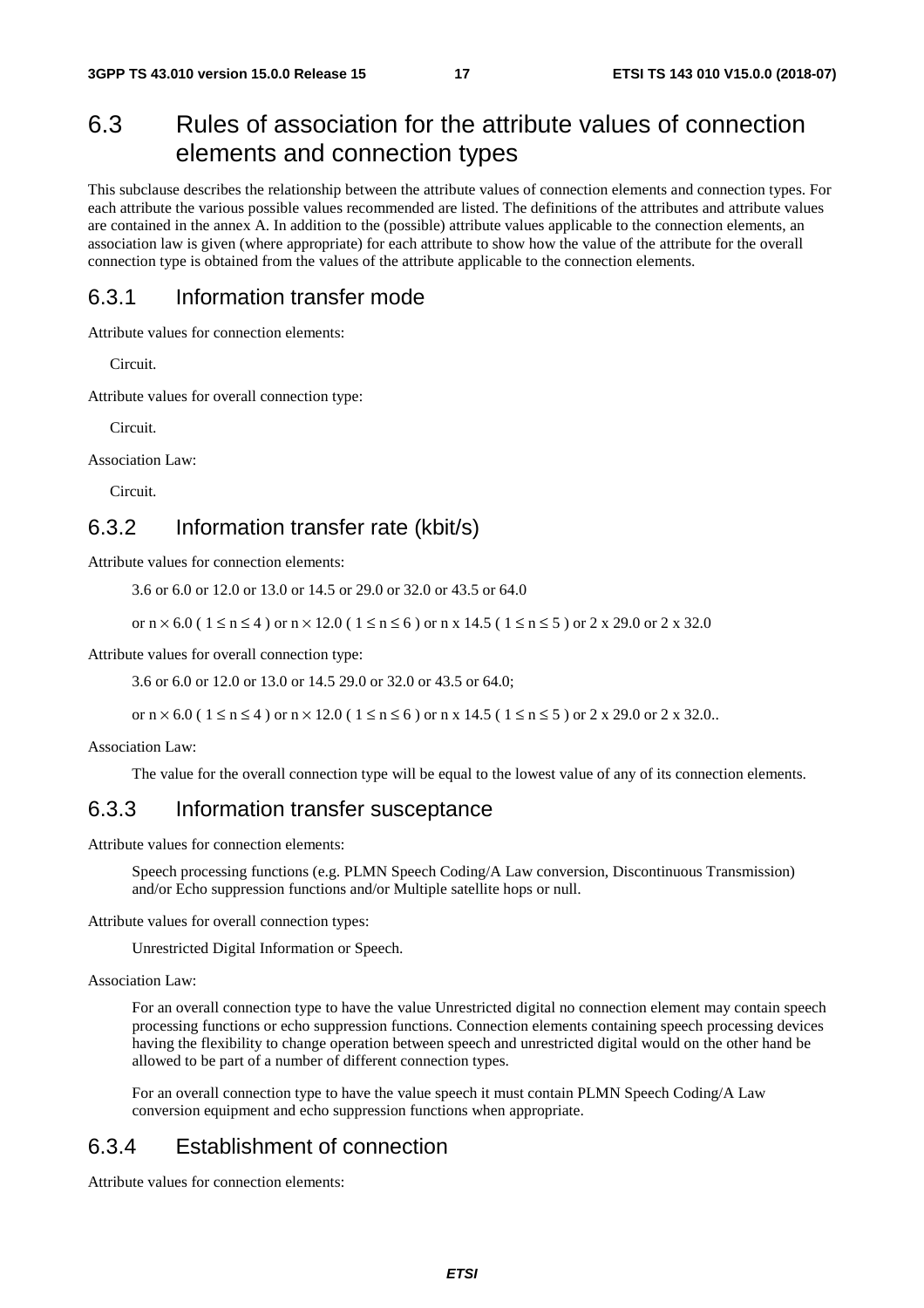## 6.3 Rules of association for the attribute values of connection elements and connection types

This subclause describes the relationship between the attribute values of connection elements and connection types. For each attribute the various possible values recommended are listed. The definitions of the attributes and attribute values are contained in the annex A. In addition to the (possible) attribute values applicable to the connection elements, an association law is given (where appropriate) for each attribute to show how the value of the attribute for the overall connection type is obtained from the values of the attribute applicable to the connection elements.

### 6.3.1 Information transfer mode

Attribute values for connection elements:

Circuit.

Attribute values for overall connection type:

Circuit.

Association Law:

Circuit.

### 6.3.2 Information transfer rate (kbit/s)

Attribute values for connection elements:

3.6 or 6.0 or 12.0 or 13.0 or 14.5 or 29.0 or 32.0 or 43.5 or 64.0

or $n \times 6.0$ ( $1 \leq n \leq 4$ ) or $n \times 12.0$ ( $1 \leq n \leq 6$ ) or n x 14.5 ( $1 \leq n \leq 5$ ) or 2 x 29.0 or 2 x 32.0

Attribute values for overall connection type:

3.6 or 6.0 or 12.0 or 13.0 or 14.5 29.0 or 32.0 or 43.5 or 64.0;

or $n \times 6.0$ ( $1 \leq n \leq 4$ ) or $n \times 12.0$ ( $1 \leq n \leq 6$ ) or n x 14.5 ( $1 \leq n \leq 5$ ) or 2 x 29.0 or 2 x 32.0..

Association Law:

The value for the overall connection type will be equal to the lowest value of any of its connection elements.

### 6.3.3 Information transfer susceptance

Attribute values for connection elements:

Speech processing functions (e.g. PLMN Speech Coding/A Law conversion, Discontinuous Transmission) and/or Echo suppression functions and/or Multiple satellite hops or null.

Attribute values for overall connection types:

Unrestricted Digital Information or Speech.

Association Law:

For an overall connection type to have the value Unrestricted digital no connection element may contain speech processing functions or echo suppression functions. Connection elements containing speech processing devices having the flexibility to change operation between speech and unrestricted digital would on the other hand be allowed to be part of a number of different connection types.

For an overall connection type to have the value speech it must contain PLMN Speech Coding/A Law conversion equipment and echo suppression functions when appropriate.

### 6.3.4 Establishment of connection

Attribute values for connection elements: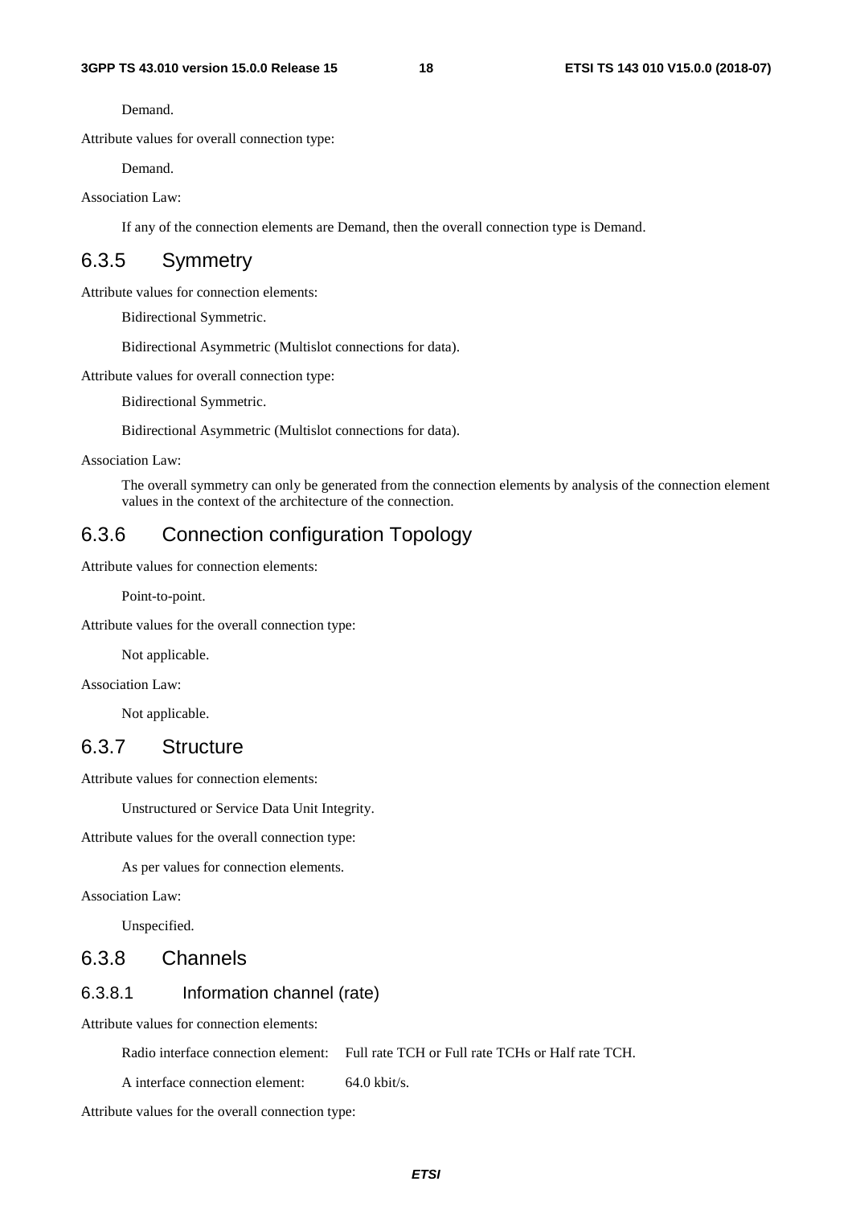Demand.

Attribute values for overall connection type:

Demand.

Association Law:

If any of the connection elements are Demand, then the overall connection type is Demand.

### 6.3.5 Symmetry

Attribute values for connection elements:

Bidirectional Symmetric.

Bidirectional Asymmetric (Multislot connections for data).

Attribute values for overall connection type:

Bidirectional Symmetric.

Bidirectional Asymmetric (Multislot connections for data).

Association Law:

The overall symmetry can only be generated from the connection elements by analysis of the connection element values in the context of the architecture of the connection.

### 6.3.6 Connection configuration Topology

Attribute values for connection elements:

Point-to-point.

Attribute values for the overall connection type:

Not applicable.

Association Law:

Not applicable.

### 6.3.7 Structure

Attribute values for connection elements:

Unstructured or Service Data Unit Integrity.

Attribute values for the overall connection type:

As per values for connection elements.

Association Law:

Unspecified.

### 6.3.8 Channels

#### 6.3.8.1 Information channel (rate)

Attribute values for connection elements:

Radio interface connection element: Full rate TCH or Full rate TCHs or Half rate TCH.

A interface connection element: 64.0 kbit/s.

Attribute values for the overall connection type: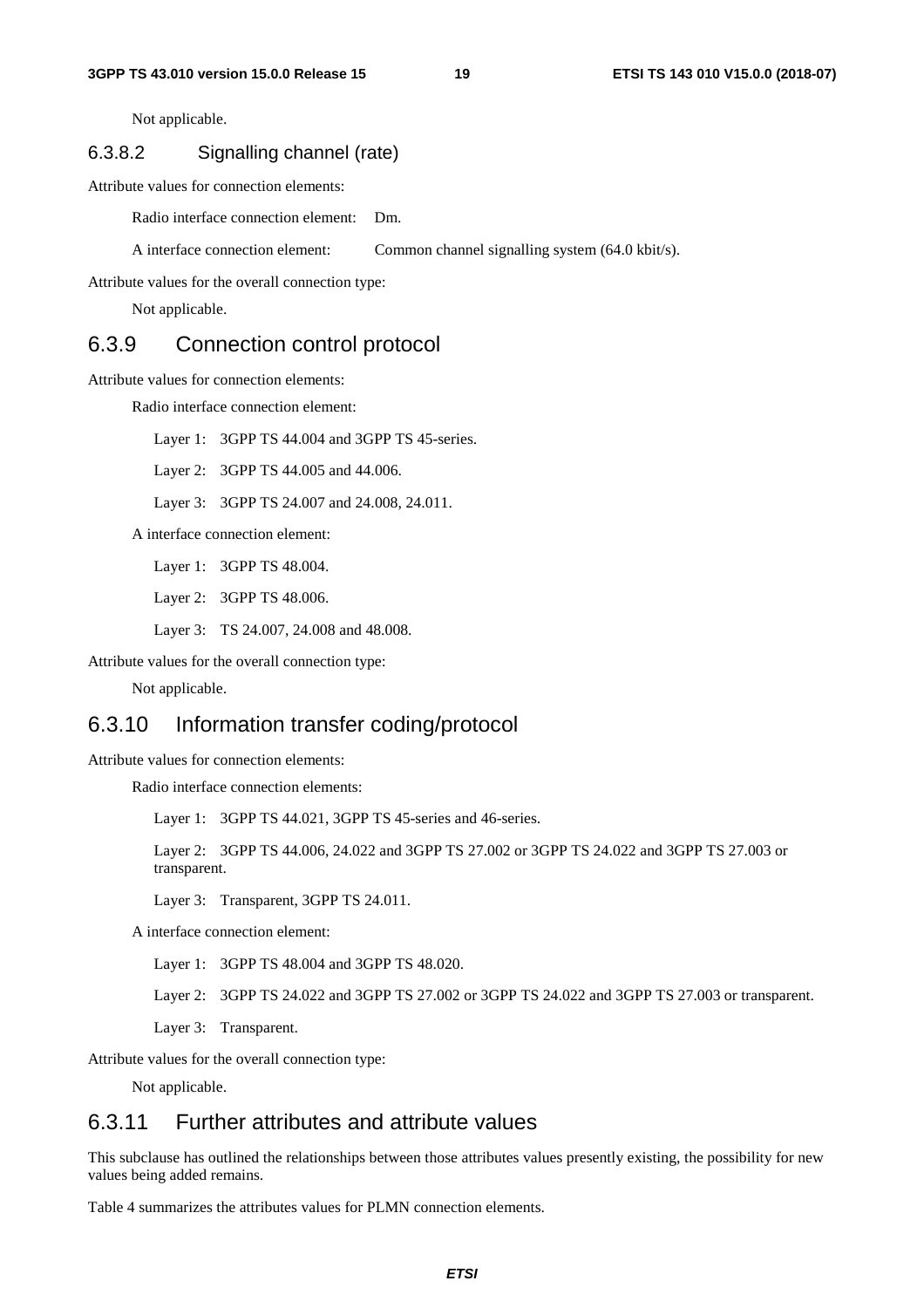Not applicable.

#### 6.3.8.2 Signalling channel (rate)

Attribute values for connection elements:

Radio interface connection element: Dm.

A interface connection element: Common channel signalling system (64.0 kbit/s).

Attribute values for the overall connection type:

Not applicable.

### 6.3.9 Connection control protocol

Attribute values for connection elements:

Radio interface connection element:

Layer 1: 3GPP TS 44.004 and 3GPP TS 45-series.

Layer 2: 3GPP TS 44.005 and 44.006.

Layer 3: 3GPP TS 24.007 and 24.008, 24.011.

A interface connection element:

Layer 1: 3GPP TS 48.004.

Layer 2: 3GPP TS 48.006.

Layer 3: TS 24.007, 24.008 and 48.008.

Attribute values for the overall connection type:

Not applicable.

### 6.3.10 Information transfer coding/protocol

Attribute values for connection elements:

Radio interface connection elements:

Layer 1: 3GPP TS 44.021, 3GPP TS 45-series and 46-series.

Layer 2: 3GPP TS 44.006, 24.022 and 3GPP TS 27.002 or 3GPP TS 24.022 and 3GPP TS 27.003 or transparent.

Layer 3: Transparent, 3GPP TS 24.011.

A interface connection element:

Layer 1: 3GPP TS 48.004 and 3GPP TS 48.020.

Layer 2: 3GPP TS 24.022 and 3GPP TS 27.002 or 3GPP TS 24.022 and 3GPP TS 27.003 or transparent.

Layer 3: Transparent.

Attribute values for the overall connection type:

Not applicable.

### 6.3.11 Further attributes and attribute values

This subclause has outlined the relationships between those attributes values presently existing, the possibility for new values being added remains.

Table 4 summarizes the attributes values for PLMN connection elements.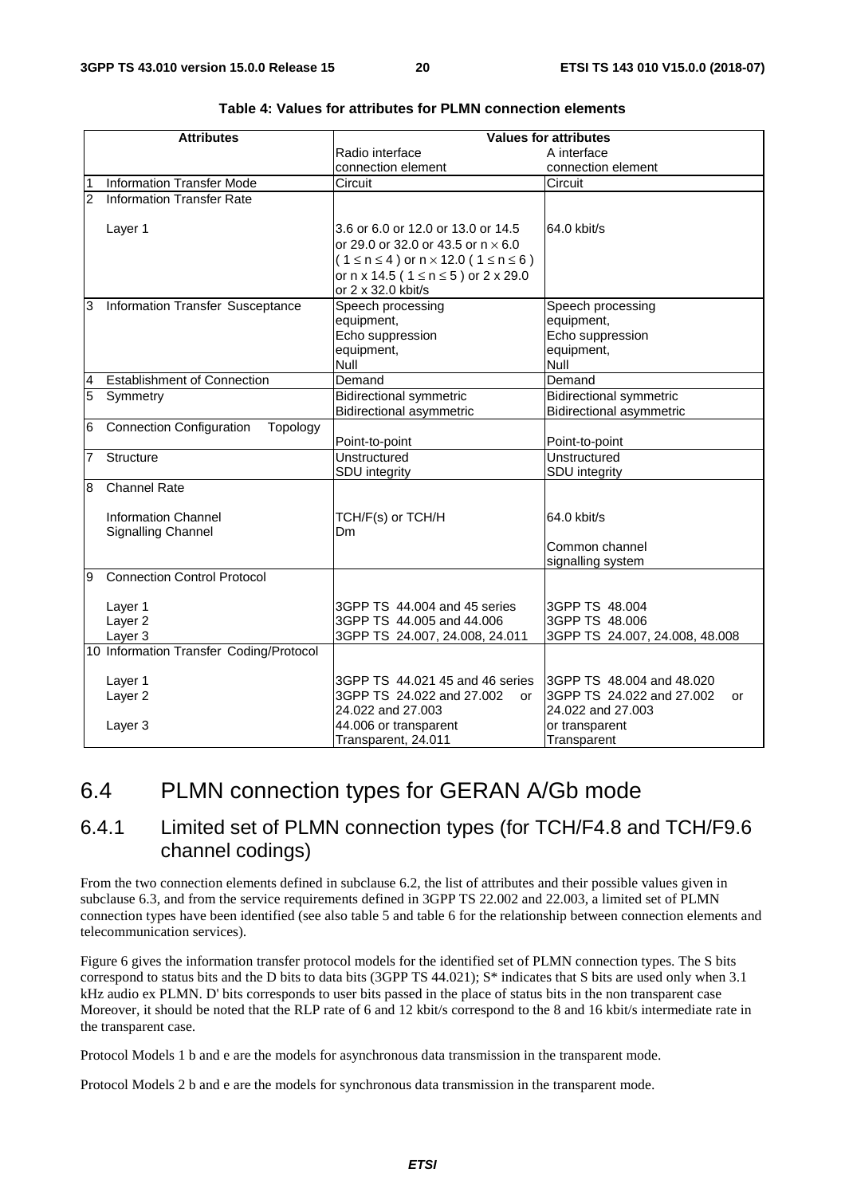**Table 4: Values for attributes for PLMN connection elements**

| Attributes | | Values for attributes | |
|---|---|---|---|
| | | Radio interface connection element | A interface connection element |
| 1 | Information Transfer Mode | Circuit | Circuit |
| 2 | Information Transfer Rate | | |
| | Layer 1 | 3.6 or 6.0 or 12.0 or 13.0 or 14.5 or 29.0 or 32.0 or 43.5 or $n \times 6.0$ ( $1 \leq n \leq 4$ ) or $n \times 12.0$ ( $1 \leq n \leq 6$ ) or n x 14.5 ( $1 \leq n \leq 5$ ) or 2 x 29.0 or 2 x 32.0 kbit/s | 64.0 kbit/s |
| 3 | Information Transfer Susceptance | Speech processing equipment, Echo suppression equipment, Null | Speech processing equipment, Echo suppression equipment, Null |
| 4 | Establishment of Connection | Demand | Demand |
| 5 | Symmetry | Bidirectional symmetric Bidirectional asymmetric | Bidirectional symmetric Bidirectional asymmetric |
| 6 | Connection Configuration Topology | Point-to-point | Point-to-point |
| 7 | Structure | Unstructured SDU integrity | Unstructured SDU integrity |
| 8 | Channel Rate | | |
| | Information Channel | TCH/F(s) or TCH/H | 64.0 kbit/s |
| | Signalling Channel | Dm | Common channel signalling system |
| 9 | Connection Control Protocol | | |
| | Layer 1 | 3GPP TS 44.004 and 45 series | 3GPP TS 48.004 |
| | Layer 2 | 3GPP TS 44.005 and 44.006 | 3GPP TS 48.006 |
| | Layer 3 | 3GPP TS 24.007, 24.008, 24.011 | 3GPP TS 24.007, 24.008, 48.008 |
| 10 | Information Transfer Coding/Protocol | | |
| | Layer 1 | 3GPP TS 44.021 45 and 46 series | 3GPP TS 48.004 and 48.020 |
| | Layer 2 | 3GPP TS 24.022 and 27.002 or 24.022 and 27.003 | 3GPP TS 24.022 and 27.002 or 24.022 and 27.003 |
| | Layer 3 | 44.006 or transparent Transparent, 24.011 | or transparent Transparent |

## 6.4 PLMN connection types for GERAN A/Gb mode

### 6.4.1 Limited set of PLMN connection types (for TCH/F4.8 and TCH/F9.6 channel codings)

From the two connection elements defined in subclause 6.2, the list of attributes and their possible values given in subclause 6.3, and from the service requirements defined in 3GPP TS 22.002 and 22.003, a limited set of PLMN connection types have been identified (see also table 5 and table 6 for the relationship between connection elements and telecommunication services).

Figure 6 gives the information transfer protocol models for the identified set of PLMN connection types. The S bits correspond to status bits and the D bits to data bits (3GPP TS 44.021); S* indicates that S bits are used only when 3.1 kHz audio ex PLMN. D' bits corresponds to user bits passed in the place of status bits in the non transparent case Moreover, it should be noted that the RLP rate of 6 and 12 kbit/s correspond to the 8 and 16 kbit/s intermediate rate in the transparent case.

Protocol Models 1 b and e are the models for asynchronous data transmission in the transparent mode.

Protocol Models 2 b and e are the models for synchronous data transmission in the transparent mode.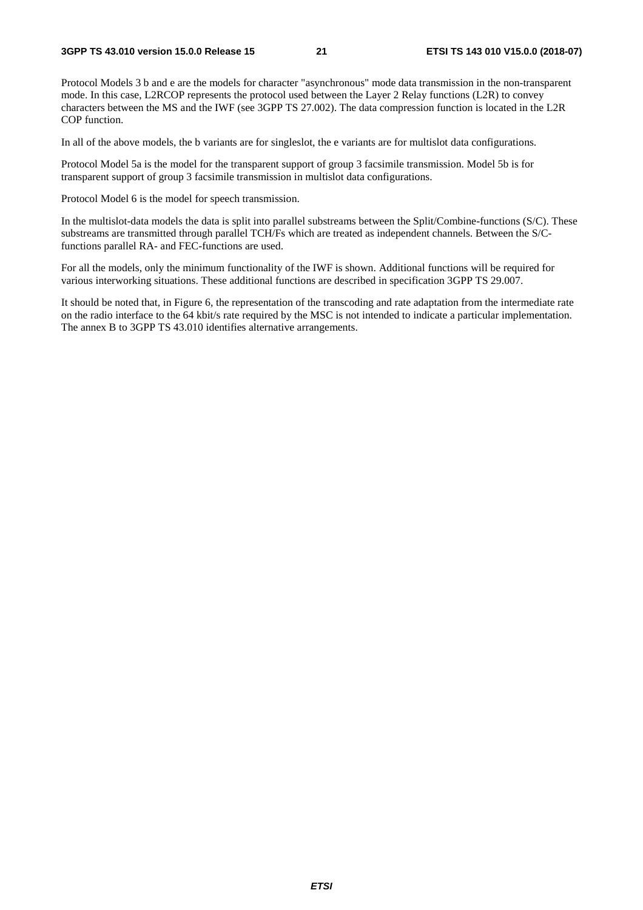Protocol Models 3 b and e are the models for character "asynchronous" mode data transmission in the non-transparent mode. In this case, L2RCOP represents the protocol used between the Layer 2 Relay functions (L2R) to convey characters between the MS and the IWF (see 3GPP TS 27.002). The data compression function is located in the L2R COP function.

In all of the above models, the b variants are for singleslot, the e variants are for multislot data configurations.

Protocol Model 5a is the model for the transparent support of group 3 facsimile transmission. Model 5b is for transparent support of group 3 facsimile transmission in multislot data configurations.

Protocol Model 6 is the model for speech transmission.

In the multislot-data models the data is split into parallel substreams between the Split/Combine-functions (S/C). These substreams are transmitted through parallel TCH/Fs which are treated as independent channels. Between the S/C-functions parallel RA- and FEC-functions are used.

For all the models, only the minimum functionality of the IWF is shown. Additional functions will be required for various interworking situations. These additional functions are described in specification 3GPP TS 29.007.

It should be noted that, in Figure 6, the representation of the transcoding and rate adaptation from the intermediate rate on the radio interface to the 64 kbit/s rate required by the MSC is not intended to indicate a particular implementation. The annex B to 3GPP TS 43.010 identifies alternative arrangements.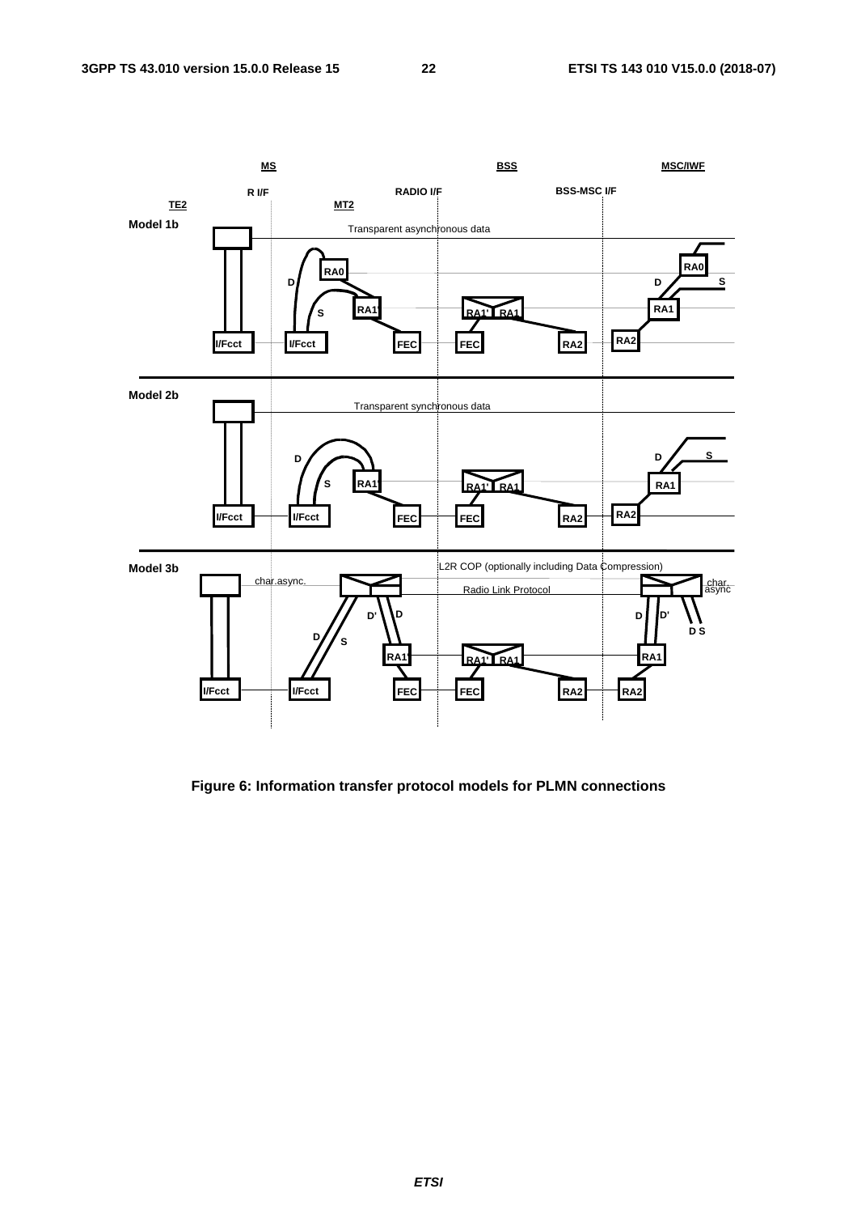Figure 6: Information transfer protocol models for PLMN connections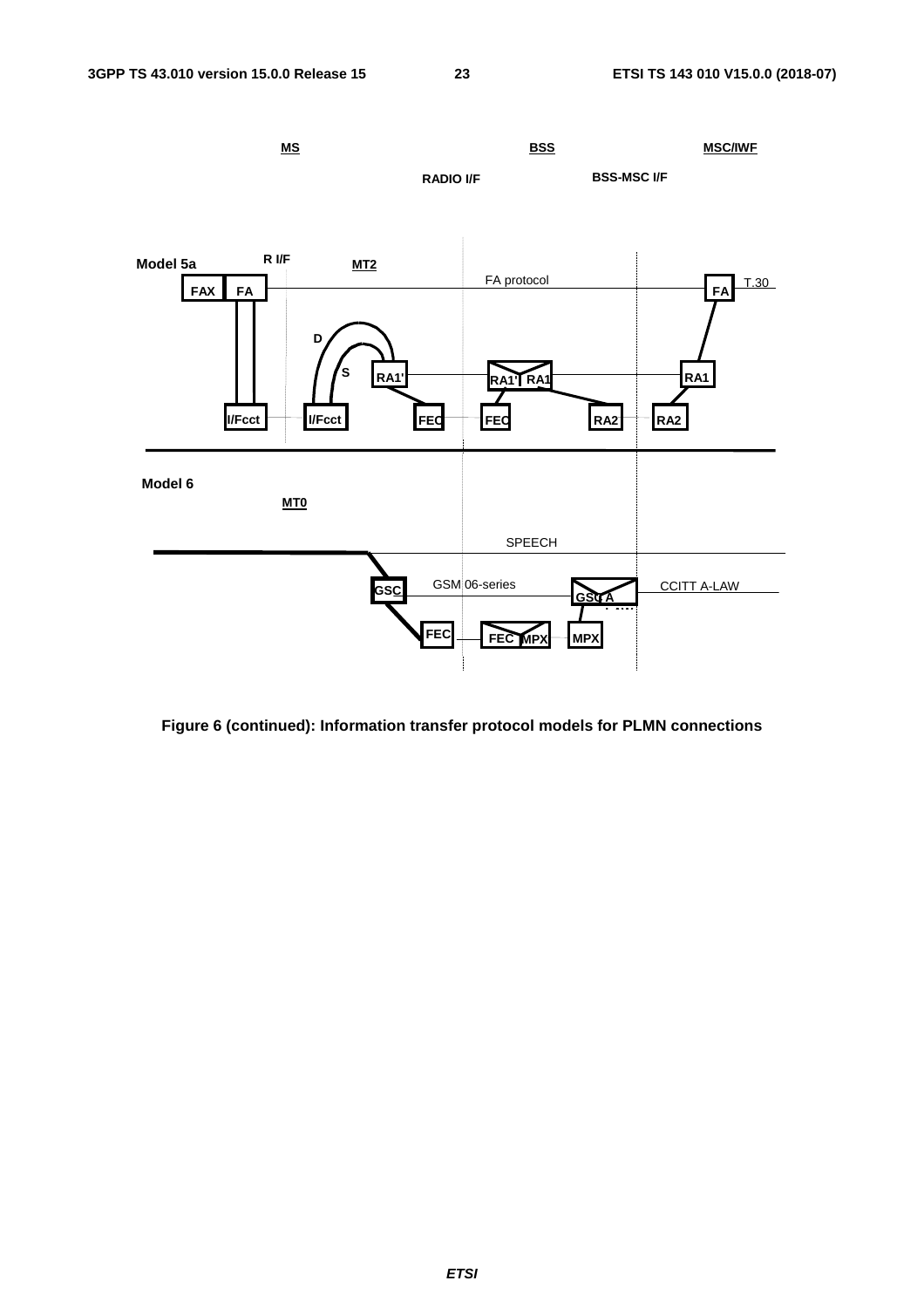MS BSS MSC/IWF

RADIO I/F BSS-MSC I/F

Model 5a R I/F MT2

FAX FA FA protocol FA T.30

D

S RA1' RA1' RA1 RA1

I/Fcct I/Fcct FEC FEC RA2 RA2

Model 6

MT0

SPEECH

GSC GSM 06-series GSC A CCITT A-LAW

FEC FEC MPX MPX

**Figure 6 (continued): Information transfer protocol models for PLMN connections**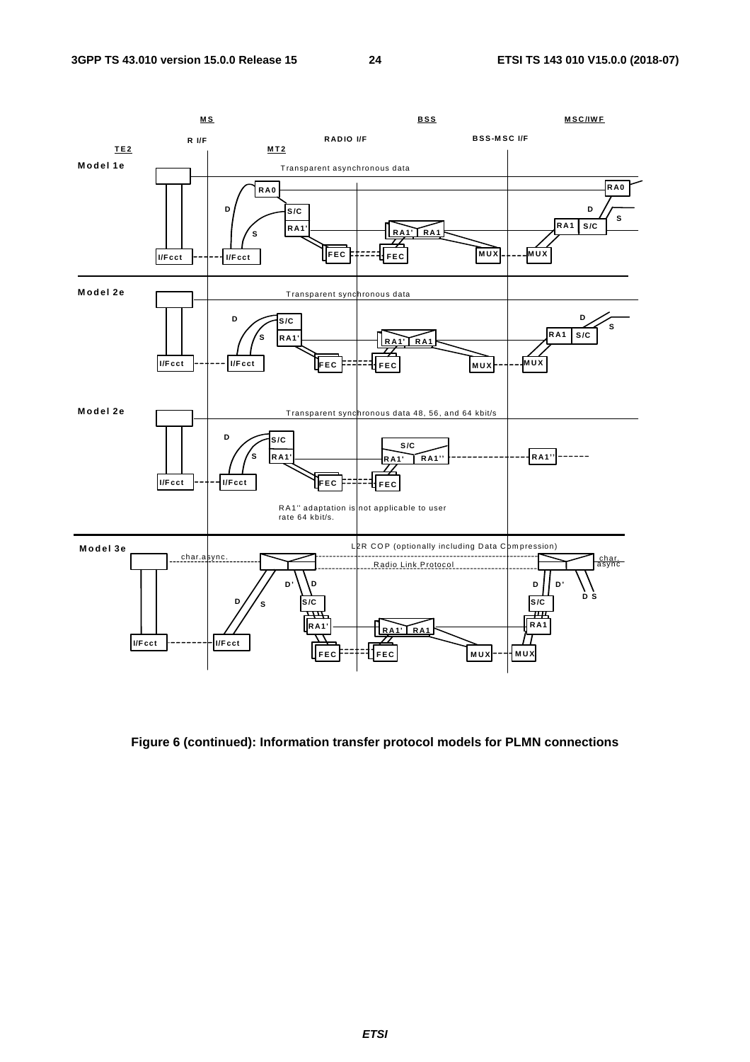Figure 6 (continued): Information transfer protocol models for PLMN connections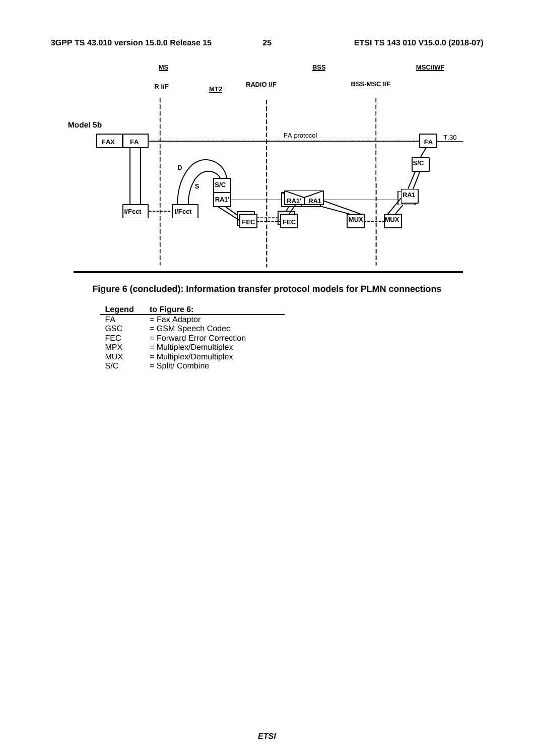**MS** **BSS** **MSC/IWF**

R I/F MT2 RADIO I/F BSS-MSC I/F

Model 5b

FAX FA FA protocol FA T.30

D S S/C RA1' RA1' RA1 S/C RA1

I/Fcct I/Fcct FEC FEC MUX MUX

**Figure 6 (concluded): Information transfer protocol models for PLMN connections**

| Legend | to Figure 6: |
|---|---|
| FA | = Fax Adaptor |
| GSC | = GSM Speech Codec |
| FEC | = Forward Error Correction |
| MPX | = Multiplex/Demultiplex |
| MUX | = Multiplex/Demultiplex |
| S/C | = Split/ Combine |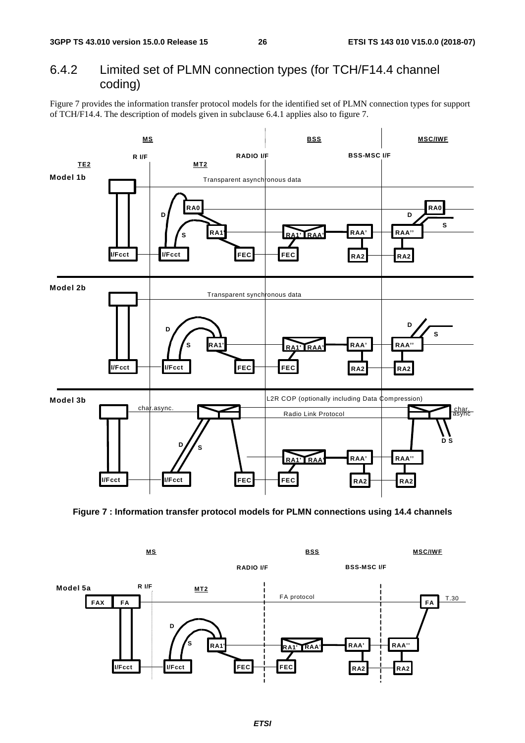### 6.4.2 Limited set of PLMN connection types (for TCH/F14.4 channel coding)

Figure 7 provides the information transfer protocol models for the identified set of PLMN connection types for support of TCH/F14.4. The description of models given in subclause 6.4.1 applies also to figure 7.

**Figure 7 : Information transfer protocol models for PLMN connections using 14.4 channels**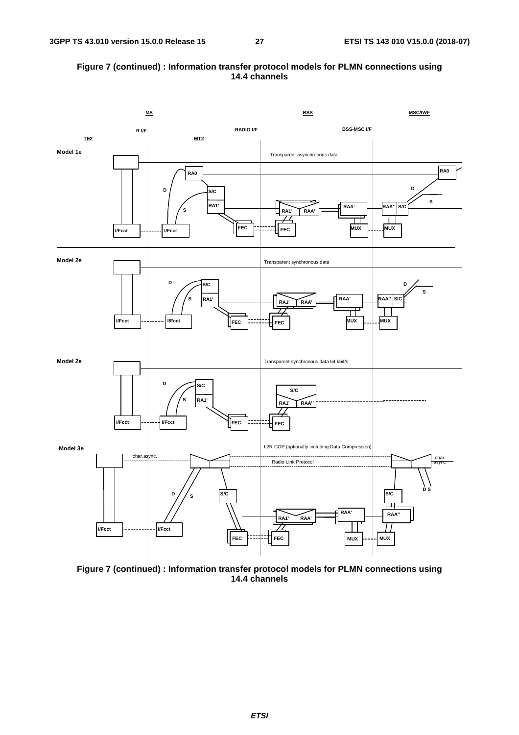**Figure 7 (continued) : Information transfer protocol models for PLMN connections using 14.4 channels**

MS | BSS | MSC/IWF

R I/F | RADIO I/F | BSS-MSC I/F

TE2 | MT2

Model 1e

Transparent asynchronous data

RA0 | RA0

D | S/C | D

S | RA1' | RA1' | RAA' | RAA' | RAA'' | S/C | S

I/Fcct | I/Fcct | FEC | FEC | MUX | MUX

Model 2e

Transparent synchronous data

D | S/C | D

S | RA1' | RA1' | RAA' | RAA' | RAA'' | S/C | S

I/Fcct | I/Fcct | FEC | FEC | MUX | MUX

Model 2e

Transparent synchronous data 64 kbit/s

D | S/C | S/C

S | RA1' | RA1' | RAA''

I/Fcct | I/Fcct | FEC | FEC

Model 3e

char.async. | L2R COP (optionally including Data Compression) | char. async

Radio Link Protocol

D | S | S/C | S/C | D S

RA1' | RAA' | RAA' | RAA''

I/Fcct | I/Fcct | FEC | FEC | MUX | MUX

**Figure 7 (continued) : Information transfer protocol models for PLMN connections using 14.4 channels**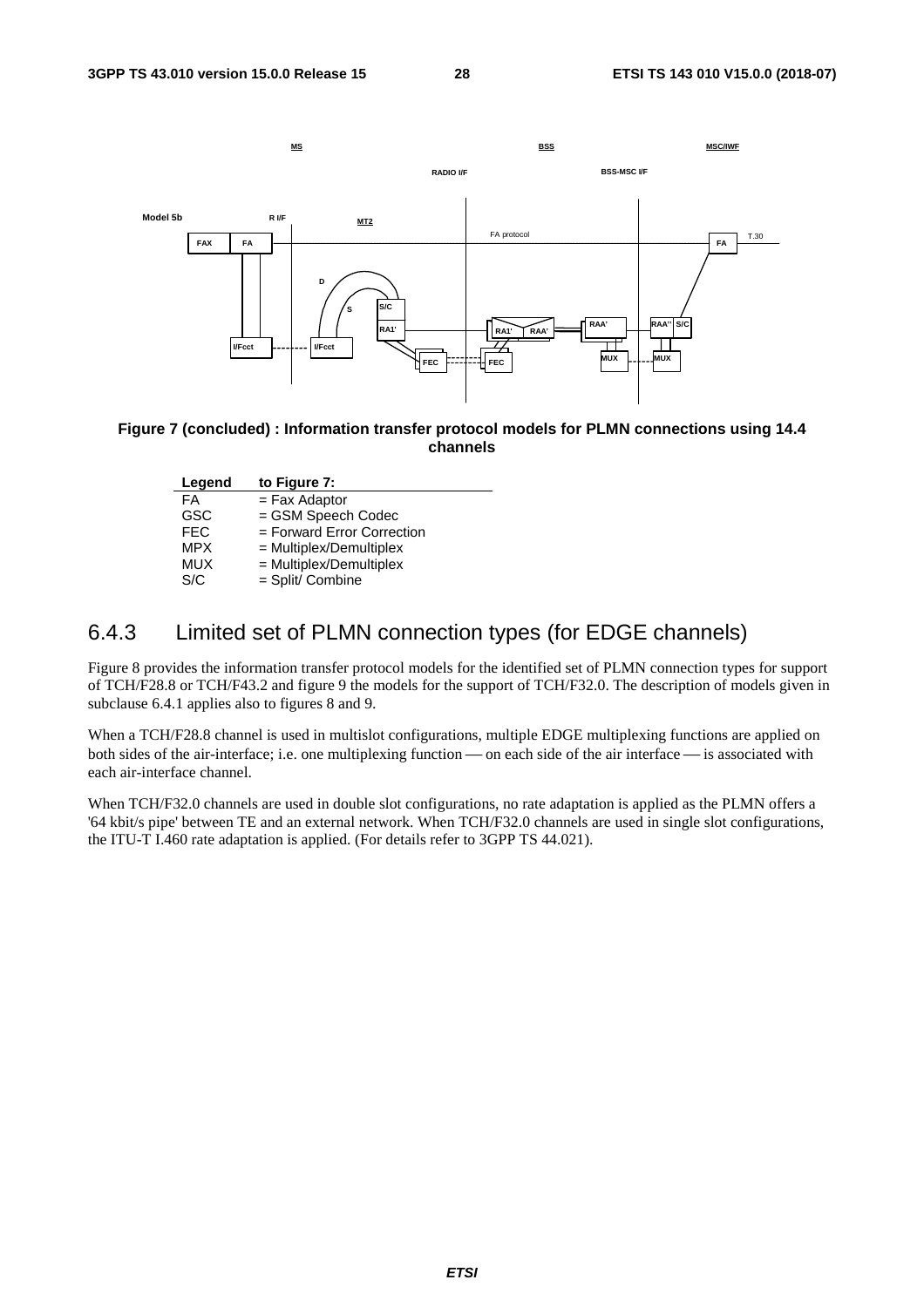**Figure 7 (concluded) : Information transfer protocol models for PLMN connections using 14.4 channels**

| Legend | to Figure 7: |
| --- | --- |
| FA | = Fax Adaptor |
| GSC | = GSM Speech Codec |
| FEC | = Forward Error Correction |
| MPX | = Multiplex/Demultiplex |
| MUX | = Multiplex/Demultiplex |
| S/C | = Split/ Combine |

### 6.4.3 Limited set of PLMN connection types (for EDGE channels)

Figure 8 provides the information transfer protocol models for the identified set of PLMN connection types for support of TCH/F28.8 or TCH/F43.2 and figure 9 the models for the support of TCH/F32.0. The description of models given in subclause 6.4.1 applies also to figures 8 and 9.

When a TCH/F28.8 channel is used in multislot configurations, multiple EDGE multiplexing functions are applied on both sides of the air-interface; i.e. one multiplexing function — on each side of the air interface — is associated with each air-interface channel.

When TCH/F32.0 channels are used in double slot configurations, no rate adaptation is applied as the PLMN offers a '64 kbit/s pipe' between TE and an external network. When TCH/F32.0 channels are used in single slot configurations, the ITU-T I.460 rate adaptation is applied. (For details refer to 3GPP TS 44.021).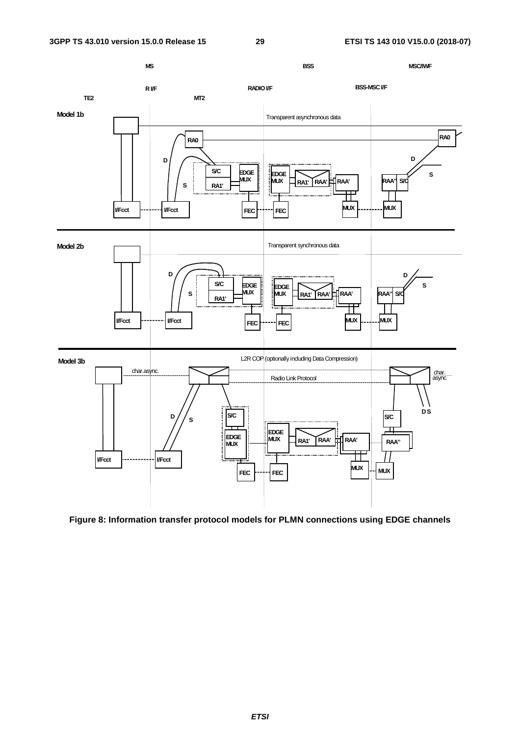Figure 8: Information transfer protocol models for PLMN connections using EDGE channels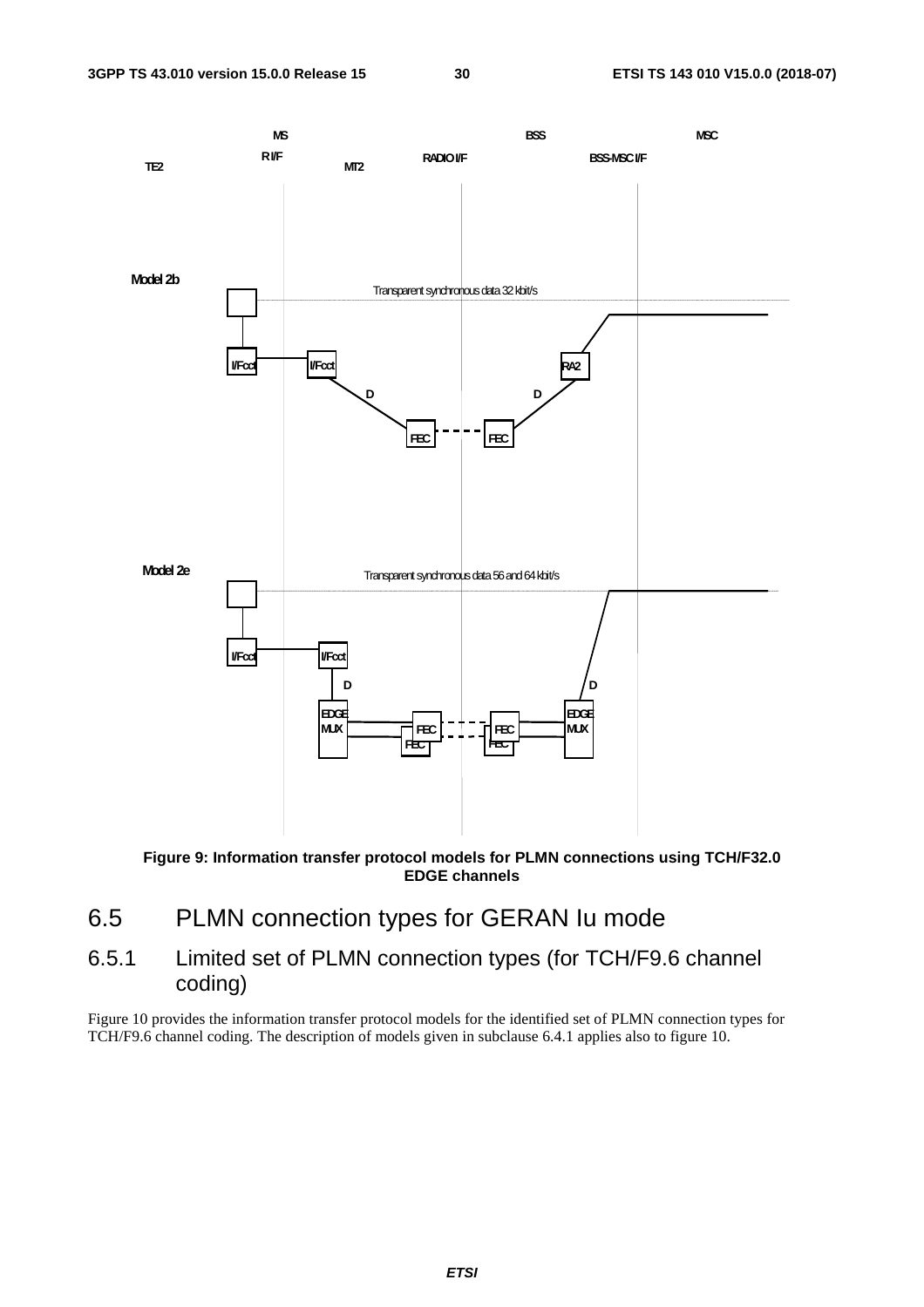MS | BSS | MSC

TE2 | R I/F | MT2 | RADIO I/F | BSS-MSC I/F

Model 2b

Transparent synchronous data 32 kbit/s

I/Fcct | I/Fcct | RA2

D | D

FEC | FEC

Model 2e

Transparent synchronous data 56 and 64 kbit/s

I/Fcct | I/Fcct

D | D

EDGE MUX | FEC | FEC | FEC | FEC | EDGE MUX

**Figure 9: Information transfer protocol models for PLMN connections using TCH/F32.0 EDGE channels**

## 6.5 PLMN connection types for GERAN Iu mode

### 6.5.1 Limited set of PLMN connection types (for TCH/F9.6 channel coding)

Figure 10 provides the information transfer protocol models for the identified set of PLMN connection types for TCH/F9.6 channel coding. The description of models given in subclause 6.4.1 applies also to figure 10.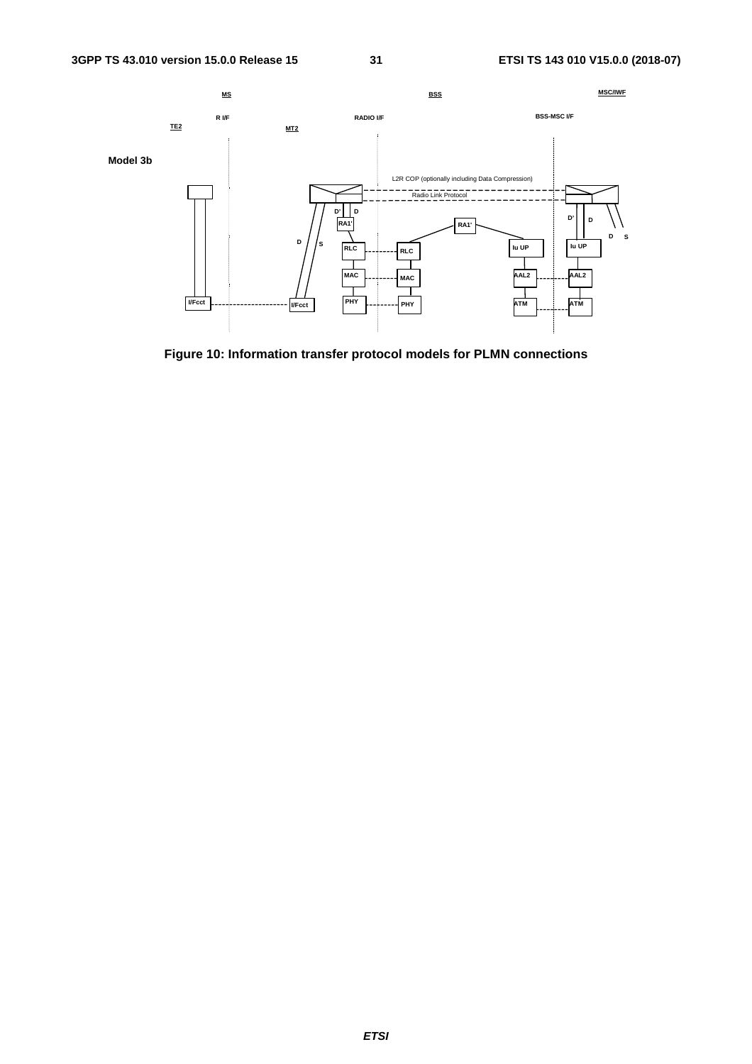Figure 10: Information transfer protocol models for PLMN connections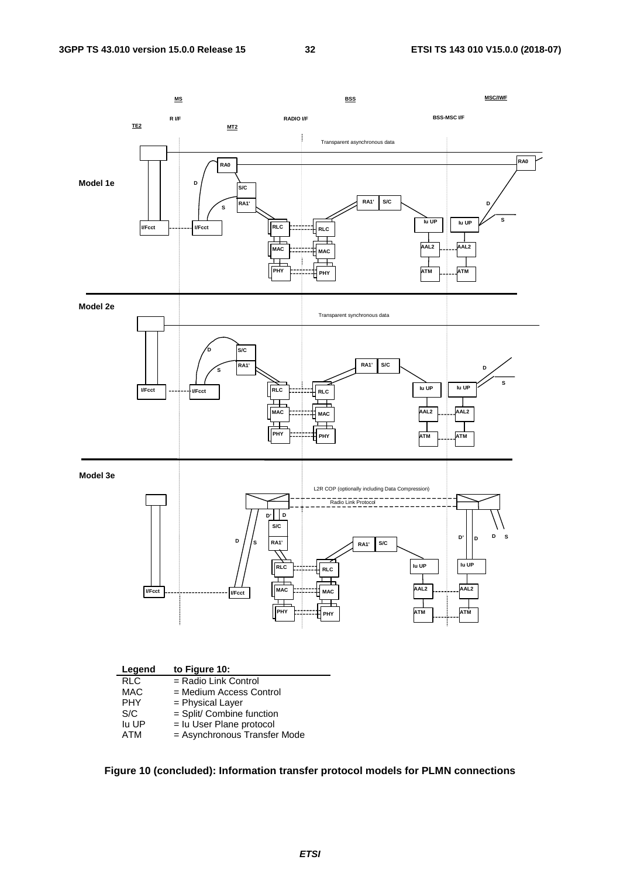| Legend | to Figure 10: |
|---|---|
| RLC | = Radio Link Control |
| MAC | = Medium Access Control |
| PHY | = Physical Layer |
| S/C | = Split/ Combine function |
| Iu UP | = Iu User Plane protocol |
| ATM | = Asynchronous Transfer Mode |

**Figure 10 (concluded): Information transfer protocol models for PLMN connections**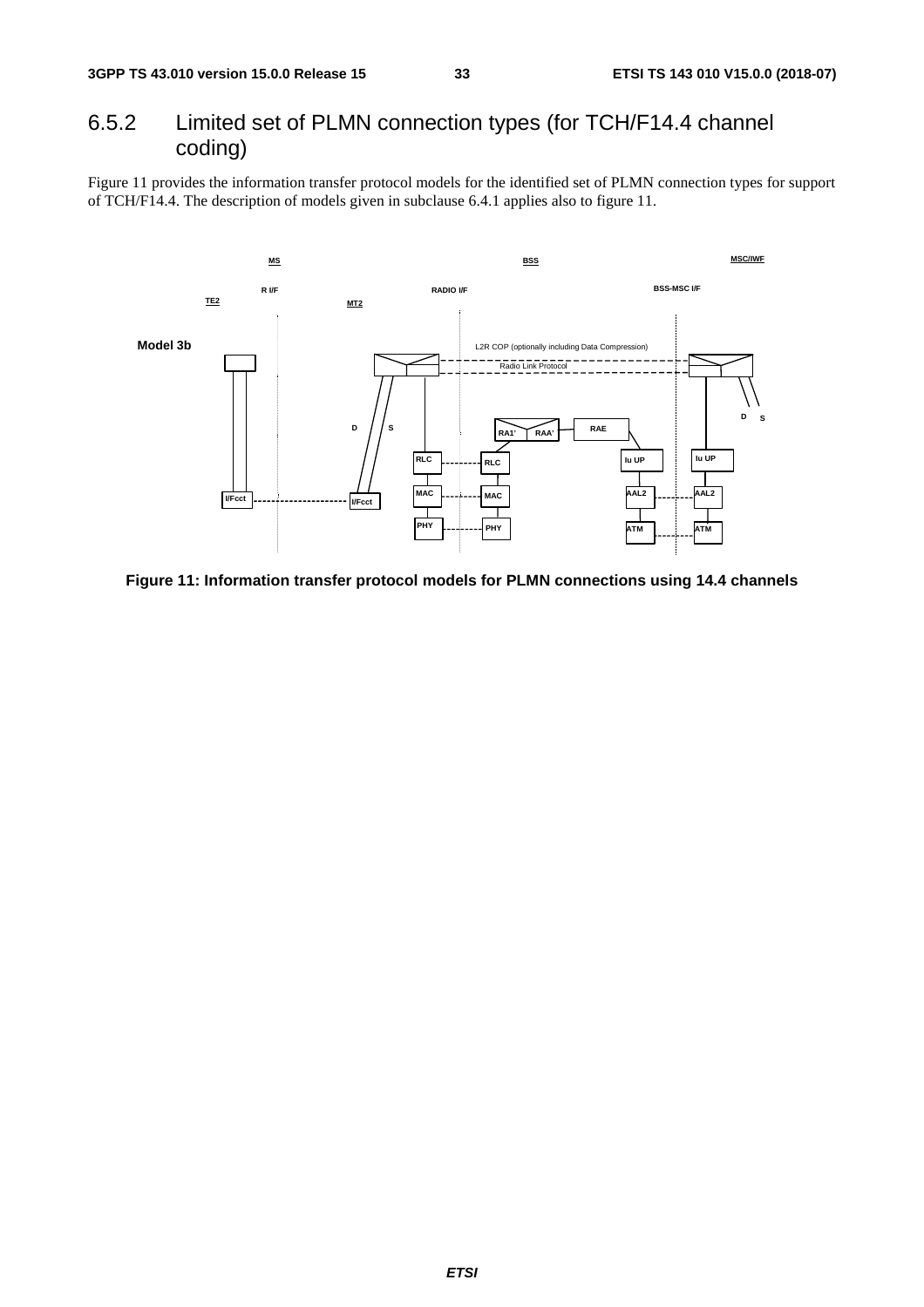## 6.5.2 Limited set of PLMN connection types (for TCH/F14.4 channel coding)

Figure 11 provides the information transfer protocol models for the identified set of PLMN connection types for support of TCH/F14.4. The description of models given in subclause 6.4.1 applies also to figure 11.

**Figure 11: Information transfer protocol models for PLMN connections using 14.4 channels**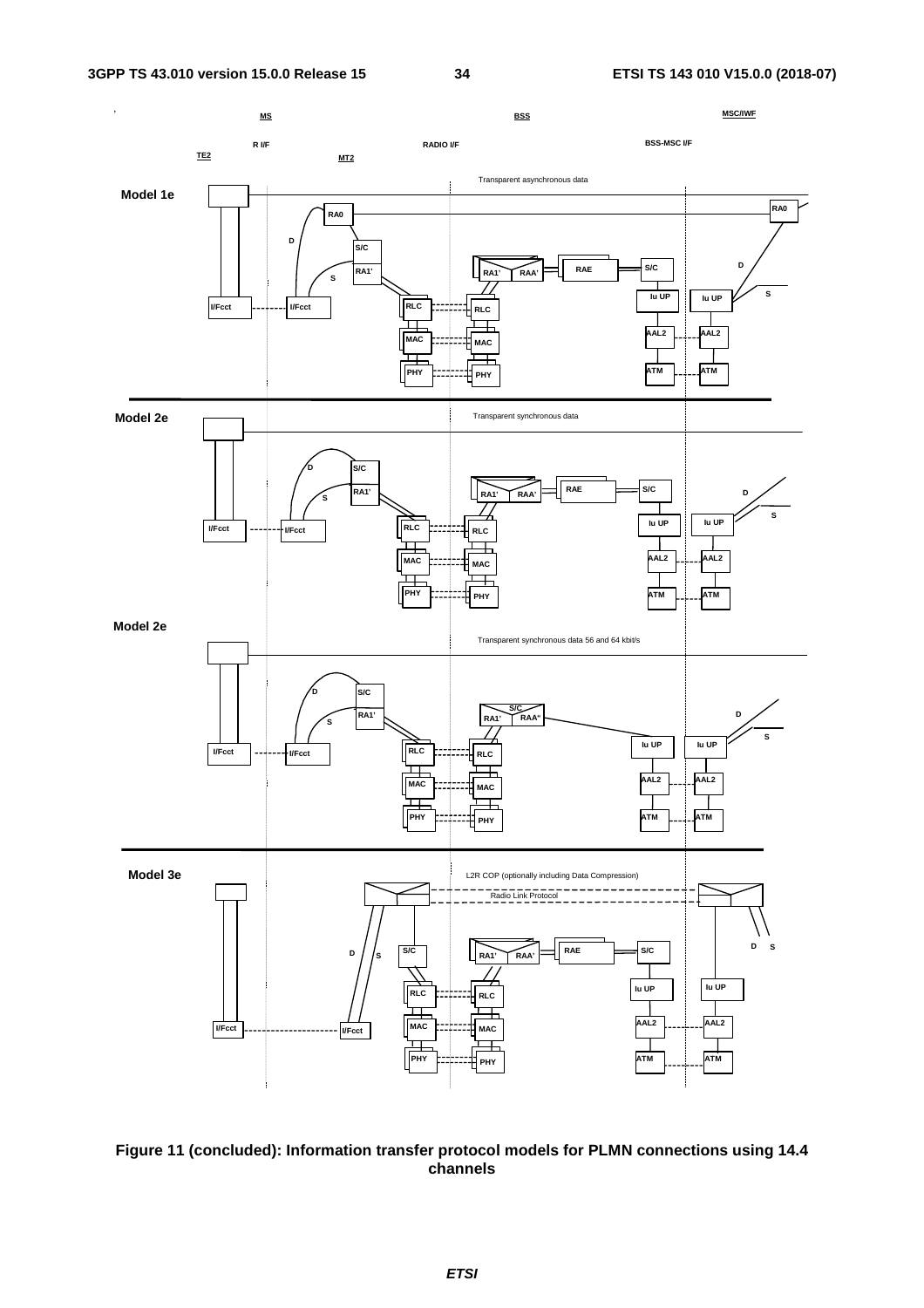Figure 11 (concluded): Information transfer protocol models for PLMN connections using 14.4 channels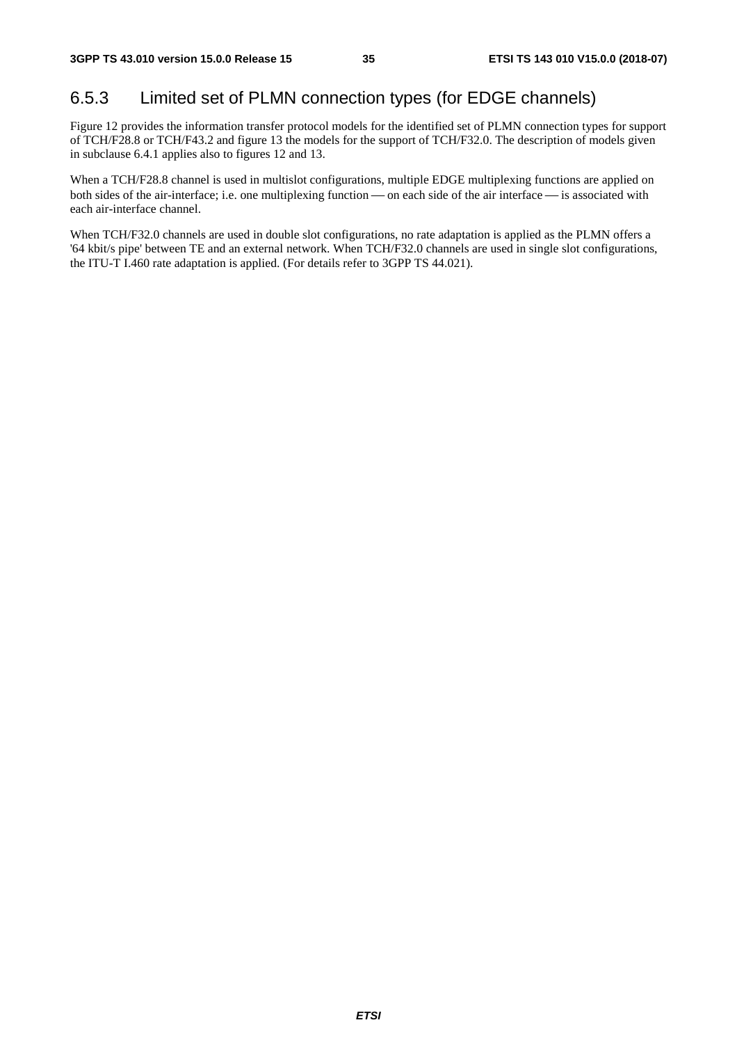### 6.5.3 Limited set of PLMN connection types (for EDGE channels)

Figure 12 provides the information transfer protocol models for the identified set of PLMN connection types for support of TCH/F28.8 or TCH/F43.2 and figure 13 the models for the support of TCH/F32.0. The description of models given in subclause 6.4.1 applies also to figures 12 and 13.

When a TCH/F28.8 channel is used in multislot configurations, multiple EDGE multiplexing functions are applied on both sides of the air-interface; i.e. one multiplexing function — on each side of the air interface — is associated with each air-interface channel.

When TCH/F32.0 channels are used in double slot configurations, no rate adaptation is applied as the PLMN offers a '64 kbit/s pipe' between TE and an external network. When TCH/F32.0 channels are used in single slot configurations, the ITU-T I.460 rate adaptation is applied. (For details refer to 3GPP TS 44.021).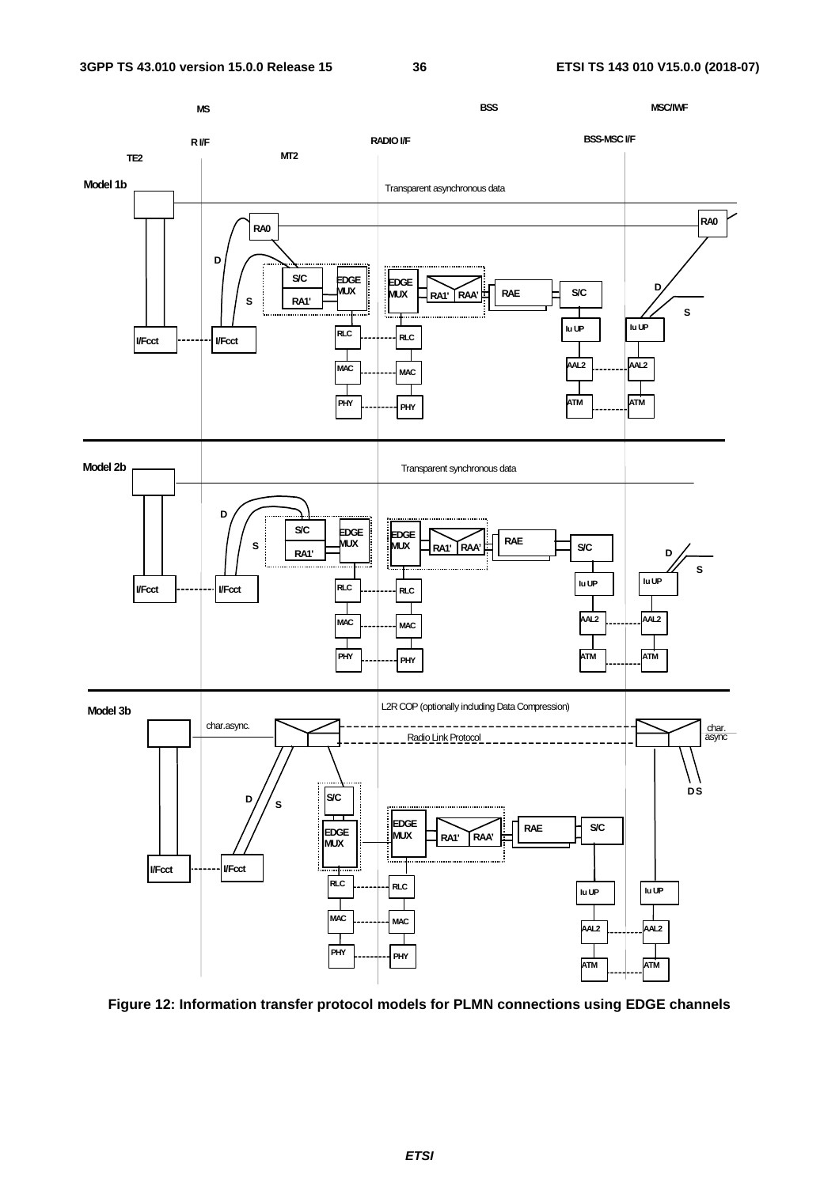Figure 12: Information transfer protocol models for PLMN connections using EDGE channels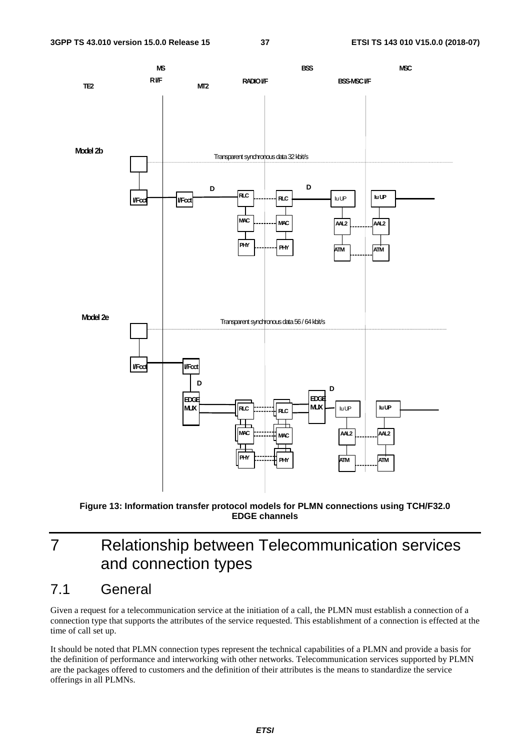Figure 13: Information transfer protocol models for PLMN connections using TCH/F32.0 EDGE channels

# 7 Relationship between Telecommunication services and connection types

## 7.1 General

Given a request for a telecommunication service at the initiation of a call, the PLMN must establish a connection of a connection type that supports the attributes of the service requested. This establishment of a connection is effected at the time of call set up.

It should be noted that PLMN connection types represent the technical capabilities of a PLMN and provide a basis for the definition of performance and interworking with other networks. Telecommunication services supported by PLMN are the packages offered to customers and the definition of their attributes is the means to standardize the service offerings in all PLMNs.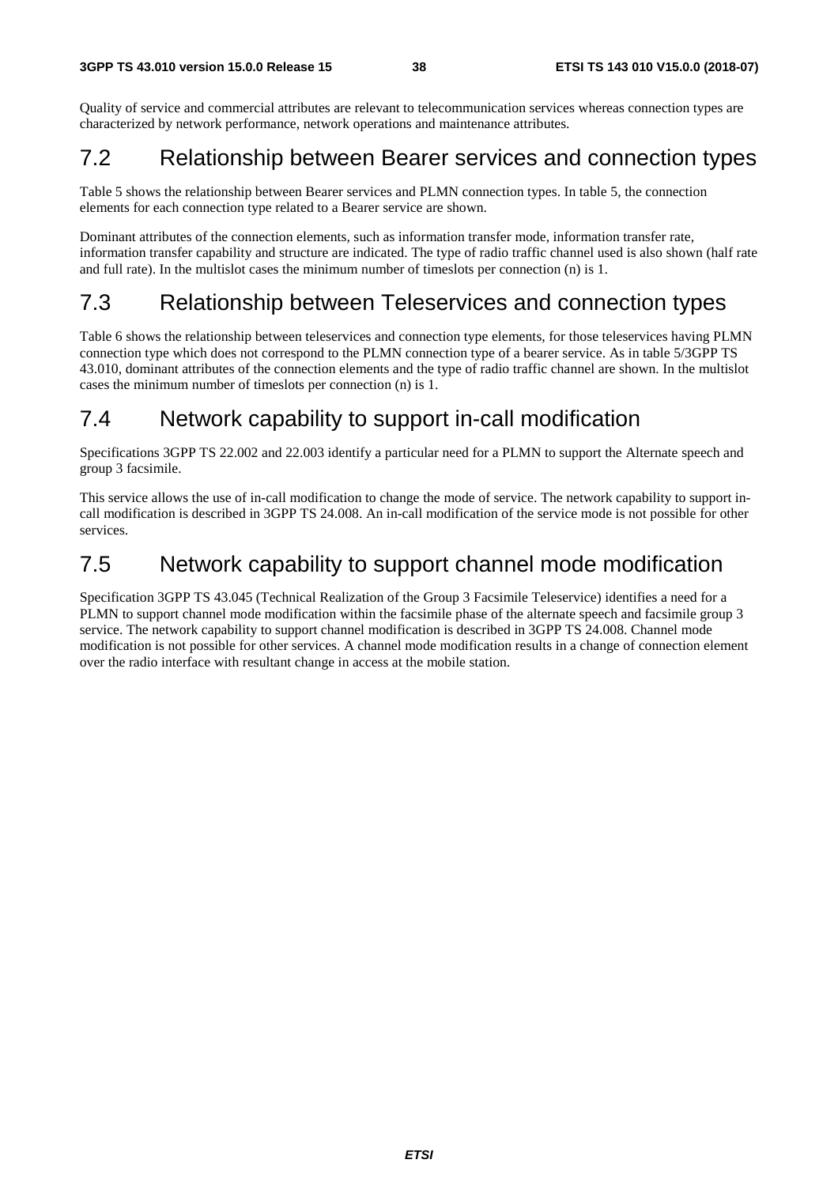Quality of service and commercial attributes are relevant to telecommunication services whereas connection types are characterized by network performance, network operations and maintenance attributes.

## 7.2 Relationship between Bearer services and connection types

Table 5 shows the relationship between Bearer services and PLMN connection types. In table 5, the connection elements for each connection type related to a Bearer service are shown.

Dominant attributes of the connection elements, such as information transfer mode, information transfer rate, information transfer capability and structure are indicated. The type of radio traffic channel used is also shown (half rate and full rate). In the multislot cases the minimum number of timeslots per connection (n) is 1.

## 7.3 Relationship between Teleservices and connection types

Table 6 shows the relationship between teleservices and connection type elements, for those teleservices having PLMN connection type which does not correspond to the PLMN connection type of a bearer service. As in table 5/3GPP TS 43.010, dominant attributes of the connection elements and the type of radio traffic channel are shown. In the multislot cases the minimum number of timeslots per connection (n) is 1.

## 7.4 Network capability to support in-call modification

Specifications 3GPP TS 22.002 and 22.003 identify a particular need for a PLMN to support the Alternate speech and group 3 facsimile.

This service allows the use of in-call modification to change the mode of service. The network capability to support in-call modification is described in 3GPP TS 24.008. An in-call modification of the service mode is not possible for other services.

## 7.5 Network capability to support channel mode modification

Specification 3GPP TS 43.045 (Technical Realization of the Group 3 Facsimile Teleservice) identifies a need for a PLMN to support channel mode modification within the facsimile phase of the alternate speech and facsimile group 3 service. The network capability to support channel modification is described in 3GPP TS 24.008. Channel mode modification is not possible for other services. A channel mode modification results in a change of connection element over the radio interface with resultant change in access at the mobile station.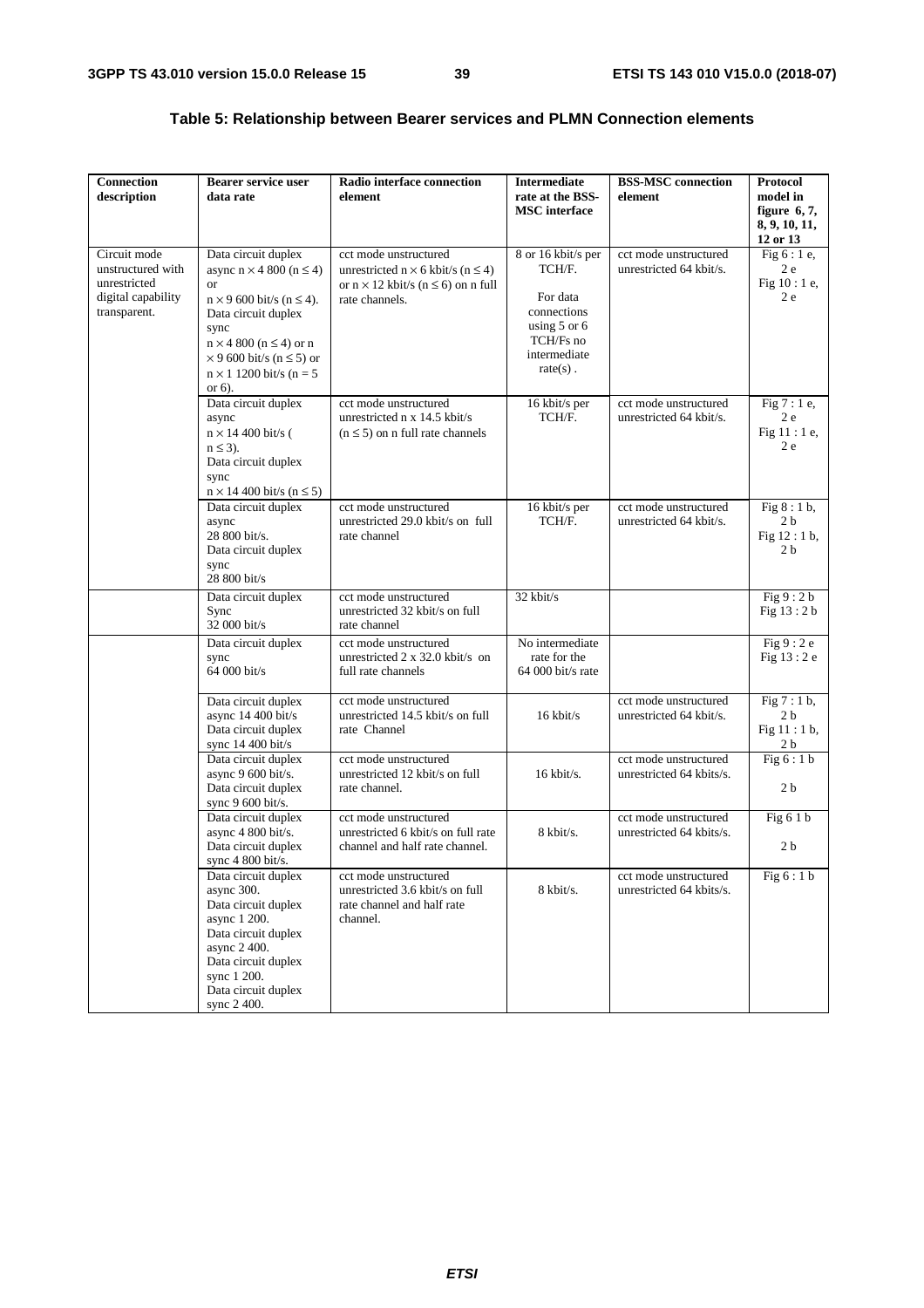## Table 5: Relationship between Bearer services and PLMN Connection elements

| Connection description | Bearer service user data rate | Radio interface connection element | Intermediate rate at the BSS-MSC interface | BSS-MSC connection element | Protocol model in figure 6, 7, 8, 9, 10, 11, 12 or 13 |
|---|---|---|---|---|---|
| Circuit mode unstructured with unrestricted digital capability transparent. | Data circuit duplex async $n \times 4\,800$ ($n \leq 4$) or $n \times 9\,600$ bit/s ($n \leq 4$). Data circuit duplex sync $n \times 4\,800$ ($n \leq 4$) or $n \times 9\,600$ bit/s ($n \leq 5$) or $n \times 1\,1200$ bit/s ($n = 5$ or 6). | cct mode unstructured unrestricted $n \times 6$ kbit/s ($n \leq 4$) or $n \times 12$ kbit/s ($n \leq 6$) on n full rate channels. | 8 or 16 kbit/s per TCH/F. For data connections using 5 or 6 TCH/Fs no intermediate rate(s) . | cct mode unstructured unrestricted 64 kbit/s. | Fig 6 : 1 e, 2 e Fig 10 : 1 e, 2 e |
| | Data circuit duplex async $n \times 14\,400$ bit/s ( $n \leq 3$). Data circuit duplex sync $n \times 14\,400$ bit/s ($n \leq 5$) | cct mode unstructured unrestricted n x 14.5 kbit/s ($n \leq 5$) on n full rate channels | 16 kbit/s per TCH/F. | cct mode unstructured unrestricted 64 kbit/s. | Fig 7 : 1 e, 2 e Fig 11 : 1 e, 2 e |
| | Data circuit duplex async 28 800 bit/s. Data circuit duplex sync 28 800 bit/s | cct mode unstructured unrestricted 29.0 kbit/s on full rate channel | 16 kbit/s per TCH/F. | cct mode unstructured unrestricted 64 kbit/s. | Fig 8 : 1 b, 2 b Fig 12 : 1 b, 2 b |
| | Data circuit duplex Sync 32 000 bit/s | cct mode unstructured unrestricted 32 kbit/s on full rate channel | 32 kbit/s | | Fig 9 : 2 b Fig 13 : 2 b |
| | Data circuit duplex sync 64 000 bit/s | cct mode unstructured unrestricted 2 x 32.0 kbit/s on full rate channels | No intermediate rate for the 64 000 bit/s rate | | Fig 9 : 2 e Fig 13 : 2 e |
| | Data circuit duplex async 14 400 bit/s Data circuit duplex sync 14 400 bit/s | cct mode unstructured unrestricted 14.5 kbit/s on full rate Channel | 16 kbit/s | cct mode unstructured unrestricted 64 kbit/s. | Fig 7 : 1 b, 2 b Fig 11 : 1 b, 2 b |
| | Data circuit duplex async 9 600 bit/s. Data circuit duplex sync 9 600 bit/s. | cct mode unstructured unrestricted 12 kbit/s on full rate channel. | 16 kbit/s. | cct mode unstructured unrestricted 64 kbits/s. | Fig 6 : 1 b 2 b |
| | Data circuit duplex async 4 800 bit/s. Data circuit duplex sync 4 800 bit/s. | cct mode unstructured unrestricted 6 kbit/s on full rate channel and half rate channel. | 8 kbit/s. | cct mode unstructured unrestricted 64 kbits/s. | Fig 6 1 b 2 b |
| | Data circuit duplex async 300. Data circuit duplex async 1 200. Data circuit duplex async 2 400. Data circuit duplex sync 1 200. Data circuit duplex sync 2 400. | cct mode unstructured unrestricted 3.6 kbit/s on full rate channel and half rate channel. | 8 kbit/s. | cct mode unstructured unrestricted 64 kbits/s. | Fig 6 : 1 b |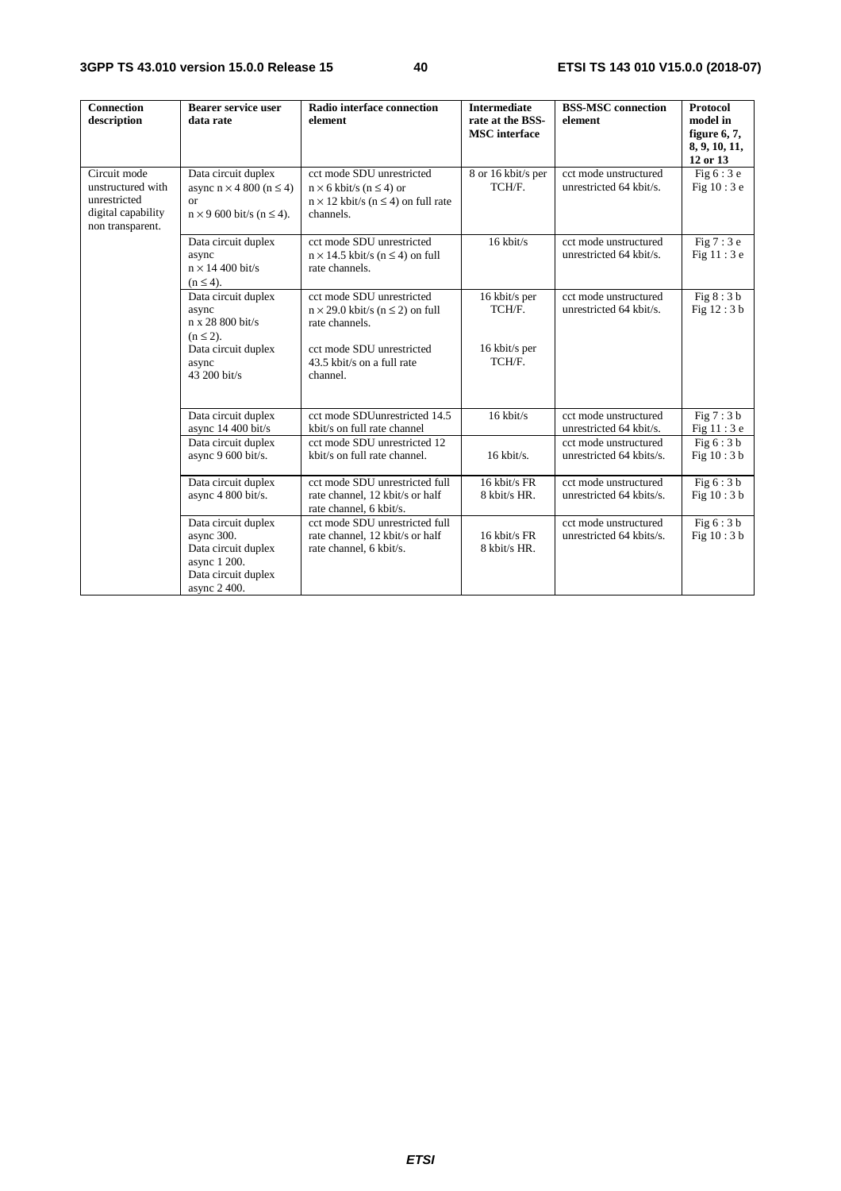| Connection description | Bearer service user data rate | Radio interface connection element | Intermediate rate at the BSS-MSC interface | BSS-MSC connection element | Protocol model in figure 6, 7, 8, 9, 10, 11, 12 or 13 |
| --- | --- | --- | --- | --- | --- |
| Circuit mode unstructured with unrestricted digital capability non transparent. | Data circuit duplex async $n \times 4\,800$ ($n \leq 4$) or $n \times 9\,600$ bit/s ($n \leq 4$). | cct mode SDU unrestricted $n \times 6$ kbit/s ($n \leq 4$) or $n \times 12$ kbit/s ($n \leq 4$) on full rate channels. | 8 or 16 kbit/s per TCH/F. | cct mode unstructured unrestricted 64 kbit/s. | Fig 6 : 3 e<br>Fig 10 : 3 e |
| | Data circuit duplex async $n \times 14\,400$ bit/s ($n \leq 4$). | cct mode SDU unrestricted $n \times 14.5$ kbit/s ($n \leq 4$) on full rate channels. | 16 kbit/s | cct mode unstructured unrestricted 64 kbit/s. | Fig 7 : 3 e<br>Fig 11 : 3 e |
| | Data circuit duplex async n x 28 800 bit/s ($n \leq 2$).<br>Data circuit duplex async 43 200 bit/s | cct mode SDU unrestricted $n \times 29.0$ kbit/s ($n \leq 2$) on full rate channels.<br>cct mode SDU unrestricted 43.5 kbit/s on a full rate channel. | 16 kbit/s per TCH/F.<br>16 kbit/s per TCH/F. | cct mode unstructured unrestricted 64 kbit/s. | Fig 8 : 3 b<br>Fig 12 : 3 b |
| | Data circuit duplex async 14 400 bit/s | cct mode SDUunrestricted 14.5 kbit/s on full rate channel | 16 kbit/s | cct mode unstructured unrestricted 64 kbit/s. | Fig 7 : 3 b<br>Fig 11 : 3 e |
| | Data circuit duplex async 9 600 bit/s. | cct mode SDU unrestricted 12 kbit/s on full rate channel. | 16 kbit/s. | cct mode unstructured unrestricted 64 kbits/s. | Fig 6 : 3 b<br>Fig 10 : 3 b |
| | Data circuit duplex async 4 800 bit/s. | cct mode SDU unrestricted full rate channel, 12 kbit/s or half rate channel, 6 kbit/s. | 16 kbit/s FR<br>8 kbit/s HR. | cct mode unstructured unrestricted 64 kbits/s. | Fig 6 : 3 b<br>Fig 10 : 3 b |
| | Data circuit duplex async 300.<br>Data circuit duplex async 1 200.<br>Data circuit duplex async 2 400. | cct mode SDU unrestricted full rate channel, 12 kbit/s or half rate channel, 6 kbit/s. | 16 kbit/s FR<br>8 kbit/s HR. | cct mode unstructured unrestricted 64 kbits/s. | Fig 6 : 3 b<br>Fig 10 : 3 b |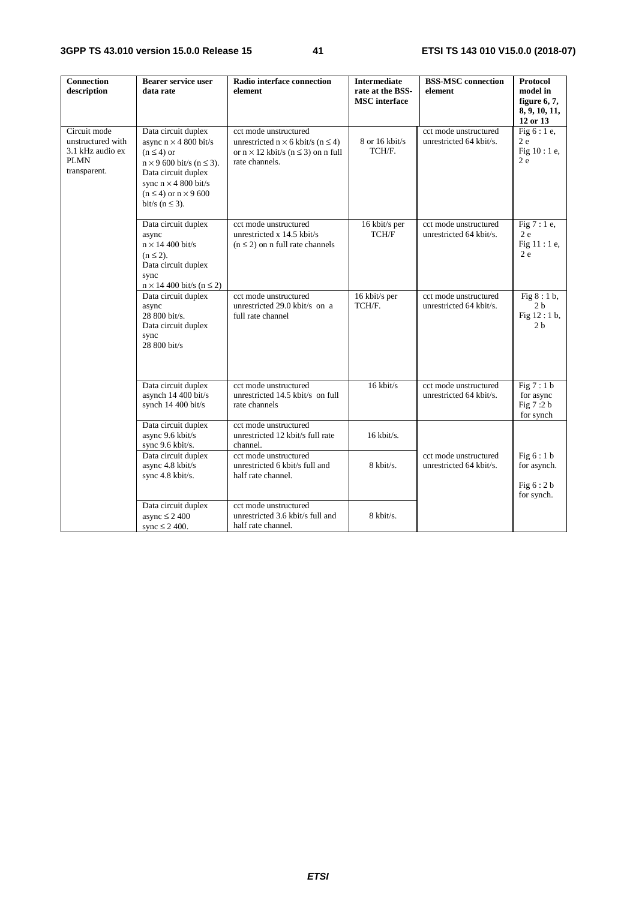| Connection description | Bearer service user data rate | Radio interface connection element | Intermediate rate at the BSS-MSC interface | BSS-MSC connection element | Protocol model in figure 6, 7, 8, 9, 10, 11, 12 or 13 |
|---|---|---|---|---|---|
| Circuit mode unstructured with 3.1 kHz audio ex PLMN transparent. | Data circuit duplex async n × 4 800 bit/s (n ≤ 4) or n × 9 600 bit/s (n ≤ 3). Data circuit duplex sync n × 4 800 bit/s (n ≤ 4) or n × 9 600 bit/s (n ≤ 3). | cct mode unstructured unrestricted n × 6 kbit/s (n ≤ 4) or n × 12 kbit/s (n ≤ 3) on n full rate channels. | 8 or 16 kbit/s TCH/F. | cct mode unstructured unrestricted 64 kbit/s. | Fig 6 : 1 e, 2 e Fig 10 : 1 e, 2 e |
| | Data circuit duplex async n × 14 400 bit/s (n ≤ 2). Data circuit duplex sync n × 14 400 bit/s (n ≤ 2) | cct mode unstructured unrestricted x 14.5 kbit/s (n ≤ 2) on n full rate channels | 16 kbit/s per TCH/F | cct mode unstructured unrestricted 64 kbit/s. | Fig 7 : 1 e, 2 e Fig 11 : 1 e, 2 e |
| | Data circuit duplex async 28 800 bit/s. Data circuit duplex sync 28 800 bit/s | cct mode unstructured unrestricted 29.0 kbit/s on a full rate channel | 16 kbit/s per TCH/F. | cct mode unstructured unrestricted 64 kbit/s. | Fig 8 : 1 b, 2 b Fig 12 : 1 b, 2 b |
| | Data circuit duplex asynch 14 400 bit/s synch 14 400 bit/s | cct mode unstructured unrestricted 14.5 kbit/s on full rate channels | 16 kbit/s | cct mode unstructured unrestricted 64 kbit/s. | Fig 7 : 1 b for async Fig 7 :2 b for synch |
| | Data circuit duplex async 9.6 kbit/s sync 9.6 kbit/s. | cct mode unstructured unrestricted 12 kbit/s full rate channel. | 16 kbit/s. | cct mode unstructured unrestricted 64 kbit/s. | Fig 6 : 1 b for asynch. Fig 6 : 2 b for synch. |
| | Data circuit duplex async 4.8 kbit/s sync 4.8 kbit/s. | cct mode unstructured unrestricted 6 kbit/s full and half rate channel. | 8 kbit/s. | | |
| | Data circuit duplex async ≤ 2 400 sync ≤ 2 400. | cct mode unstructured unrestricted 3.6 kbit/s full and half rate channel. | 8 kbit/s. | | |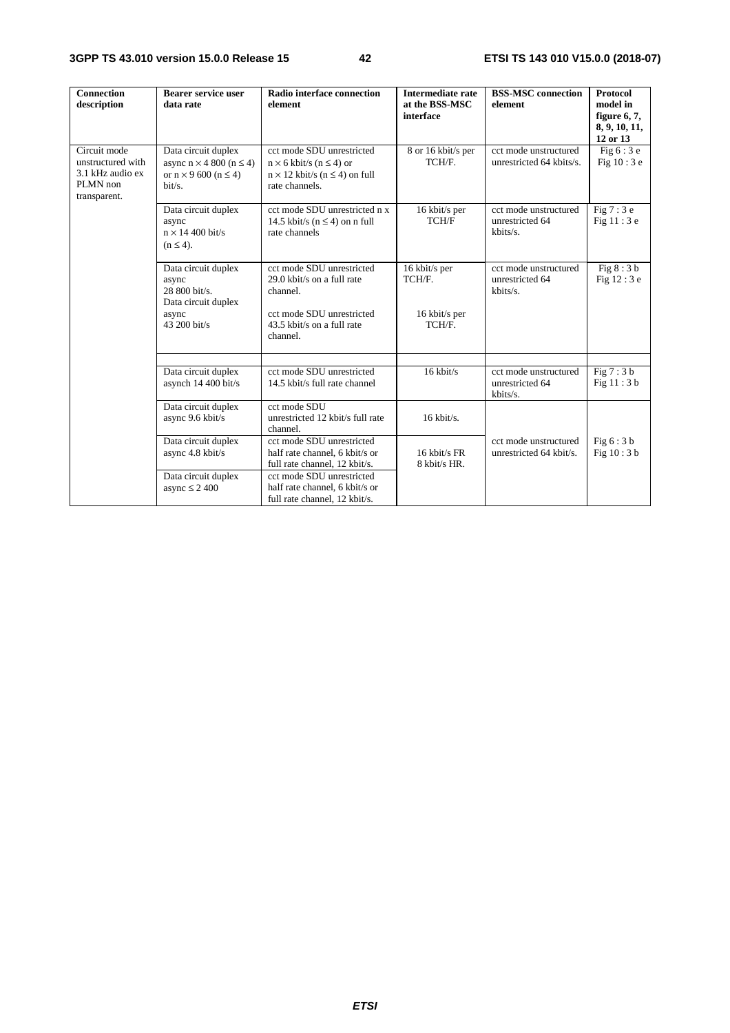| Connection description | Bearer service user data rate | Radio interface connection element | Intermediate rate at the BSS-MSC interface | BSS-MSC connection element | Protocol model in figure 6, 7, 8, 9, 10, 11, 12 or 13 |
|---|---|---|---|---|---|
| Circuit mode unstructured with 3.1 kHz audio ex PLMN non transparent. | Data circuit duplex async n × 4 800 (n ≤ 4) or n × 9 600 (n ≤ 4) bit/s. | cct mode SDU unrestricted n × 6 kbit/s (n ≤ 4) or n × 12 kbit/s (n ≤ 4) on full rate channels. | 8 or 16 kbit/s per TCH/F. | cct mode unstructured unrestricted 64 kbits/s. | Fig 6 : 3 e Fig 10 : 3 e |
| | Data circuit duplex async n × 14 400 bit/s (n ≤ 4). | cct mode SDU unrestricted n x 14.5 kbit/s (n ≤ 4) on n full rate channels | 16 kbit/s per TCH/F | cct mode unstructured unrestricted 64 kbits/s. | Fig 7 : 3 e Fig 11 : 3 e |
| | Data circuit duplex async 28 800 bit/s. Data circuit duplex async 43 200 bit/s | cct mode SDU unrestricted 29.0 kbit/s on a full rate channel. cct mode SDU unrestricted 43.5 kbit/s on a full rate channel. | 16 kbit/s per TCH/F. 16 kbit/s per TCH/F. | cct mode unstructured unrestricted 64 kbits/s. | Fig 8 : 3 b Fig 12 : 3 e |
| | | | | | |
| | Data circuit duplex asynch 14 400 bit/s | cct mode SDU unrestricted 14.5 kbit/s full rate channel | 16 kbit/s | cct mode unstructured unrestricted 64 kbits/s. | Fig 7 : 3 b Fig 11 : 3 b |
| | Data circuit duplex async 9.6 kbit/s | cct mode SDU unrestricted 12 kbit/s full rate channel. | 16 kbit/s. | cct mode unstructured unrestricted 64 kbit/s. | Fig 6 : 3 b Fig 10 : 3 b |
| | Data circuit duplex async 4.8 kbit/s | cct mode SDU unrestricted half rate channel, 6 kbit/s or full rate channel, 12 kbit/s. | 16 kbit/s FR 8 kbit/s HR. | | |
| | Data circuit duplex async ≤ 2 400 | cct mode SDU unrestricted half rate channel, 6 kbit/s or full rate channel, 12 kbit/s. | | | |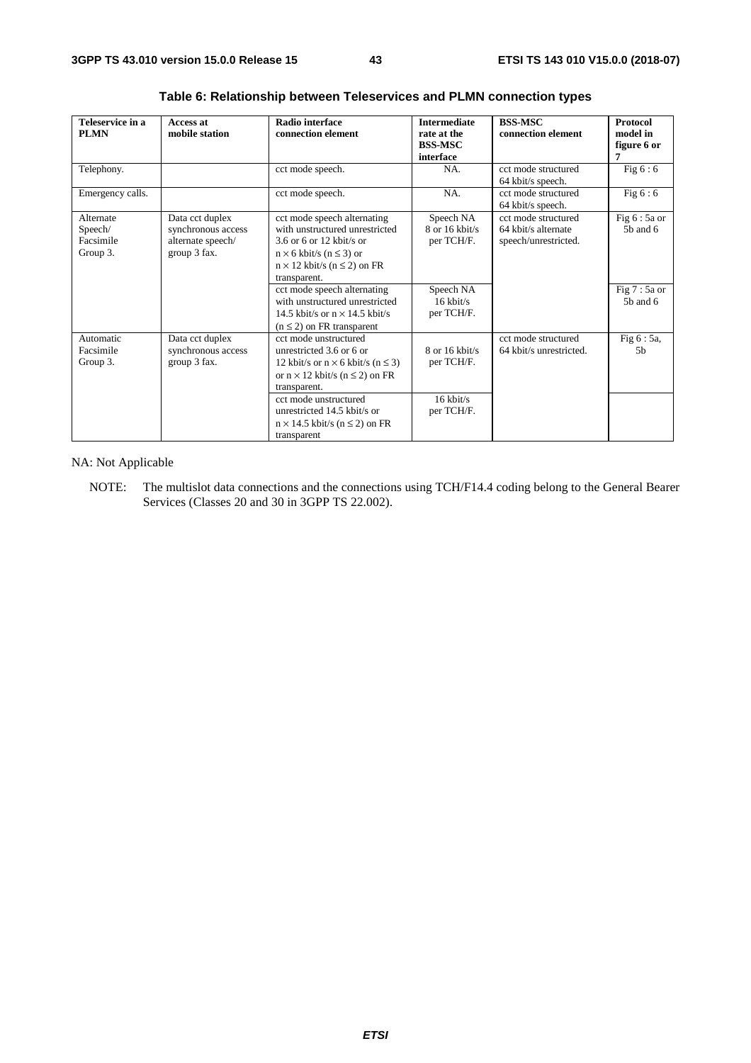**Table 6: Relationship between Teleservices and PLMN connection types**

| Teleservice in a PLMN | Access at mobile station | Radio interface connection element | Intermediate rate at the BSS-MSC interface | BSS-MSC connection element | Protocol model in figure 6 or 7 |
|---|---|---|---|---|---|
| Telephony. | | cct mode speech. | NA. | cct mode structured 64 kbit/s speech. | Fig 6 : 6 |
| Emergency calls. | | cct mode speech. | NA. | cct mode structured 64 kbit/s speech. | Fig 6 : 6 |
| Alternate Speech/ Facsimile Group 3. | Data cct duplex synchronous access alternate speech/ group 3 fax. | cct mode speech alternating with unstructured unrestricted 3.6 or 6 or 12 kbit/s or $n \times 6$ kbit/s ($n \leq 3$) or $n \times 12$ kbit/s ($n \leq 2$) on FR transparent. | Speech NA 8 or 16 kbit/s per TCH/F. | cct mode structured 64 kbit/s alternate speech/unrestricted. | Fig 6 : 5a or 5b and 6 |
| | | cct mode speech alternating with unstructured unrestricted 14.5 kbit/s or $n \times 14.5$ kbit/s ($n \leq 2$) on FR transparent | Speech NA 16 kbit/s per TCH/F. | | Fig 7 : 5a or 5b and 6 |
| Automatic Facsimile Group 3. | Data cct duplex synchronous access group 3 fax. | cct mode unstructured unrestricted 3.6 or 6 or 12 kbit/s or $n \times 6$ kbit/s ($n \leq 3$) or $n \times 12$ kbit/s ($n \leq 2$) on FR transparent. | 8 or 16 kbit/s per TCH/F. | cct mode structured 64 kbit/s unrestricted. | Fig 6 : 5a, 5b |
| | | cct mode unstructured unrestricted 14.5 kbit/s or $n \times 14.5$ kbit/s ($n \leq 2$) on FR transparent | 16 kbit/s per TCH/F. | | |

NA: Not Applicable

NOTE: The multislot data connections and the connections using TCH/F14.4 coding belong to the General Bearer Services (Classes 20 and 30 in 3GPP TS 22.002).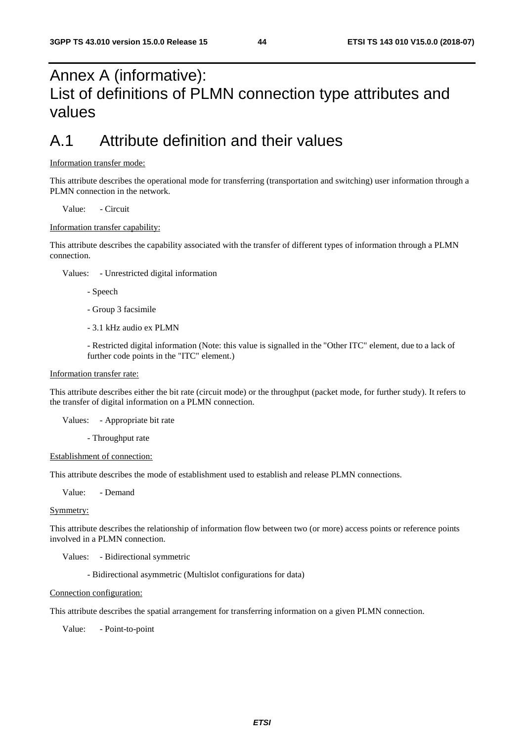# Annex A (informative): List of definitions of PLMN connection type attributes and values

## A.1 Attribute definition and their values

Information transfer mode:

This attribute describes the operational mode for transferring (transportation and switching) user information through a PLMN connection in the network.

Value: - Circuit

Information transfer capability:

This attribute describes the capability associated with the transfer of different types of information through a PLMN connection.

Values: - Unrestricted digital information

- Speech

- Group 3 facsimile

- 3.1 kHz audio ex PLMN

- Restricted digital information (Note: this value is signalled in the "Other ITC" element, due to a lack of further code points in the "ITC" element.)

Information transfer rate:

This attribute describes either the bit rate (circuit mode) or the throughput (packet mode, for further study). It refers to the transfer of digital information on a PLMN connection.

Values: - Appropriate bit rate

- Throughput rate

Establishment of connection:

This attribute describes the mode of establishment used to establish and release PLMN connections.

Value: - Demand

Symmetry:

This attribute describes the relationship of information flow between two (or more) access points or reference points involved in a PLMN connection.

Values: - Bidirectional symmetric

- Bidirectional asymmetric (Multislot configurations for data)

Connection configuration:

This attribute describes the spatial arrangement for transferring information on a given PLMN connection.

Value: - Point-to-point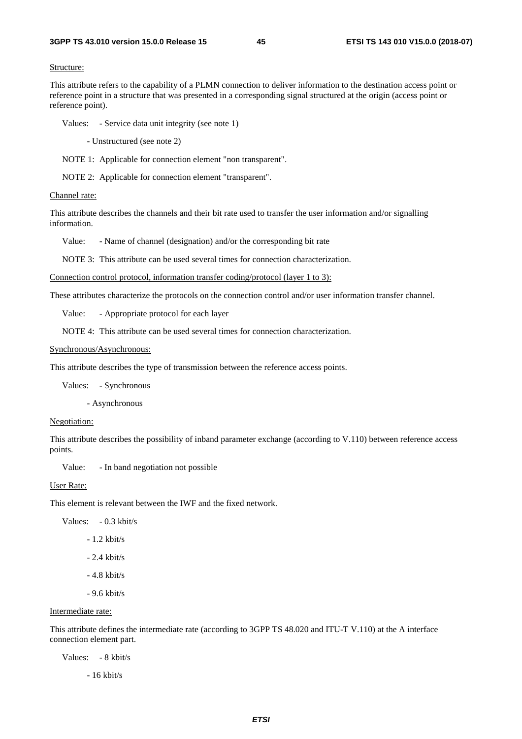Structure:

This attribute refers to the capability of a PLMN connection to deliver information to the destination access point or reference point in a structure that was presented in a corresponding signal structured at the origin (access point or reference point).

Values: - Service data unit integrity (see note 1)

- Unstructured (see note 2)

NOTE 1: Applicable for connection element "non transparent".

NOTE 2: Applicable for connection element "transparent".

Channel rate:

This attribute describes the channels and their bit rate used to transfer the user information and/or signalling information.

Value: - Name of channel (designation) and/or the corresponding bit rate

NOTE 3: This attribute can be used several times for connection characterization.

Connection control protocol, information transfer coding/protocol (layer 1 to 3):

These attributes characterize the protocols on the connection control and/or user information transfer channel.

Value: - Appropriate protocol for each layer

NOTE 4: This attribute can be used several times for connection characterization.

Synchronous/Asynchronous:

This attribute describes the type of transmission between the reference access points.

Values: - Synchronous

- Asynchronous

Negotiation:

This attribute describes the possibility of inband parameter exchange (according to V.110) between reference access points.

Value: - In band negotiation not possible

User Rate:

This element is relevant between the IWF and the fixed network.

Values: - 0.3 kbit/s

- 1.2 kbit/s

- 2.4 kbit/s

- 4.8 kbit/s

- 9.6 kbit/s

Intermediate rate:

This attribute defines the intermediate rate (according to 3GPP TS 48.020 and ITU-T V.110) at the A interface connection element part.

Values: - 8 kbit/s

- 16 kbit/s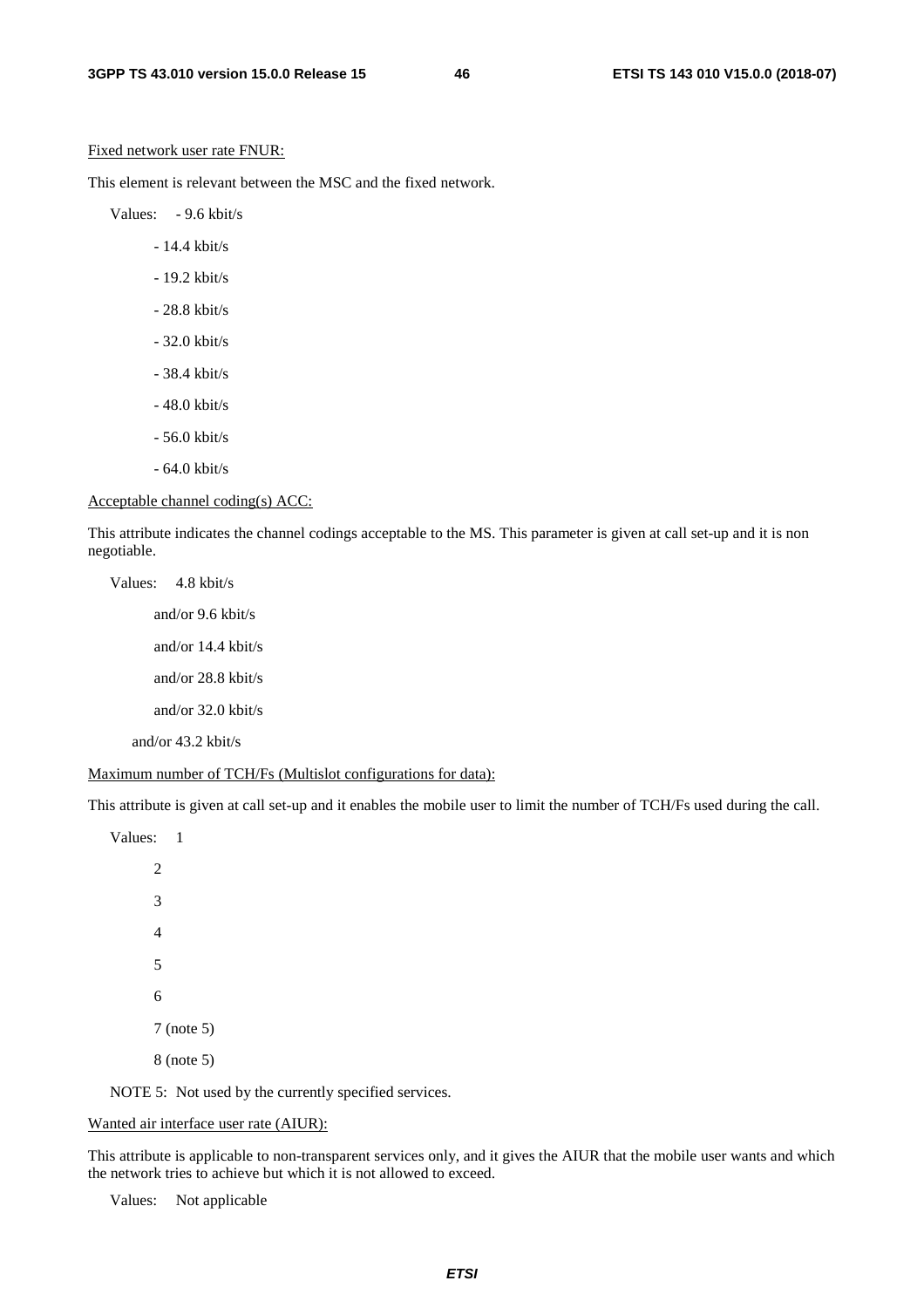Fixed network user rate FNUR:

This element is relevant between the MSC and the fixed network.

Values: - 9.6 kbit/s

- 14.4 kbit/s
- 19.2 kbit/s
- 28.8 kbit/s
- 32.0 kbit/s
- 38.4 kbit/s
- 48.0 kbit/s
- 56.0 kbit/s
- 64.0 kbit/s

Acceptable channel coding(s) ACC:

This attribute indicates the channel codings acceptable to the MS. This parameter is given at call set-up and it is non negotiable.

Values: 4.8 kbit/s

and/or 9.6 kbit/s

and/or 14.4 kbit/s

and/or 28.8 kbit/s

and/or 32.0 kbit/s

and/or 43.2 kbit/s

Maximum number of TCH/Fs (Multislot configurations for data):

This attribute is given at call set-up and it enables the mobile user to limit the number of TCH/Fs used during the call.

Values: 1

2

3

4

5

6

7 (note 5)

8 (note 5)

NOTE 5: Not used by the currently specified services.

Wanted air interface user rate (AIUR):

This attribute is applicable to non-transparent services only, and it gives the AIUR that the mobile user wants and which the network tries to achieve but which it is not allowed to exceed.

Values: Not applicable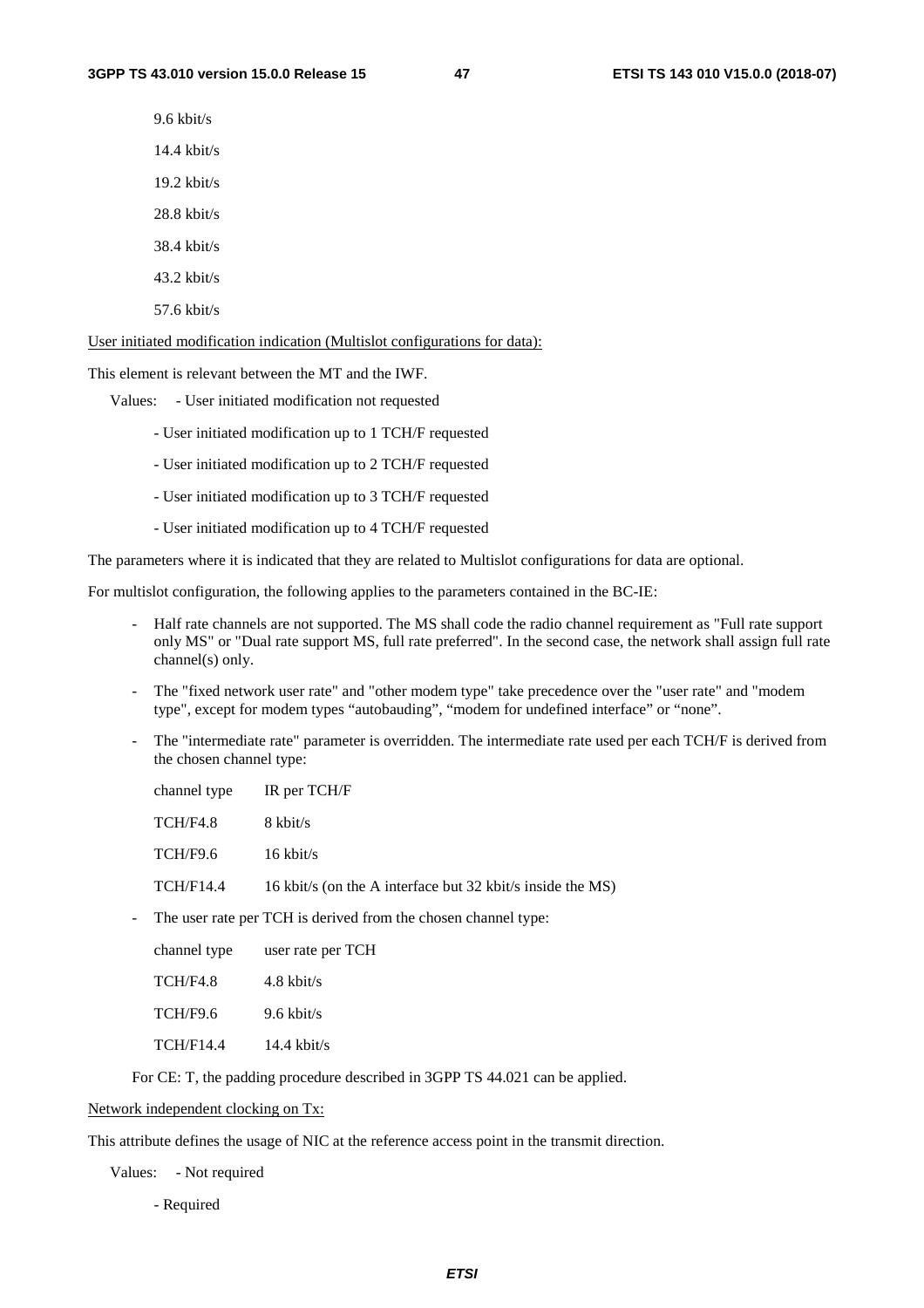9.6 kbit/s

14.4 kbit/s

19.2 kbit/s

28.8 kbit/s

38.4 kbit/s

43.2 kbit/s

57.6 kbit/s

<u>User initiated modification indication (Multislot configurations for data):</u>

This element is relevant between the MT and the IWF.

Values: - User initiated modification not requested

- User initiated modification up to 1 TCH/F requested
- User initiated modification up to 2 TCH/F requested
- User initiated modification up to 3 TCH/F requested
- User initiated modification up to 4 TCH/F requested

The parameters where it is indicated that they are related to Multislot configurations for data are optional.

For multislot configuration, the following applies to the parameters contained in the BC-IE:

- Half rate channels are not supported. The MS shall code the radio channel requirement as "Full rate support only MS" or "Dual rate support MS, full rate preferred". In the second case, the network shall assign full rate channel(s) only.
- The "fixed network user rate" and "other modem type" take precedence over the "user rate" and "modem type", except for modem types “autobauding”, “modem for undefined interface” or “none”.
- The "intermediate rate" parameter is overridden. The intermediate rate used per each TCH/F is derived from the chosen channel type:

| channel type | IR per TCH/F |
|---|---|
| TCH/F4.8 | 8 kbit/s |
| TCH/F9.6 | 16 kbit/s |
| TCH/F14.4 | 16 kbit/s (on the A interface but 32 kbit/s inside the MS) |

- The user rate per TCH is derived from the chosen channel type:

| channel type | user rate per TCH |
|---|---|
| TCH/F4.8 | 4.8 kbit/s |
| TCH/F9.6 | 9.6 kbit/s |
| TCH/F14.4 | 14.4 kbit/s |

For CE: T, the padding procedure described in 3GPP TS 44.021 can be applied.

<u>Network independent clocking on Tx:</u>

This attribute defines the usage of NIC at the reference access point in the transmit direction.

Values: - Not required

- Required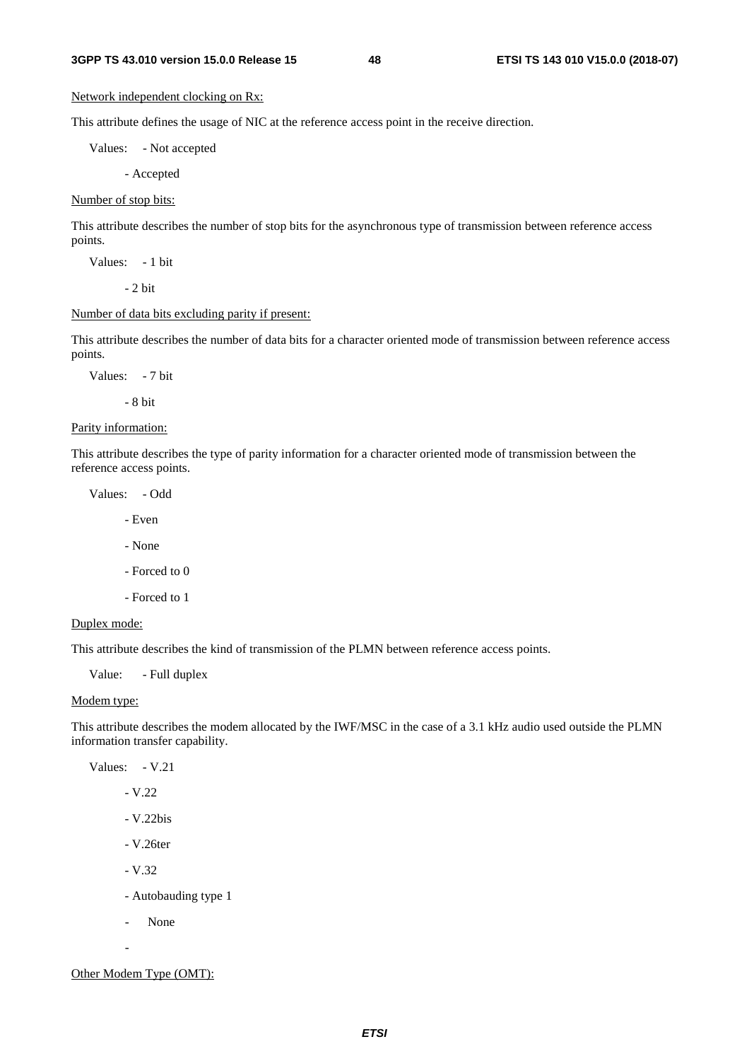Network independent clocking on Rx:

This attribute defines the usage of NIC at the reference access point in the receive direction.

Values: - Not accepted

- Accepted

Number of stop bits:

This attribute describes the number of stop bits for the asynchronous type of transmission between reference access points.

Values: - 1 bit

- 2 bit

Number of data bits excluding parity if present:

This attribute describes the number of data bits for a character oriented mode of transmission between reference access points.

Values: - 7 bit

- 8 bit

Parity information:

This attribute describes the type of parity information for a character oriented mode of transmission between the reference access points.

Values: - Odd

- Even

- None

- Forced to 0

- Forced to 1

Duplex mode:

This attribute describes the kind of transmission of the PLMN between reference access points.

Value: - Full duplex

Modem type:

This attribute describes the modem allocated by the IWF/MSC in the case of a 3.1 kHz audio used outside the PLMN information transfer capability.

Values: - V.21

- V.22

- V.22bis

- V.26ter

- V.32

- Autobauding type 1

- None

-

Other Modem Type (OMT):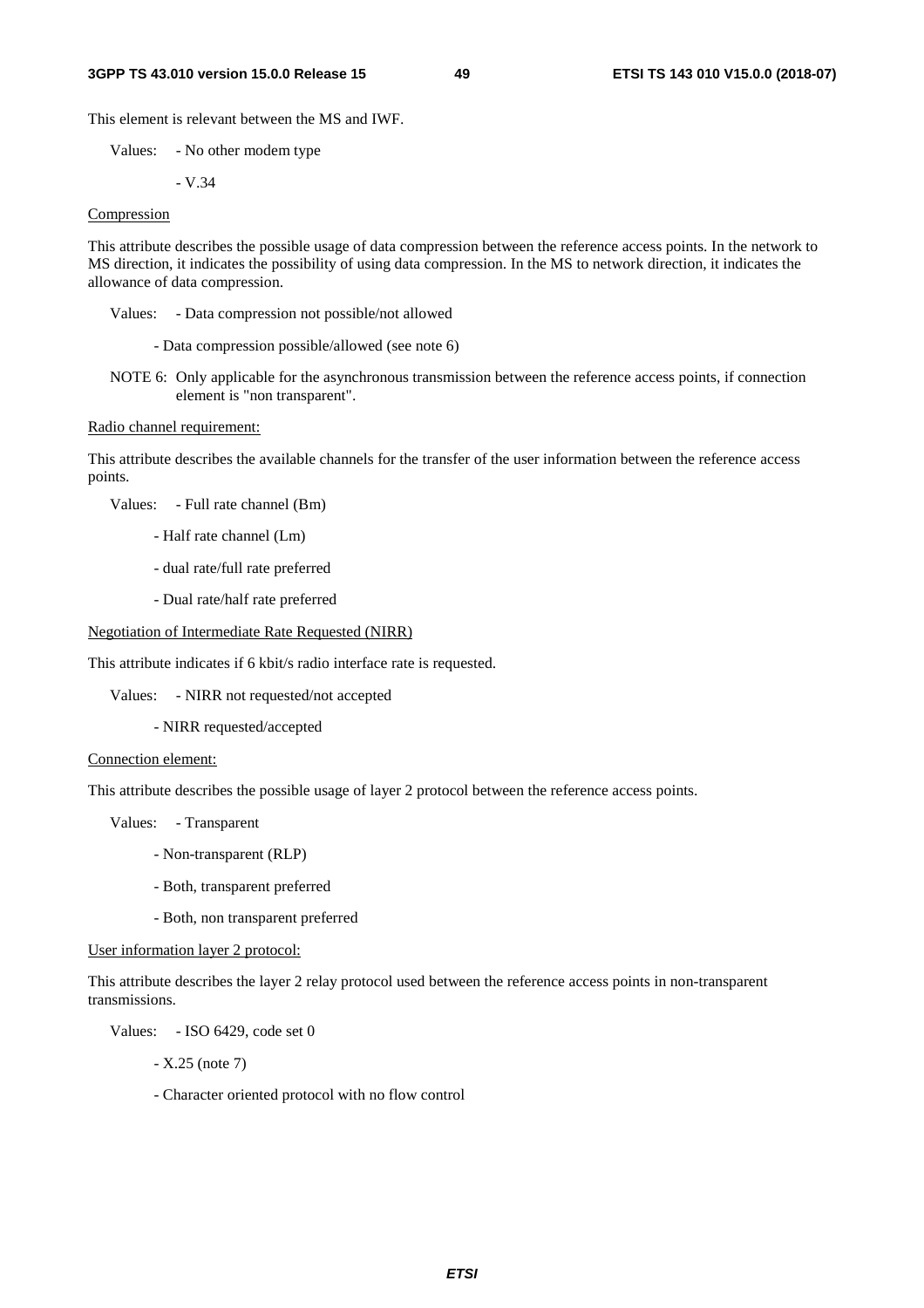This element is relevant between the MS and IWF.

Values: - No other modem type

- V.34

Compression

This attribute describes the possible usage of data compression between the reference access points. In the network to MS direction, it indicates the possibility of using data compression. In the MS to network direction, it indicates the allowance of data compression.

Values: - Data compression not possible/not allowed

- Data compression possible/allowed (see note 6)

NOTE 6: Only applicable for the asynchronous transmission between the reference access points, if connection element is "non transparent".

Radio channel requirement:

This attribute describes the available channels for the transfer of the user information between the reference access points.

Values: - Full rate channel (Bm)

- Half rate channel (Lm)

- dual rate/full rate preferred

- Dual rate/half rate preferred

Negotiation of Intermediate Rate Requested (NIRR)

This attribute indicates if 6 kbit/s radio interface rate is requested.

Values: - NIRR not requested/not accepted

- NIRR requested/accepted

Connection element:

This attribute describes the possible usage of layer 2 protocol between the reference access points.

Values: - Transparent

- Non-transparent (RLP)

- Both, transparent preferred

- Both, non transparent preferred

User information layer 2 protocol:

This attribute describes the layer 2 relay protocol used between the reference access points in non-transparent transmissions.

Values: - ISO 6429, code set 0

- X.25 (note 7)

- Character oriented protocol with no flow control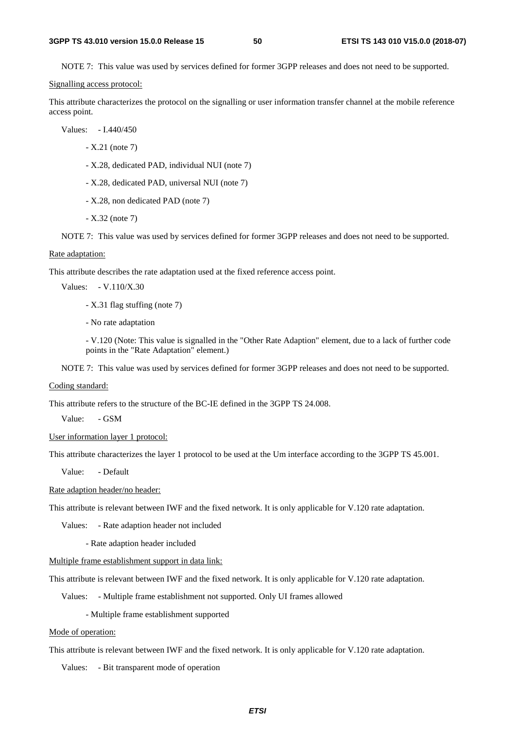NOTE 7: This value was used by services defined for former 3GPP releases and does not need to be supported.

Signalling access protocol:

This attribute characterizes the protocol on the signalling or user information transfer channel at the mobile reference access point.

Values: - I.440/450

- X.21 (note 7)
- X.28, dedicated PAD, individual NUI (note 7)
- X.28, dedicated PAD, universal NUI (note 7)
- X.28, non dedicated PAD (note 7)
- X.32 (note 7)

NOTE 7: This value was used by services defined for former 3GPP releases and does not need to be supported.

Rate adaptation:

This attribute describes the rate adaptation used at the fixed reference access point.

Values: - V.110/X.30

- X.31 flag stuffing (note 7)
- No rate adaptation
- V.120 (Note: This value is signalled in the "Other Rate Adaption" element, due to a lack of further code points in the "Rate Adaptation" element.)

NOTE 7: This value was used by services defined for former 3GPP releases and does not need to be supported.

Coding standard:

This attribute refers to the structure of the BC-IE defined in the 3GPP TS 24.008.

Value: - GSM

User information layer 1 protocol:

This attribute characterizes the layer 1 protocol to be used at the Um interface according to the 3GPP TS 45.001.

Value: - Default

Rate adaption header/no header:

This attribute is relevant between IWF and the fixed network. It is only applicable for V.120 rate adaptation.

Values: - Rate adaption header not included

- Rate adaption header included

Multiple frame establishment support in data link:

This attribute is relevant between IWF and the fixed network. It is only applicable for V.120 rate adaptation.

Values: - Multiple frame establishment not supported. Only UI frames allowed

- Multiple frame establishment supported

Mode of operation:

This attribute is relevant between IWF and the fixed network. It is only applicable for V.120 rate adaptation.

Values: - Bit transparent mode of operation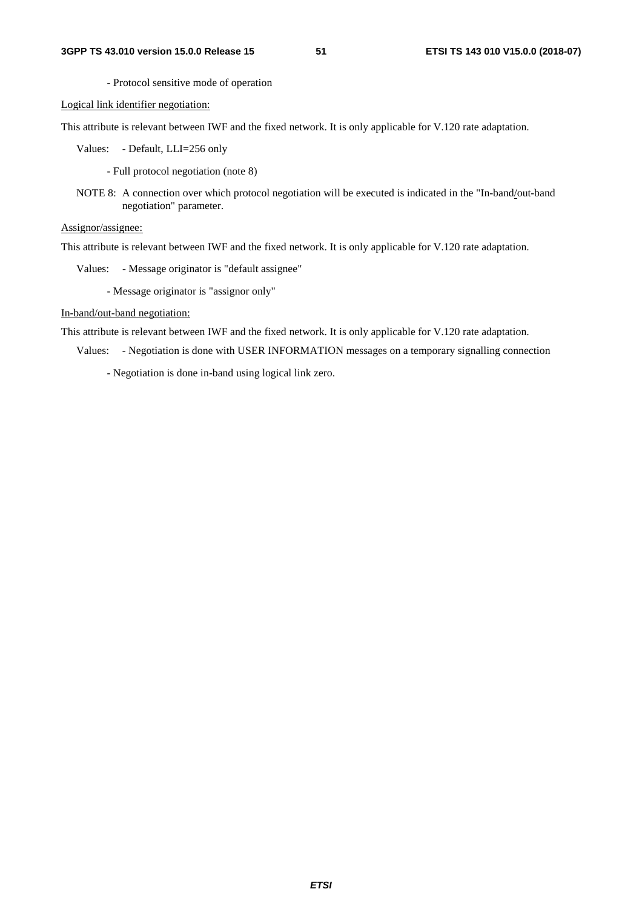- Protocol sensitive mode of operation

Logical link identifier negotiation:

This attribute is relevant between IWF and the fixed network. It is only applicable for V.120 rate adaptation.

Values: - Default, LLI=256 only

- Full protocol negotiation (note 8)

NOTE 8: A connection over which protocol negotiation will be executed is indicated in the "In-band/out-band negotiation" parameter.

Assignor/assignee:

This attribute is relevant between IWF and the fixed network. It is only applicable for V.120 rate adaptation.

Values: - Message originator is "default assignee"

- Message originator is "assignor only"

In-band/out-band negotiation:

This attribute is relevant between IWF and the fixed network. It is only applicable for V.120 rate adaptation.

Values: - Negotiation is done with USER INFORMATION messages on a temporary signalling connection

- Negotiation is done in-band using logical link zero.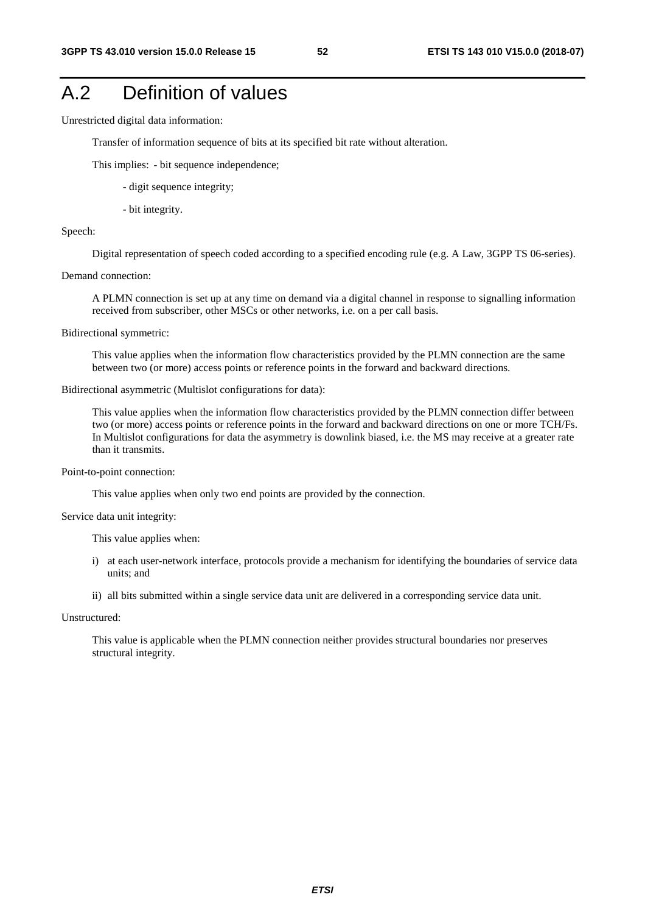# A.2 Definition of values

Unrestricted digital data information:

Transfer of information sequence of bits at its specified bit rate without alteration.

This implies: - bit sequence independence;

- digit sequence integrity;

- bit integrity.

Speech:

Digital representation of speech coded according to a specified encoding rule (e.g. A Law, 3GPP TS 06-series).

Demand connection:

A PLMN connection is set up at any time on demand via a digital channel in response to signalling information received from subscriber, other MSCs or other networks, i.e. on a per call basis.

Bidirectional symmetric:

This value applies when the information flow characteristics provided by the PLMN connection are the same between two (or more) access points or reference points in the forward and backward directions.

Bidirectional asymmetric (Multislot configurations for data):

This value applies when the information flow characteristics provided by the PLMN connection differ between two (or more) access points or reference points in the forward and backward directions on one or more TCH/Fs. In Multislot configurations for data the asymmetry is downlink biased, i.e. the MS may receive at a greater rate than it transmits.

Point-to-point connection:

This value applies when only two end points are provided by the connection.

Service data unit integrity:

This value applies when:

i) at each user-network interface, protocols provide a mechanism for identifying the boundaries of service data units; and

ii) all bits submitted within a single service data unit are delivered in a corresponding service data unit.

Unstructured:

This value is applicable when the PLMN connection neither provides structural boundaries nor preserves structural integrity.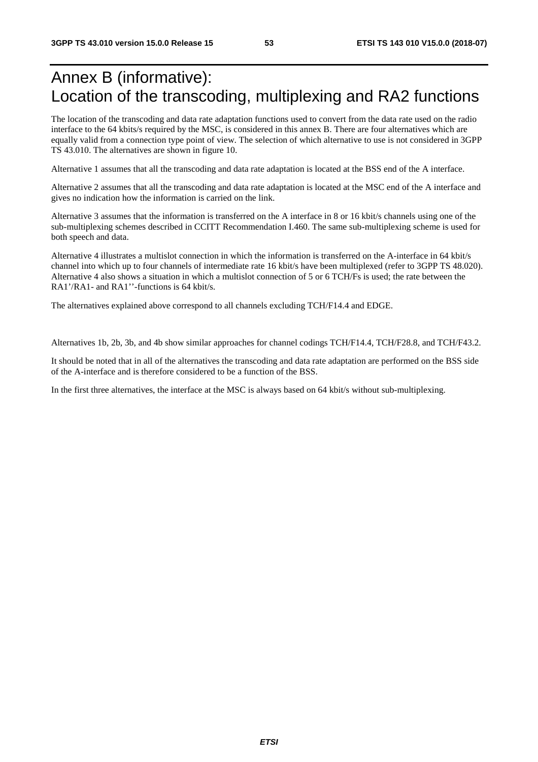# Annex B (informative): Location of the transcoding, multiplexing and RA2 functions

The location of the transcoding and data rate adaptation functions used to convert from the data rate used on the radio interface to the 64 kbits/s required by the MSC, is considered in this annex B. There are four alternatives which are equally valid from a connection type point of view. The selection of which alternative to use is not considered in 3GPP TS 43.010. The alternatives are shown in figure 10.

Alternative 1 assumes that all the transcoding and data rate adaptation is located at the BSS end of the A interface.

Alternative 2 assumes that all the transcoding and data rate adaptation is located at the MSC end of the A interface and gives no indication how the information is carried on the link.

Alternative 3 assumes that the information is transferred on the A interface in 8 or 16 kbit/s channels using one of the sub-multiplexing schemes described in CCITT Recommendation I.460. The same sub-multiplexing scheme is used for both speech and data.

Alternative 4 illustrates a multislot connection in which the information is transferred on the A-interface in 64 kbit/s channel into which up to four channels of intermediate rate 16 kbit/s have been multiplexed (refer to 3GPP TS 48.020). Alternative 4 also shows a situation in which a multislot connection of 5 or 6 TCH/Fs is used; the rate between the RA1'/RA1- and RA1''-functions is 64 kbit/s.

The alternatives explained above correspond to all channels excluding TCH/F14.4 and EDGE.

Alternatives 1b, 2b, 3b, and 4b show similar approaches for channel codings TCH/F14.4, TCH/F28.8, and TCH/F43.2.

It should be noted that in all of the alternatives the transcoding and data rate adaptation are performed on the BSS side of the A-interface and is therefore considered to be a function of the BSS.

In the first three alternatives, the interface at the MSC is always based on 64 kbit/s without sub-multiplexing.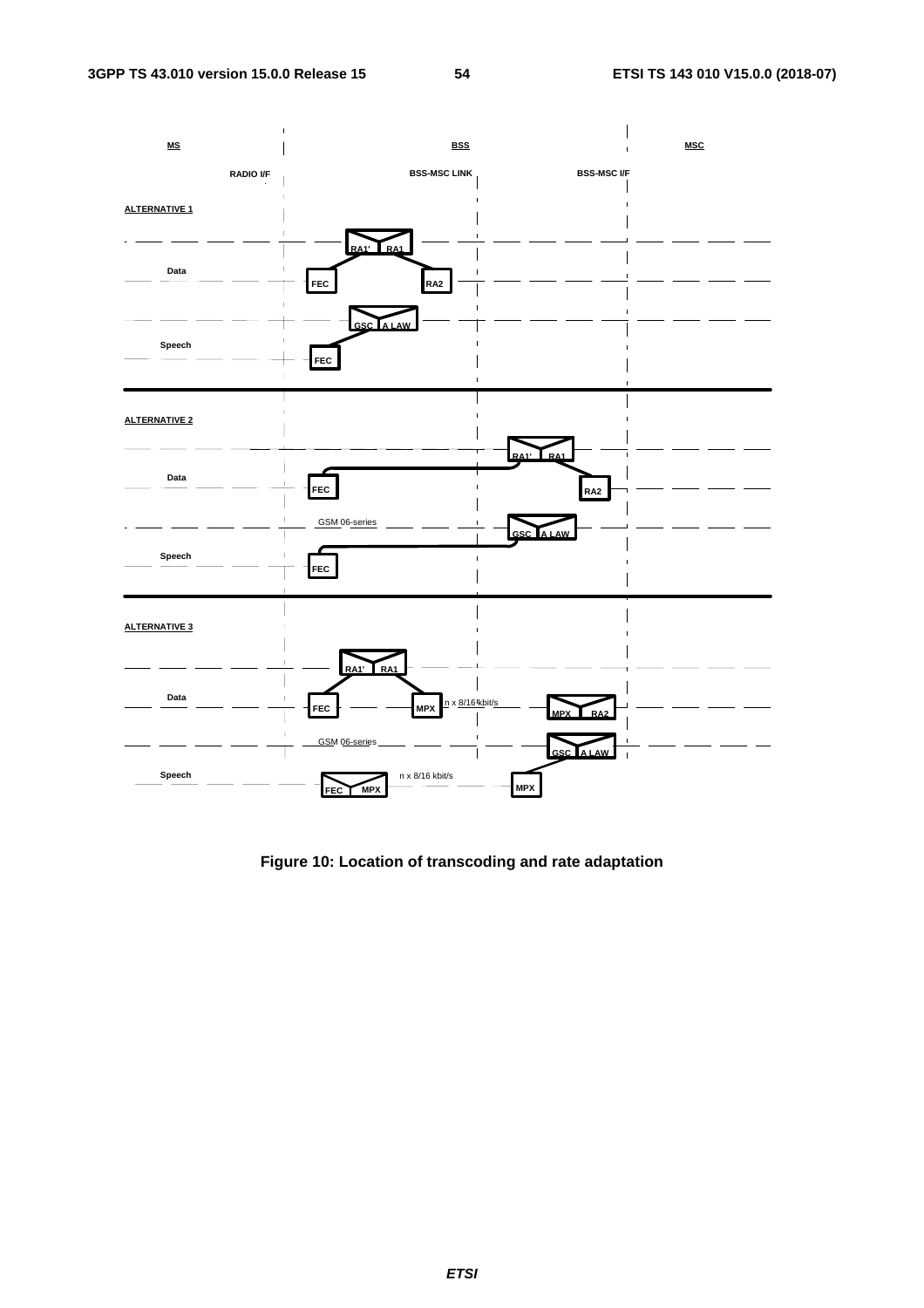MS | BSS | MSC

RADIO I/F | BSS-MSC LINK | BSS-MSC I/F

ALTERNATIVE 1

RA1' RA1

Data

FEC RA2

GSC A LAW

Speech

FEC

ALTERNATIVE 2

RA1' RA1

Data

FEC RA2

GSM 06-series

GSC A LAW

Speech

FEC

ALTERNATIVE 3

RA1' RA1

Data

FEC MPX n x 8/16 kbit/s MPX RA2

GSM 06-series

GSC A LAW

Speech

n x 8/16 kbit/s

FEC MPX MPX

**Figure 10: Location of transcoding and rate adaptation**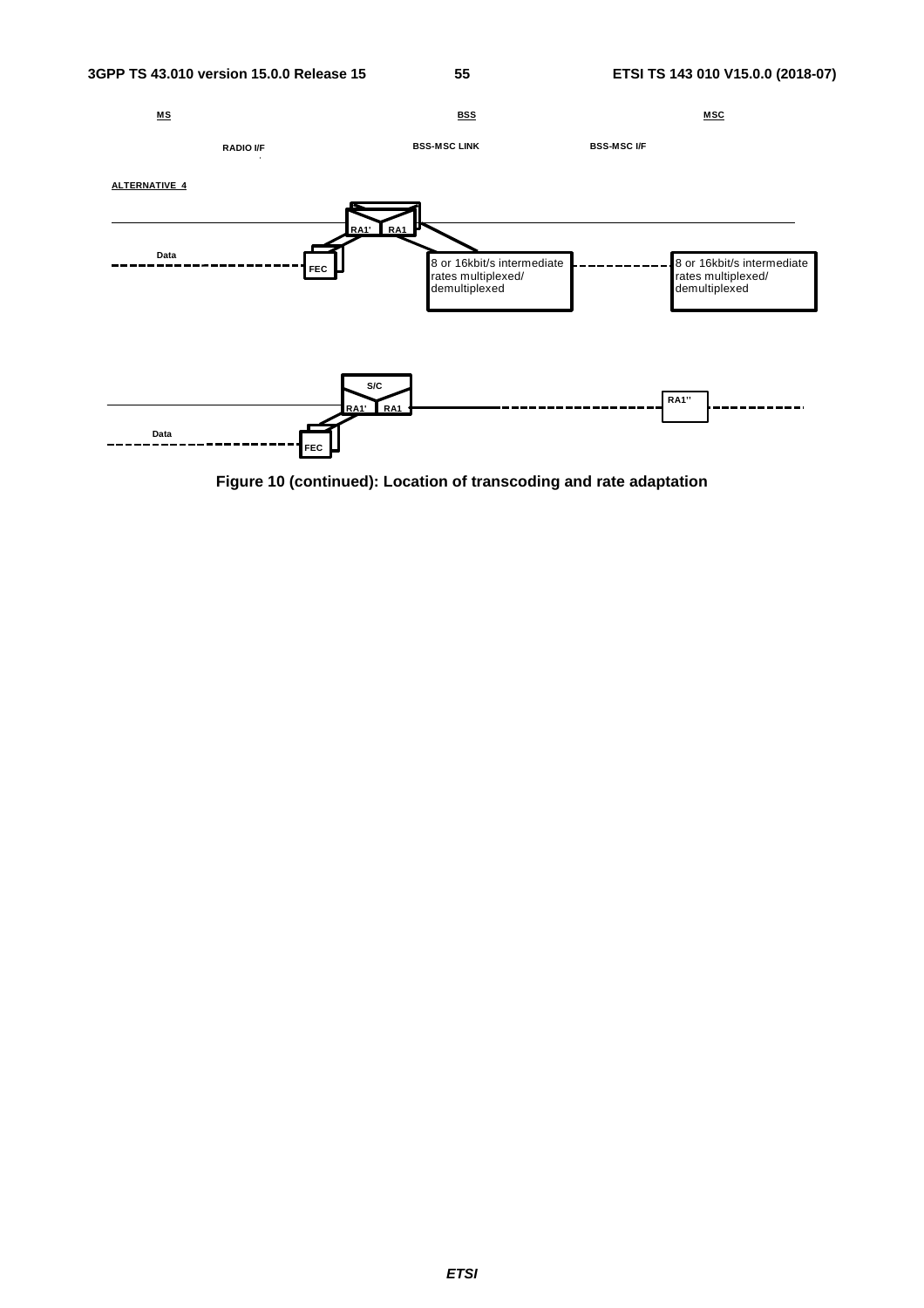MS BSS MSC

RADIO I/F BSS-MSC LINK BSS-MSC I/F

ALTERNATIVE 4

RA1' RA1

Data

FEC

8 or 16kbit/s intermediate rates multiplexed/ demultiplexed

8 or 16kbit/s intermediate rates multiplexed/ demultiplexed

S/C

RA1' RA1

RA1''

Data

FEC

**Figure 10 (continued): Location of transcoding and rate adaptation**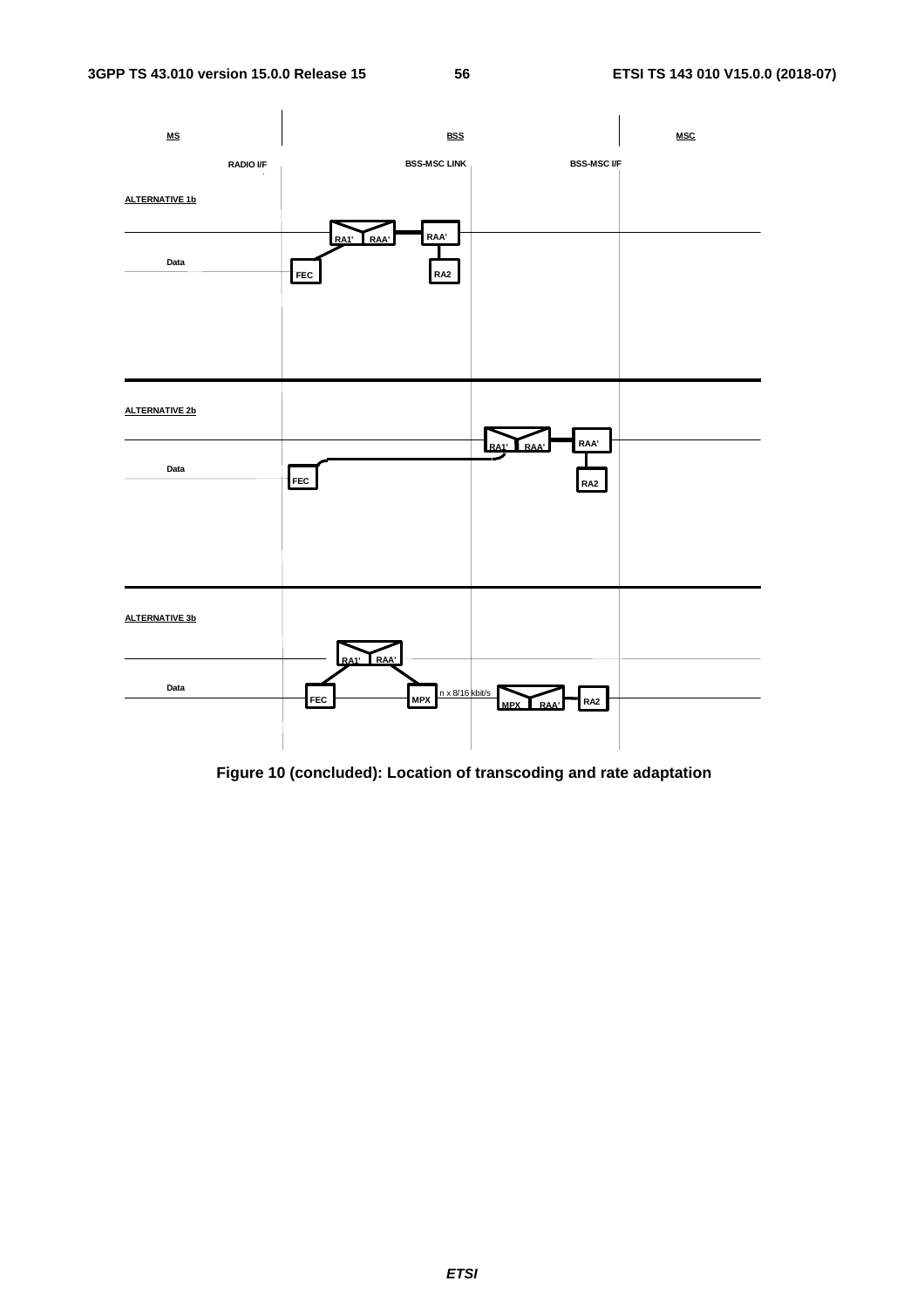MS | BSS | MSC

RADIO I/F | BSS-MSC LINK | BSS-MSC I/F

ALTERNATIVE 1b

RA1' RAA' | RAA'

Data

FEC | RA2

ALTERNATIVE 2b

RA1' RAA' | RAA'

Data

FEC | RA2

ALTERNATIVE 3b

RA1' RAA'

Data

FEC | MPX | n x 8/16 kbit/s | MPX RAA' | RA2

**Figure 10 (concluded): Location of transcoding and rate adaptation**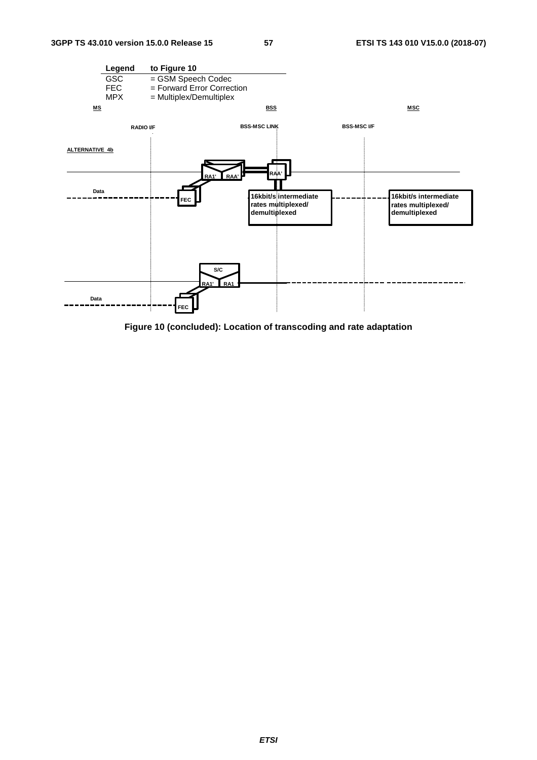| Legend | to Figure 10 |
|---|---|
| GSC | = GSM Speech Codec |
| FEC | = Forward Error Correction |
| MPX | = Multiplex/Demultiplex |

MS BSS MSC

RADIO I/F BSS-MSC LINK BSS-MSC I/F

ALTERNATIVE 4b

RA1' RAA' RAA'

Data

FEC

16kbit/s intermediate rates multiplexed/ demultiplexed

16kbit/s intermediate rates multiplexed/ demultiplexed

S/C

RA1' RA1

Data

FEC

**Figure 10 (concluded): Location of transcoding and rate adaptation**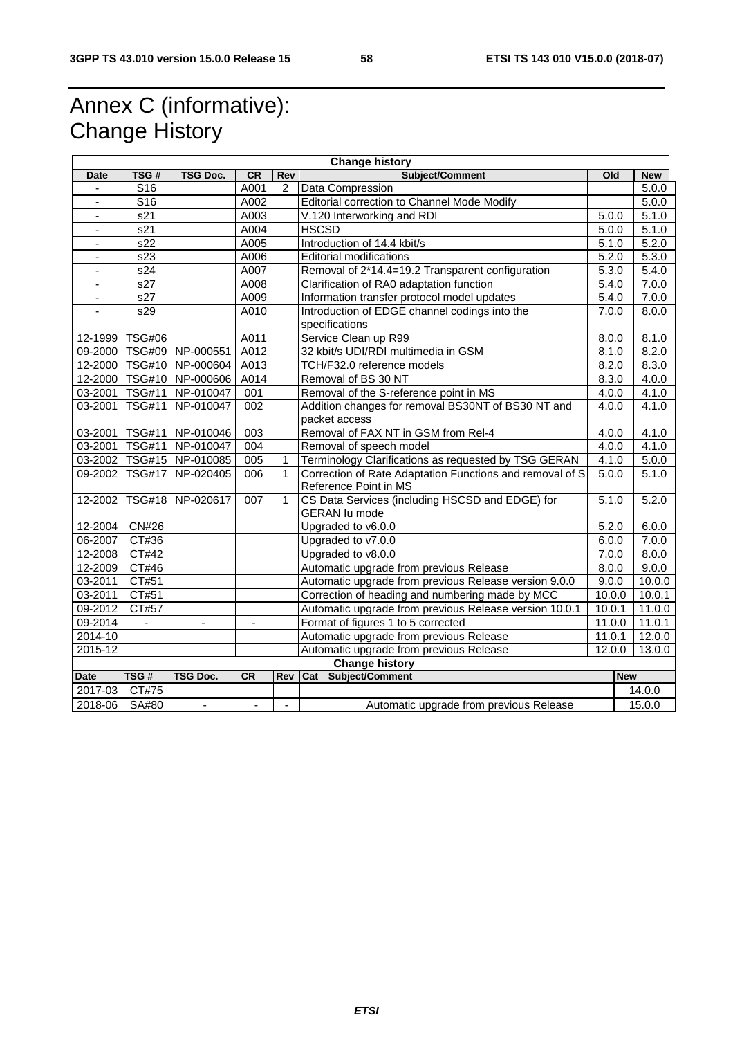# Annex C (informative): Change History

| Change history | | | | | | | |
|---|---|---|---|---|---|---|---|
| **Date** | **TSG #** | **TSG Doc.** | **CR** | **Rev** | **Subject/Comment** | **Old** | **New** |
| - | S16 | | A001 | 2 | Data Compression | | 5.0.0 |
| - | S16 | | A002 | | Editorial correction to Channel Mode Modify | | 5.0.0 |
| - | s21 | | A003 | | V.120 Interworking and RDI | 5.0.0 | 5.1.0 |
| - | s21 | | A004 | | HSCSD | 5.0.0 | 5.1.0 |
| - | s22 | | A005 | | Introduction of 14.4 kbit/s | 5.1.0 | 5.2.0 |
| - | s23 | | A006 | | Editorial modifications | 5.2.0 | 5.3.0 |
| - | s24 | | A007 | | Removal of 2*14.4=19.2 Transparent configuration | 5.3.0 | 5.4.0 |
| - | s27 | | A008 | | Clarification of RA0 adaptation function | 5.4.0 | 7.0.0 |
| - | s27 | | A009 | | Information transfer protocol model updates | 5.4.0 | 7.0.0 |
| - | s29 | | A010 | | Introduction of EDGE channel codings into the specifications | 7.0.0 | 8.0.0 |
| 12-1999 | TSG#06 | | A011 | | Service Clean up R99 | 8.0.0 | 8.1.0 |
| 09-2000 | TSG#09 | NP-000551 | A012 | | 32 kbit/s UDI/RDI multimedia in GSM | 8.1.0 | 8.2.0 |
| 12-2000 | TSG#10 | NP-000604 | A013 | | TCH/F32.0 reference models | 8.2.0 | 8.3.0 |
| 12-2000 | TSG#10 | NP-000606 | A014 | | Removal of BS 30 NT | 8.3.0 | 4.0.0 |
| 03-2001 | TSG#11 | NP-010047 | 001 | | Removal of the S-reference point in MS | 4.0.0 | 4.1.0 |
| 03-2001 | TSG#11 | NP-010047 | 002 | | Addition changes for removal BS30NT of BS30 NT and packet access | 4.0.0 | 4.1.0 |
| 03-2001 | TSG#11 | NP-010046 | 003 | | Removal of FAX NT in GSM from Rel-4 | 4.0.0 | 4.1.0 |
| 03-2001 | TSG#11 | NP-010047 | 004 | | Removal of speech model | 4.0.0 | 4.1.0 |
| 03-2002 | TSG#15 | NP-010085 | 005 | 1 | Terminology Clarifications as requested by TSG GERAN | 4.1.0 | 5.0.0 |
| 09-2002 | TSG#17 | NP-020405 | 006 | 1 | Correction of Rate Adaptation Functions and removal of S Reference Point in MS | 5.0.0 | 5.1.0 |
| 12-2002 | TSG#18 | NP-020617 | 007 | 1 | CS Data Services (including HSCSD and EDGE) for GERAN Iu mode | 5.1.0 | 5.2.0 |
| 12-2004 | CN#26 | | | | Upgraded to v6.0.0 | 5.2.0 | 6.0.0 |
| 06-2007 | CT#36 | | | | Upgraded to v7.0.0 | 6.0.0 | 7.0.0 |
| 12-2008 | CT#42 | | | | Upgraded to v8.0.0 | 7.0.0 | 8.0.0 |
| 12-2009 | CT#46 | | | | Automatic upgrade from previous Release | 8.0.0 | 9.0.0 |
| 03-2011 | CT#51 | | | | Automatic upgrade from previous Release version 9.0.0 | 9.0.0 | 10.0.0 |
| 03-2011 | CT#51 | | | | Correction of heading and numbering made by MCC | 10.0.0 | 10.0.1 |
| 09-2012 | CT#57 | | | | Automatic upgrade from previous Release version 10.0.1 | 10.0.1 | 11.0.0 |
| 09-2014 | - | - | - | | Format of figures 1 to 5 corrected | 11.0.0 | 11.0.1 |
| 2014-10 | | | | | Automatic upgrade from previous Release | 11.0.1 | 12.0.0 |
| 2015-12 | | | | | Automatic upgrade from previous Release | 12.0.0 | 13.0.0 |

| Change history | | | | | | | |
|---|---|---|---|---|---|---|---|
| **Date** | **TSG #** | **TSG Doc.** | **CR** | **Rev** | **Cat** | **Subject/Comment** | **New** |
| 2017-03 | CT#75 | | | | | | 14.0.0 |
| 2018-06 | SA#80 | - | - | - | | Automatic upgrade from previous Release | 15.0.0 |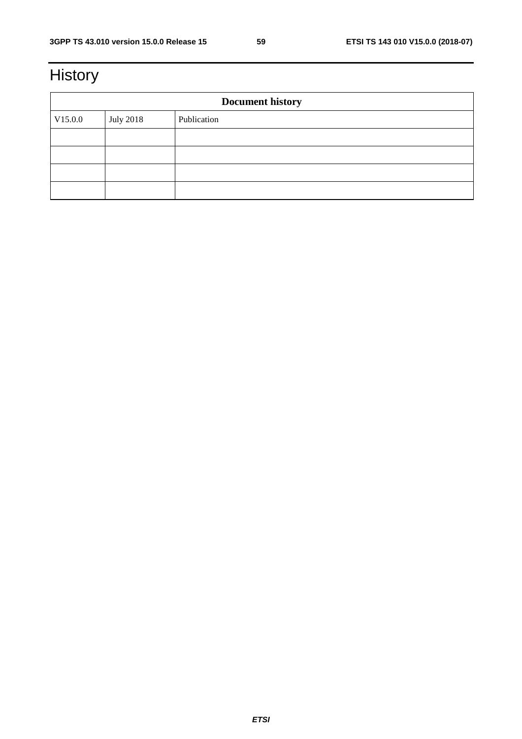# History

| Document history | | |
|---|---|---|
| V15.0.0 | July 2018 | Publication |
| | | |
| | | |
| | | |
| | | |